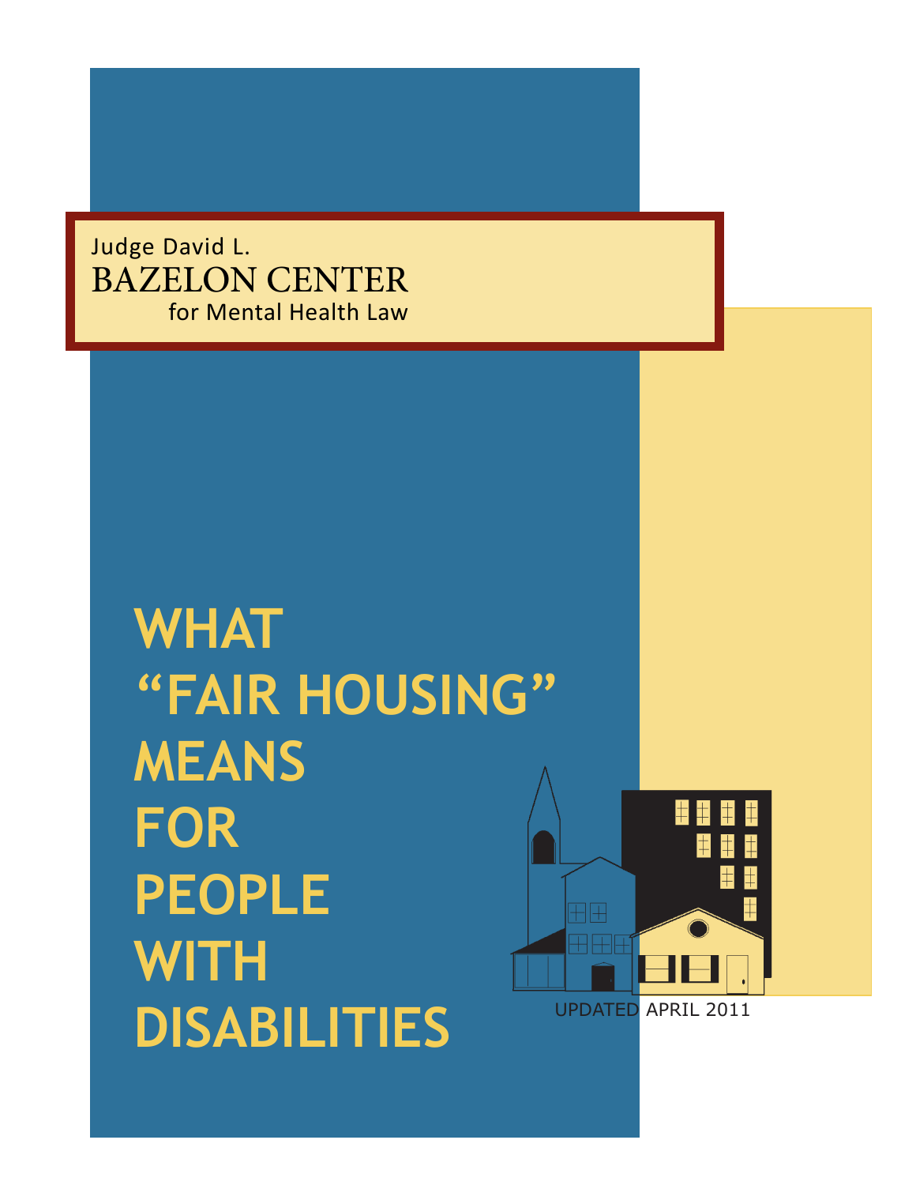Judge David L.
BAZELON CENTER
for Mental Health Law

# WHAT "FAIR HOUSING" MEANS FOR PEOPLE WITH DISABILITIES

UPDATED APRIL 2011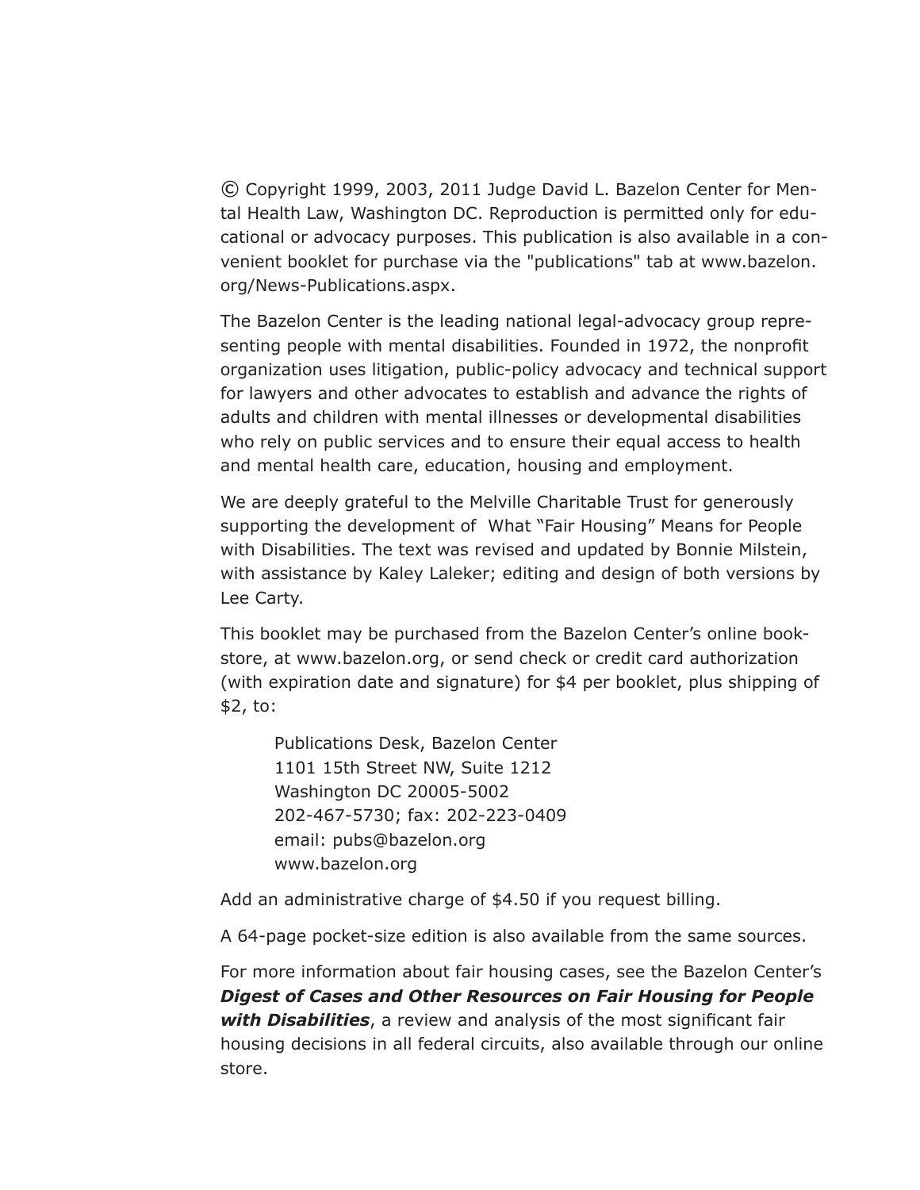© Copyright 1999, 2003, 2011 Judge David L. Bazelon Center for Mental Health Law, Washington DC. Reproduction is permitted only for educational or advocacy purposes. This publication is also available in a convenient booklet for purchase via the "publications" tab at www.bazelon.org/News-Publications.aspx.

The Bazelon Center is the leading national legal-advocacy group representing people with mental disabilities. Founded in 1972, the nonprofit organization uses litigation, public-policy advocacy and technical support for lawyers and other advocates to establish and advance the rights of adults and children with mental illnesses or developmental disabilities who rely on public services and to ensure their equal access to health and mental health care, education, housing and employment.

We are deeply grateful to the Melville Charitable Trust for generously supporting the development of What "Fair Housing" Means for People with Disabilities. The text was revised and updated by Bonnie Milstein, with assistance by Kaley Laleker; editing and design of both versions by Lee Carty.

This booklet may be purchased from the Bazelon Center's online bookstore, at www.bazelon.org, or send check or credit card authorization (with expiration date and signature) for $4 per booklet, plus shipping of $2, to:

> Publications Desk, Bazelon Center
> 1101 15th Street NW, Suite 1212
> Washington DC 20005-5002
> 202-467-5730; fax: 202-223-0409
> email: pubs@bazelon.org
> www.bazelon.org

Add an administrative charge of $4.50 if you request billing.

A 64-page pocket-size edition is also available from the same sources.

For more information about fair housing cases, see the Bazelon Center's ***Digest of Cases and Other Resources on Fair Housing for People with Disabilities***, a review and analysis of the most significant fair housing decisions in all federal circuits, also available through our online store.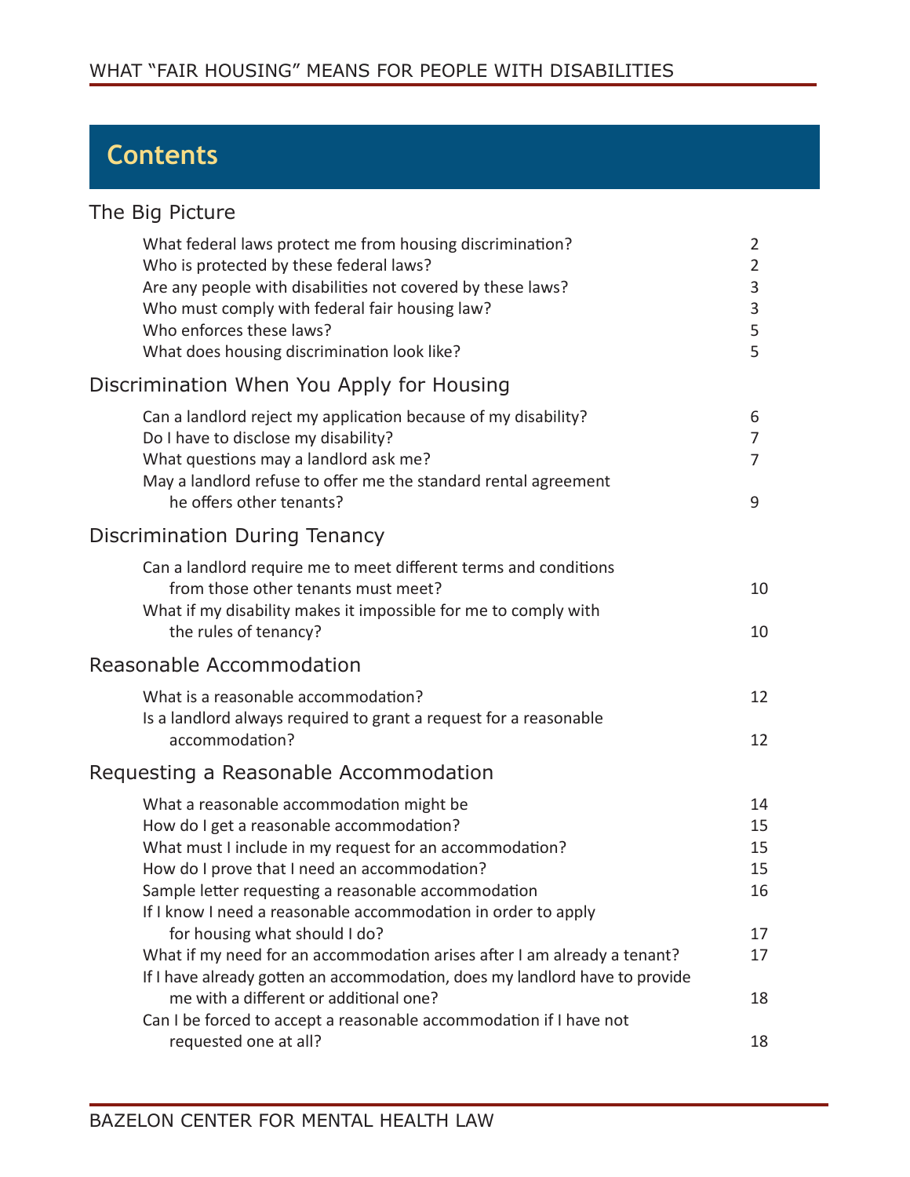# Contents

## The Big Picture

| | |
|---|---|
| What federal laws protect me from housing discrimination? | 2 |
| Who is protected by these federal laws? | 2 |
| Are any people with disabilities not covered by these laws? | 3 |
| Who must comply with federal fair housing law? | 3 |
| Who enforces these laws? | 5 |
| What does housing discrimination look like? | 5 |

## Discrimination When You Apply for Housing

| | |
|---|---|
| Can a landlord reject my application because of my disability? | 6 |
| Do I have to disclose my disability? | 7 |
| What questions may a landlord ask me? | 7 |
| May a landlord refuse to offer me the standard rental agreement he offers other tenants? | 9 |

## Discrimination During Tenancy

| | |
|---|---|
| Can a landlord require me to meet different terms and conditions from those other tenants must meet? | 10 |
| What if my disability makes it impossible for me to comply with the rules of tenancy? | 10 |

## Reasonable Accommodation

| | |
|---|---|
| What is a reasonable accommodation? | 12 |
| Is a landlord always required to grant a request for a reasonable accommodation? | 12 |

## Requesting a Reasonable Accommodation

| | |
|---|---|
| What a reasonable accommodation might be | 14 |
| How do I get a reasonable accommodation? | 15 |
| What must I include in my request for an accommodation? | 15 |
| How do I prove that I need an accommodation? | 15 |
| Sample letter requesting a reasonable accommodation | 16 |
| If I know I need a reasonable accommodation in order to apply for housing what should I do? | 17 |
| What if my need for an accommodation arises after I am already a tenant? | 17 |
| If I have already gotten an accommodation, does my landlord have to provide me with a different or additional one? | 18 |
| Can I be forced to accept a reasonable accommodation if I have not requested one at all? | 18 |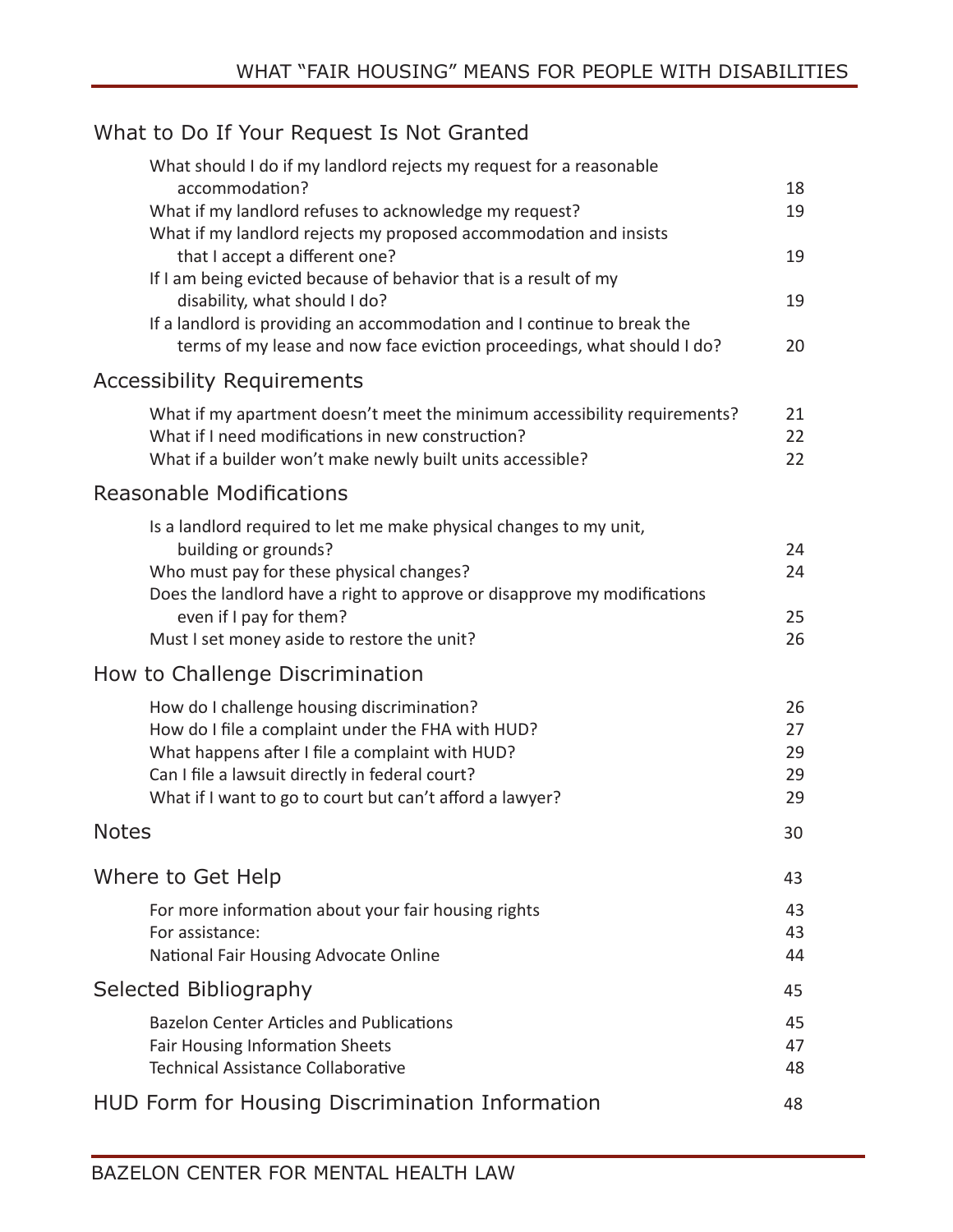## What to Do If Your Request Is Not Granted

What should I do if my landlord rejects my request for a reasonable accommodation? 18
What if my landlord refuses to acknowledge my request? 19
What if my landlord rejects my proposed accommodation and insists that I accept a different one? 19
If I am being evicted because of behavior that is a result of my disability, what should I do? 19
If a landlord is providing an accommodation and I continue to break the terms of my lease and now face eviction proceedings, what should I do? 20

## Accessibility Requirements

What if my apartment doesn't meet the minimum accessibility requirements? 21
What if I need modifications in new construction? 22
What if a builder won't make newly built units accessible? 22

## Reasonable Modifications

Is a landlord required to let me make physical changes to my unit, building or grounds? 24
Who must pay for these physical changes? 24
Does the landlord have a right to approve or disapprove my modifications even if I pay for them? 25
Must I set money aside to restore the unit? 26

## How to Challenge Discrimination

How do I challenge housing discrimination? 26
How do I file a complaint under the FHA with HUD? 27
What happens after I file a complaint with HUD? 29
Can I file a lawsuit directly in federal court? 29
What if I want to go to court but can't afford a lawyer? 29

## Notes 30

## Where to Get Help 43

For more information about your fair housing rights 43
For assistance: 43
National Fair Housing Advocate Online 44

## Selected Bibliography 45

Bazelon Center Articles and Publications 45
Fair Housing Information Sheets 47
Technical Assistance Collaborative 48

## HUD Form for Housing Discrimination Information 48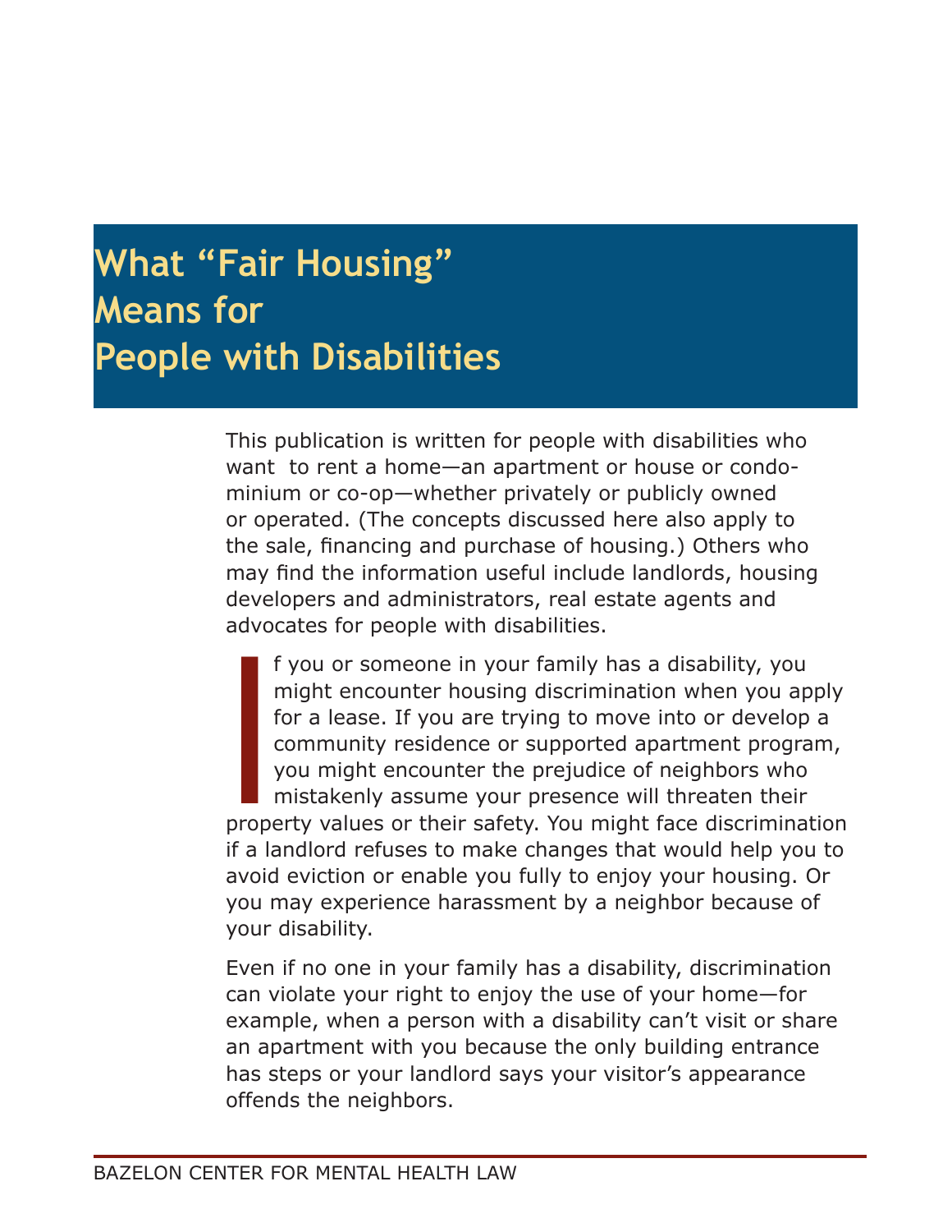# What "Fair Housing" Means for People with Disabilities

This publication is written for people with disabilities who want to rent a home—an apartment or house or condominium or co-op—whether privately or publicly owned or operated. (The concepts discussed here also apply to the sale, financing and purchase of housing.) Others who may find the information useful include landlords, housing developers and administrators, real estate agents and advocates for people with disabilities.

If you or someone in your family has a disability, you might encounter housing discrimination when you apply for a lease. If you are trying to move into or develop a community residence or supported apartment program, you might encounter the prejudice of neighbors who mistakenly assume your presence will threaten their property values or their safety. You might face discrimination if a landlord refuses to make changes that would help you to avoid eviction or enable you fully to enjoy your housing. Or you may experience harassment by a neighbor because of your disability.

Even if no one in your family has a disability, discrimination can violate your right to enjoy the use of your home—for example, when a person with a disability can't visit or share an apartment with you because the only building entrance has steps or your landlord says your visitor's appearance offends the neighbors.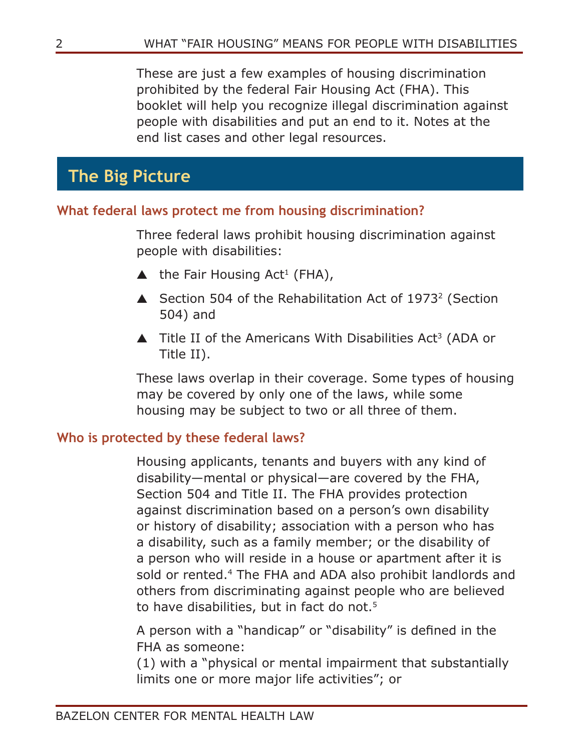These are just a few examples of housing discrimination prohibited by the federal Fair Housing Act (FHA). This booklet will help you recognize illegal discrimination against people with disabilities and put an end to it. Notes at the end list cases and other legal resources.

## The Big Picture

### What federal laws protect me from housing discrimination?

Three federal laws prohibit housing discrimination against people with disabilities:

- the Fair Housing Act[1] (FHA),
- Section 504 of the Rehabilitation Act of 1973[2] (Section 504) and
- Title II of the Americans With Disabilities Act[3] (ADA or Title II).

These laws overlap in their coverage. Some types of housing may be covered by only one of the laws, while some housing may be subject to two or all three of them.

### Who is protected by these federal laws?

Housing applicants, tenants and buyers with any kind of disability—mental or physical—are covered by the FHA, Section 504 and Title II. The FHA provides protection against discrimination based on a person's own disability or history of disability; association with a person who has a disability, such as a family member; or the disability of a person who will reside in a house or apartment after it is sold or rented.[4] The FHA and ADA also prohibit landlords and others from discriminating against people who are believed to have disabilities, but in fact do not.[5]

A person with a "handicap" or "disability" is defined in the FHA as someone:
(1) with a "physical or mental impairment that substantially limits one or more major life activities"; or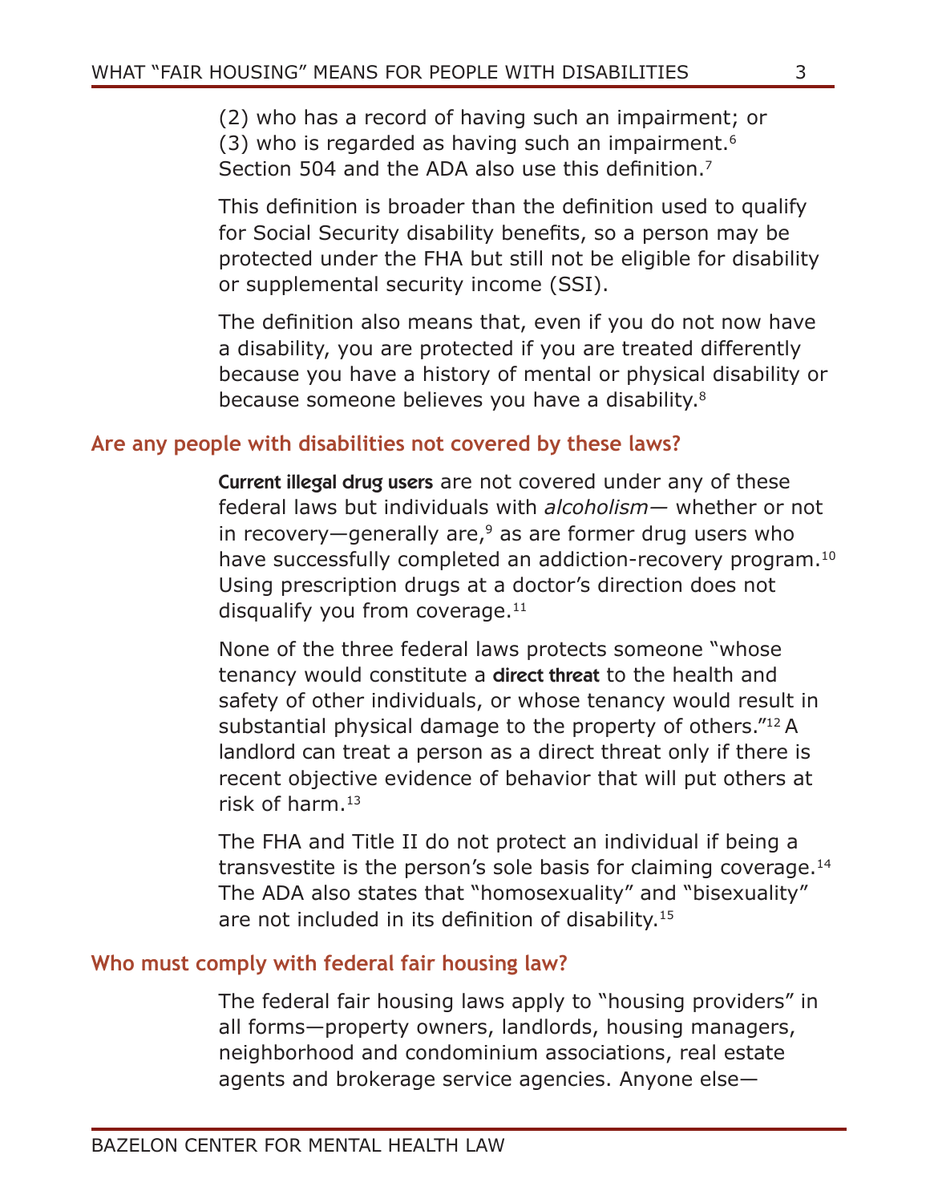(2) who has a record of having such an impairment; or
(3) who is regarded as having such an impairment.[6]
Section 504 and the ADA also use this definition.[7]

This definition is broader than the definition used to qualify for Social Security disability benefits, so a person may be protected under the FHA but still not be eligible for disability or supplemental security income (SSI).

The definition also means that, even if you do not now have a disability, you are protected if you are treated differently because you have a history of mental or physical disability or because someone believes you have a disability.[8]

## Are any people with disabilities not covered by these laws?

**Current illegal drug users** are not covered under any of these federal laws but individuals with *alcoholism*— whether or not in recovery—generally are,[9] as are former drug users who have successfully completed an addiction-recovery program.[10] Using prescription drugs at a doctor's direction does not disqualify you from coverage.[11]

None of the three federal laws protects someone "whose tenancy would constitute a **direct threat** to the health and safety of other individuals, or whose tenancy would result in substantial physical damage to the property of others."[12] A landlord can treat a person as a direct threat only if there is recent objective evidence of behavior that will put others at risk of harm.[13]

The FHA and Title II do not protect an individual if being a transvestite is the person's sole basis for claiming coverage.[14] The ADA also states that "homosexuality" and "bisexuality" are not included in its definition of disability.[15]

## Who must comply with federal fair housing law?

The federal fair housing laws apply to "housing providers" in all forms—property owners, landlords, housing managers, neighborhood and condominium associations, real estate agents and brokerage service agencies. Anyone else—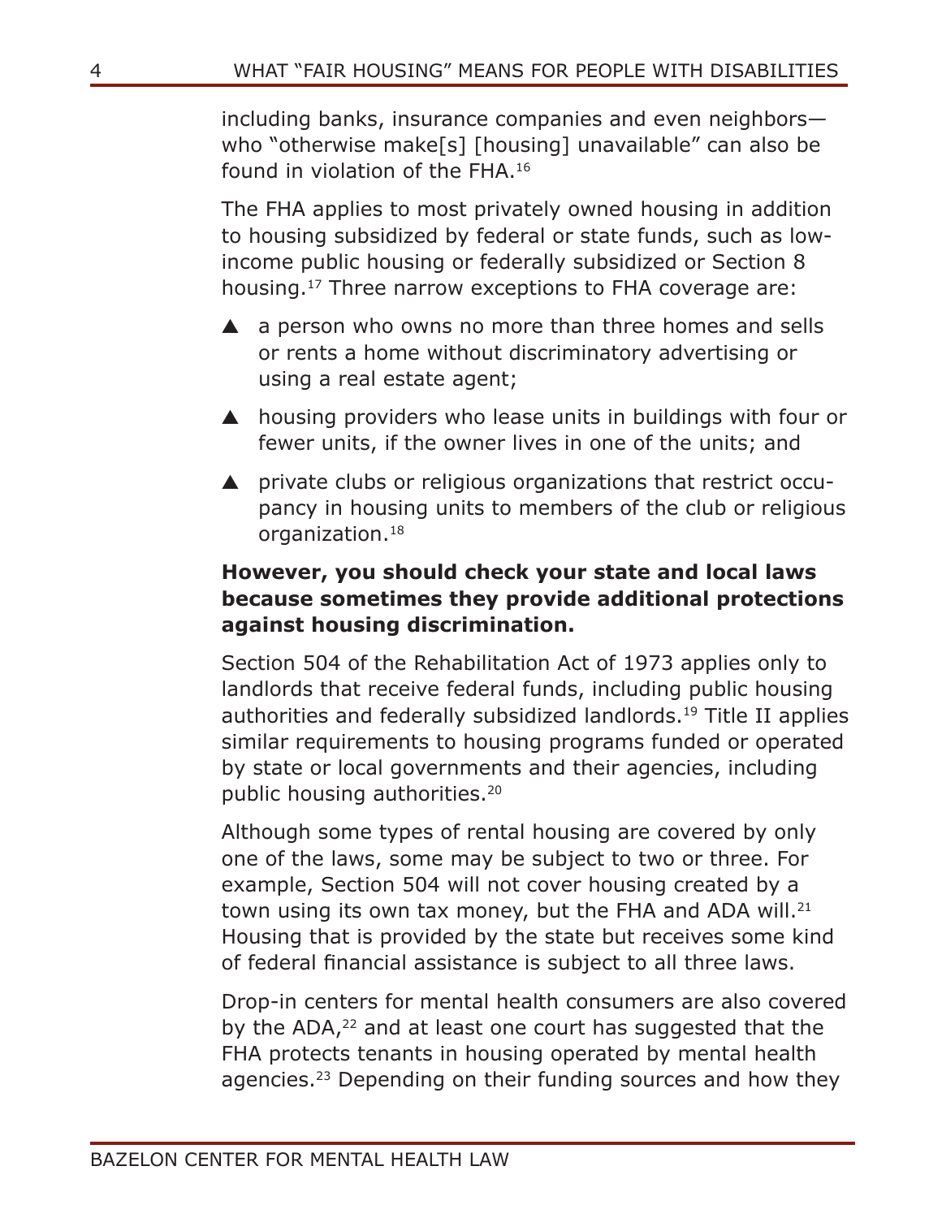including banks, insurance companies and even neighbors—who "otherwise make[s] [housing] unavailable" can also be found in violation of the FHA.[16]

The FHA applies to most privately owned housing in addition to housing subsidized by federal or state funds, such as low-income public housing or federally subsidized or Section 8 housing.[17] Three narrow exceptions to FHA coverage are:

- a person who owns no more than three homes and sells or rents a home without discriminatory advertising or using a real estate agent;
- housing providers who lease units in buildings with four or fewer units, if the owner lives in one of the units; and
- private clubs or religious organizations that restrict occupancy in housing units to members of the club or religious organization.[18]

**However, you should check your state and local laws because sometimes they provide additional protections against housing discrimination.**

Section 504 of the Rehabilitation Act of 1973 applies only to landlords that receive federal funds, including public housing authorities and federally subsidized landlords.[19] Title II applies similar requirements to housing programs funded or operated by state or local governments and their agencies, including public housing authorities.[20]

Although some types of rental housing are covered by only one of the laws, some may be subject to two or three. For example, Section 504 will not cover housing created by a town using its own tax money, but the FHA and ADA will.[21] Housing that is provided by the state but receives some kind of federal financial assistance is subject to all three laws.

Drop-in centers for mental health consumers are also covered by the ADA,[22] and at least one court has suggested that the FHA protects tenants in housing operated by mental health agencies.[23] Depending on their funding sources and how they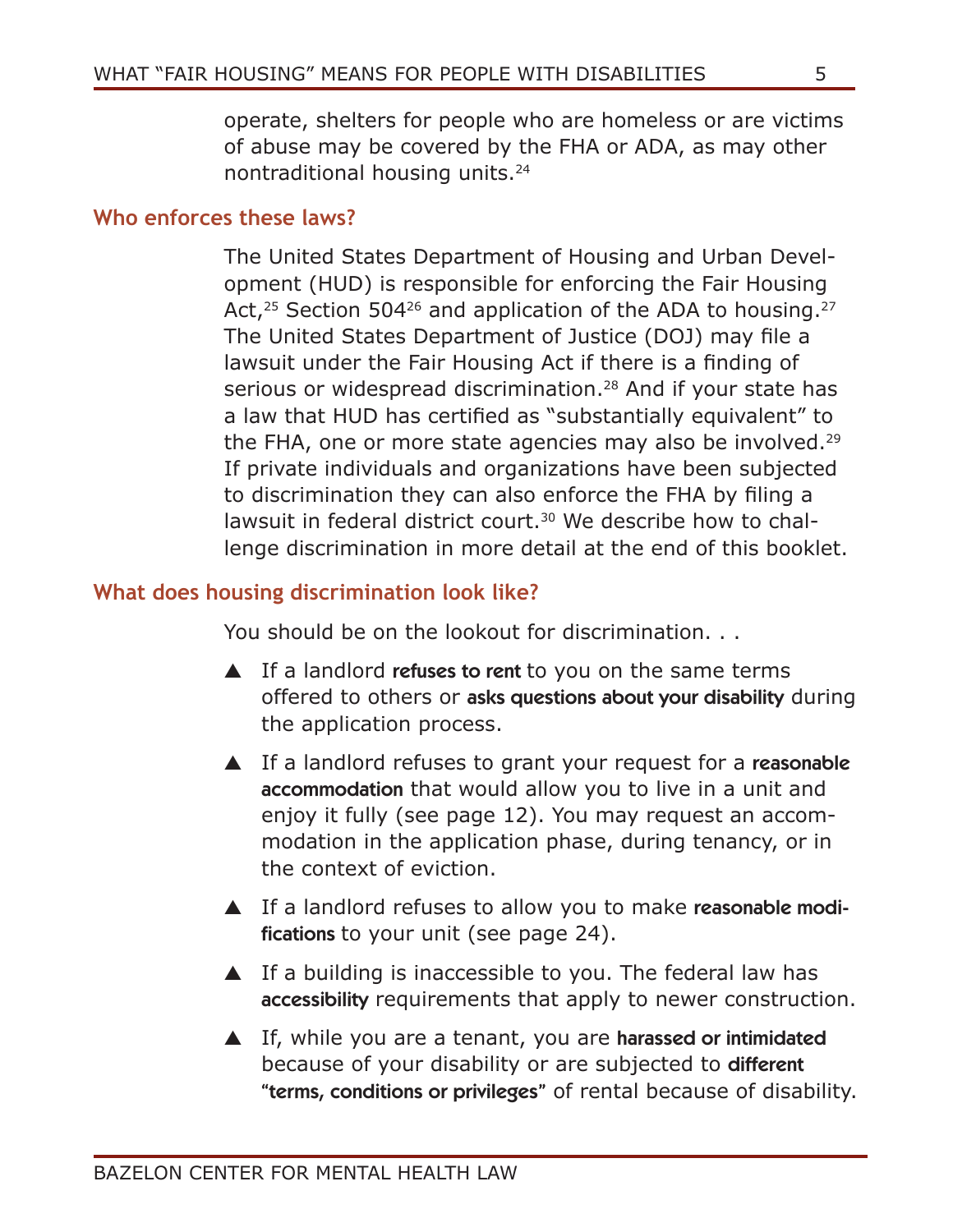operate, shelters for people who are homeless or are victims of abuse may be covered by the FHA or ADA, as may other nontraditional housing units.[24]

## Who enforces these laws?

The United States Department of Housing and Urban Development (HUD) is responsible for enforcing the Fair Housing Act,[25] Section 504[26] and application of the ADA to housing.[27] The United States Department of Justice (DOJ) may file a lawsuit under the Fair Housing Act if there is a finding of serious or widespread discrimination.[28] And if your state has a law that HUD has certified as "substantially equivalent" to the FHA, one or more state agencies may also be involved.[29] If private individuals and organizations have been subjected to discrimination they can also enforce the FHA by filing a lawsuit in federal district court.[30] We describe how to challenge discrimination in more detail at the end of this booklet.

## What does housing discrimination look like?

You should be on the lookout for discrimination. . .

- If a landlord **refuses to rent** to you on the same terms offered to others or **asks questions about your disability** during the application process.
- If a landlord refuses to grant your request for a **reasonable accommodation** that would allow you to live in a unit and enjoy it fully (see page 12). You may request an accommodation in the application phase, during tenancy, or in the context of eviction.
- If a landlord refuses to allow you to make **reasonable modifications** to your unit (see page 24).
- If a building is inaccessible to you. The federal law has **accessibility** requirements that apply to newer construction.
- If, while you are a tenant, you are **harassed or intimidated** because of your disability or are subjected to **different "terms, conditions or privileges"** of rental because of disability.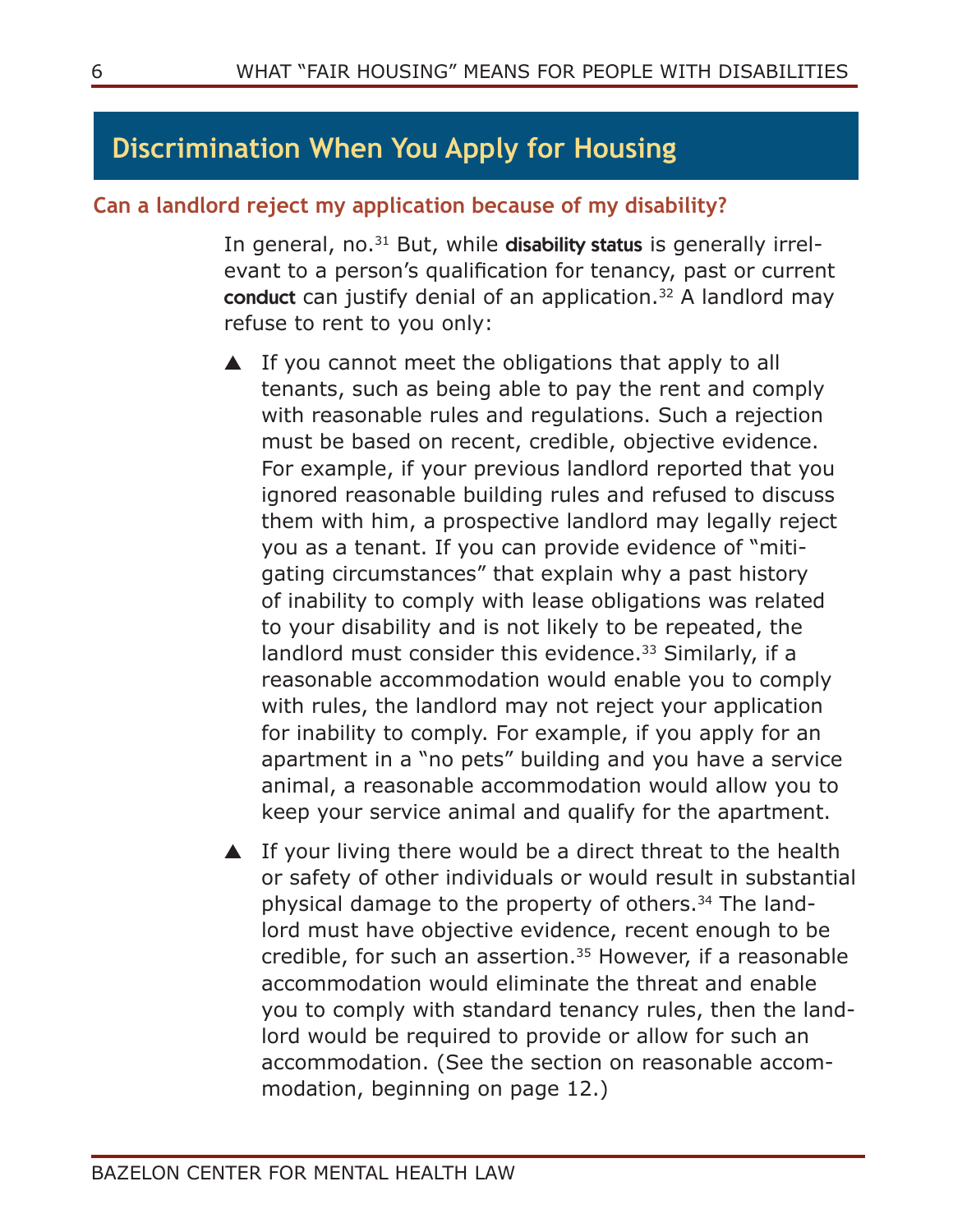## Discrimination When You Apply for Housing

### Can a landlord reject my application because of my disability?

In general, no.[31] But, while **disability status** is generally irrelevant to a person's qualification for tenancy, past or current **conduct** can justify denial of an application.[32] A landlord may refuse to rent to you only:

- If you cannot meet the obligations that apply to all tenants, such as being able to pay the rent and comply with reasonable rules and regulations. Such a rejection must be based on recent, credible, objective evidence. For example, if your previous landlord reported that you ignored reasonable building rules and refused to discuss them with him, a prospective landlord may legally reject you as a tenant. If you can provide evidence of "mitigating circumstances" that explain why a past history of inability to comply with lease obligations was related to your disability and is not likely to be repeated, the landlord must consider this evidence.[33] Similarly, if a reasonable accommodation would enable you to comply with rules, the landlord may not reject your application for inability to comply. For example, if you apply for an apartment in a "no pets" building and you have a service animal, a reasonable accommodation would allow you to keep your service animal and qualify for the apartment.

- If your living there would be a direct threat to the health or safety of other individuals or would result in substantial physical damage to the property of others.[34] The landlord must have objective evidence, recent enough to be credible, for such an assertion.[35] However, if a reasonable accommodation would eliminate the threat and enable you to comply with standard tenancy rules, then the landlord would be required to provide or allow for such an accommodation. (See the section on reasonable accommodation, beginning on page 12.)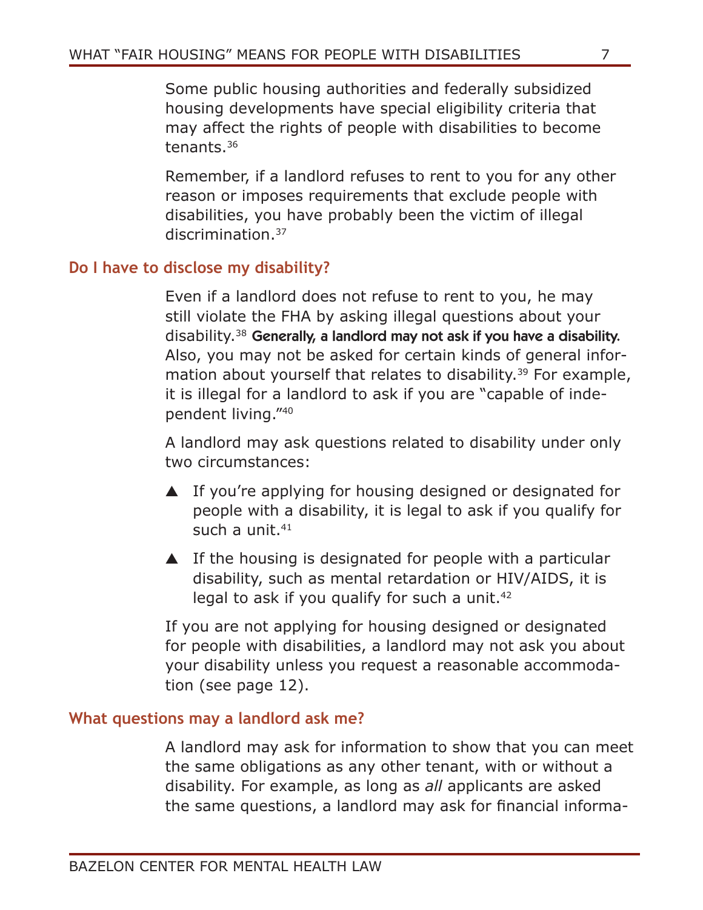Some public housing authorities and federally subsidized housing developments have special eligibility criteria that may affect the rights of people with disabilities to become tenants.[36]

Remember, if a landlord refuses to rent to you for any other reason or imposes requirements that exclude people with disabilities, you have probably been the victim of illegal discrimination.[37]

## Do I have to disclose my disability?

Even if a landlord does not refuse to rent to you, he may still violate the FHA by asking illegal questions about your disability.[38] **Generally, a landlord may not ask if you have a disability.** Also, you may not be asked for certain kinds of general information about yourself that relates to disability.[39] For example, it is illegal for a landlord to ask if you are "capable of independent living."[40]

A landlord may ask questions related to disability under only two circumstances:

- If you're applying for housing designed or designated for people with a disability, it is legal to ask if you qualify for such a unit.[41]
- If the housing is designated for people with a particular disability, such as mental retardation or HIV/AIDS, it is legal to ask if you qualify for such a unit.[42]

If you are not applying for housing designed or designated for people with disabilities, a landlord may not ask you about your disability unless you request a reasonable accommodation (see page 12).

## What questions may a landlord ask me?

A landlord may ask for information to show that you can meet the same obligations as any other tenant, with or without a disability. For example, as long as *all* applicants are asked the same questions, a landlord may ask for financial informa-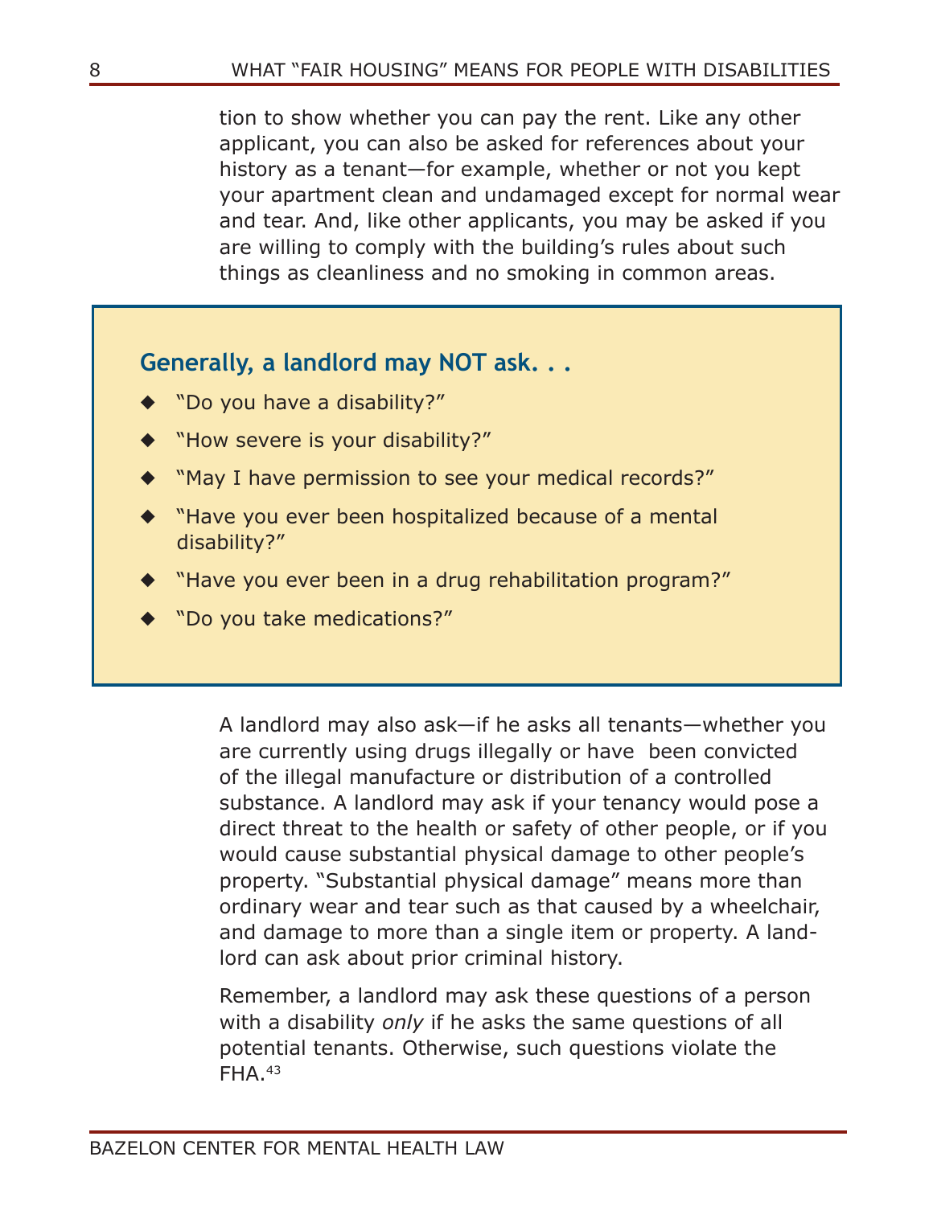tion to show whether you can pay the rent. Like any other applicant, you can also be asked for references about your history as a tenant—for example, whether or not you kept your apartment clean and undamaged except for normal wear and tear. And, like other applicants, you may be asked if you are willing to comply with the building's rules about such things as cleanliness and no smoking in common areas.

**Generally, a landlord may NOT ask. . .**

- "Do you have a disability?"
- "How severe is your disability?"
- "May I have permission to see your medical records?"
- "Have you ever been hospitalized because of a mental disability?"
- "Have you ever been in a drug rehabilitation program?"
- "Do you take medications?"

A landlord may also ask—if he asks all tenants—whether you are currently using drugs illegally or have been convicted of the illegal manufacture or distribution of a controlled substance. A landlord may ask if your tenancy would pose a direct threat to the health or safety of other people, or if you would cause substantial physical damage to other people's property. "Substantial physical damage" means more than ordinary wear and tear such as that caused by a wheelchair, and damage to more than a single item or property. A landlord can ask about prior criminal history.

Remember, a landlord may ask these questions of a person with a disability *only* if he asks the same questions of all potential tenants. Otherwise, such questions violate the FHA.[43]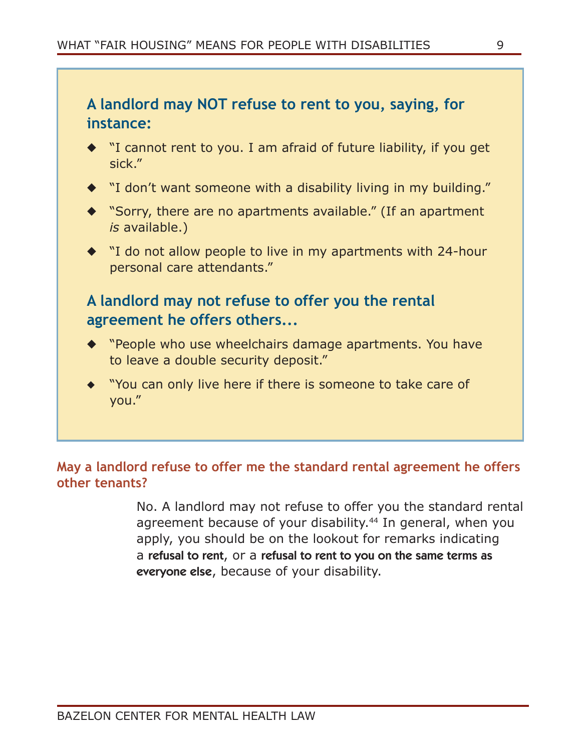**A landlord may NOT refuse to rent to you, saying, for instance:**

- "I cannot rent to you. I am afraid of future liability, if you get sick."
- "I don't want someone with a disability living in my building."
- "Sorry, there are no apartments available." (If an apartment *is* available.)
- "I do not allow people to live in my apartments with 24-hour personal care attendants."

**A landlord may not refuse to offer you the rental agreement he offers others...**

- "People who use wheelchairs damage apartments. You have to leave a double security deposit."
- "You can only live here if there is someone to take care of you."

### May a landlord refuse to offer me the standard rental agreement he offers other tenants?

No. A landlord may not refuse to offer you the standard rental agreement because of your disability.[44] In general, when you apply, you should be on the lookout for remarks indicating a **refusal to rent**, or a **refusal to rent to you on the same terms as everyone else**, because of your disability.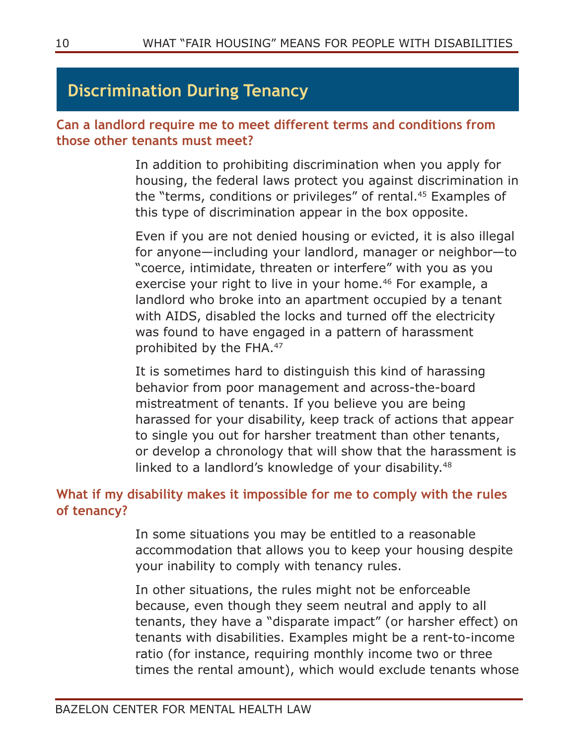## Discrimination During Tenancy

### Can a landlord require me to meet different terms and conditions from those other tenants must meet?

In addition to prohibiting discrimination when you apply for housing, the federal laws protect you against discrimination in the "terms, conditions or privileges" of rental.[45] Examples of this type of discrimination appear in the box opposite.

Even if you are not denied housing or evicted, it is also illegal for anyone—including your landlord, manager or neighbor—to "coerce, intimidate, threaten or interfere" with you as you exercise your right to live in your home.[46] For example, a landlord who broke into an apartment occupied by a tenant with AIDS, disabled the locks and turned off the electricity was found to have engaged in a pattern of harassment prohibited by the FHA.[47]

It is sometimes hard to distinguish this kind of harassing behavior from poor management and across-the-board mistreatment of tenants. If you believe you are being harassed for your disability, keep track of actions that appear to single you out for harsher treatment than other tenants, or develop a chronology that will show that the harassment is linked to a landlord's knowledge of your disability.[48]

### What if my disability makes it impossible for me to comply with the rules of tenancy?

In some situations you may be entitled to a reasonable accommodation that allows you to keep your housing despite your inability to comply with tenancy rules.

In other situations, the rules might not be enforceable because, even though they seem neutral and apply to all tenants, they have a "disparate impact" (or harsher effect) on tenants with disabilities. Examples might be a rent-to-income ratio (for instance, requiring monthly income two or three times the rental amount), which would exclude tenants whose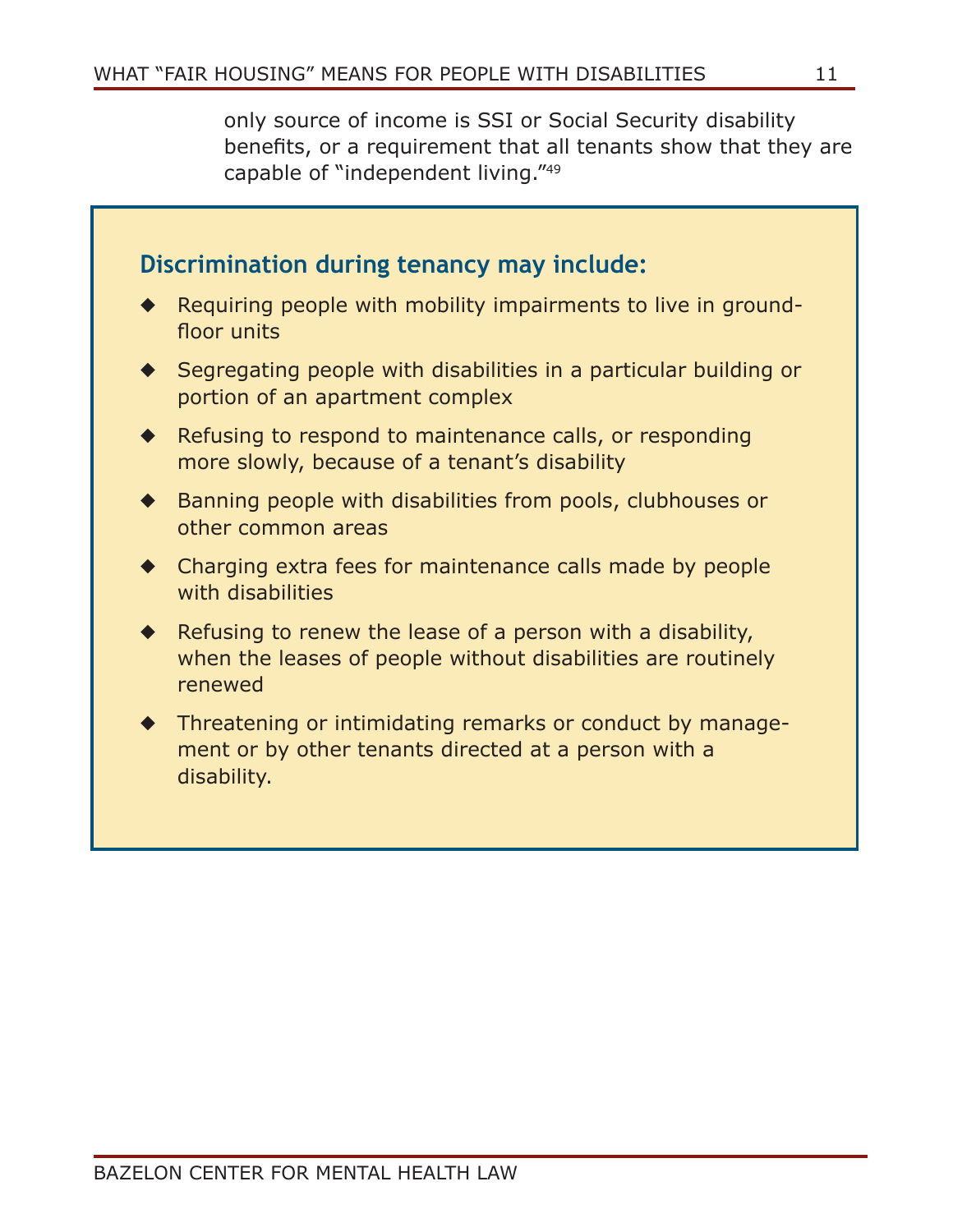only source of income is SSI or Social Security disability benefits, or a requirement that all tenants show that they are capable of "independent living."[49]

### Discrimination during tenancy may include:

- Requiring people with mobility impairments to live in ground-floor units
- Segregating people with disabilities in a particular building or portion of an apartment complex
- Refusing to respond to maintenance calls, or responding more slowly, because of a tenant's disability
- Banning people with disabilities from pools, clubhouses or other common areas
- Charging extra fees for maintenance calls made by people with disabilities
- Refusing to renew the lease of a person with a disability, when the leases of people without disabilities are routinely renewed
- Threatening or intimidating remarks or conduct by management or by other tenants directed at a person with a disability.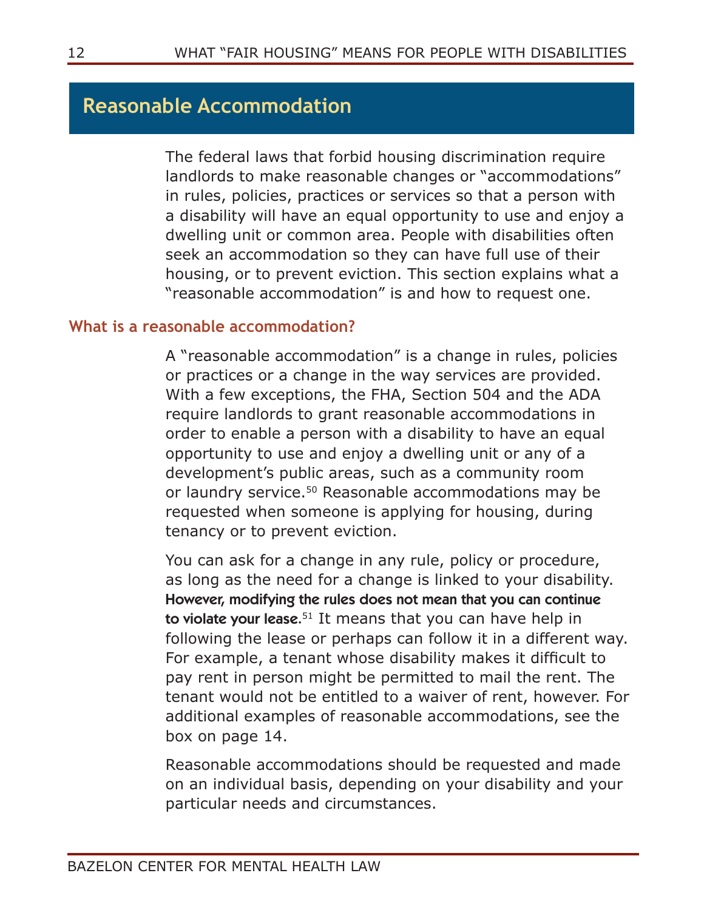## Reasonable Accommodation

The federal laws that forbid housing discrimination require landlords to make reasonable changes or "accommodations" in rules, policies, practices or services so that a person with a disability will have an equal opportunity to use and enjoy a dwelling unit or common area. People with disabilities often seek an accommodation so they can have full use of their housing, or to prevent eviction. This section explains what a "reasonable accommodation" is and how to request one.

### What is a reasonable accommodation?

A "reasonable accommodation" is a change in rules, policies or practices or a change in the way services are provided. With a few exceptions, the FHA, Section 504 and the ADA require landlords to grant reasonable accommodations in order to enable a person with a disability to have an equal opportunity to use and enjoy a dwelling unit or any of a development's public areas, such as a community room or laundry service.[50] Reasonable accommodations may be requested when someone is applying for housing, during tenancy or to prevent eviction.

You can ask for a change in any rule, policy or procedure, as long as the need for a change is linked to your disability. **However, modifying the rules does not mean that you can continue to violate your lease.**[51] It means that you can have help in following the lease or perhaps can follow it in a different way. For example, a tenant whose disability makes it difficult to pay rent in person might be permitted to mail the rent. The tenant would not be entitled to a waiver of rent, however. For additional examples of reasonable accommodations, see the box on page 14.

Reasonable accommodations should be requested and made on an individual basis, depending on your disability and your particular needs and circumstances.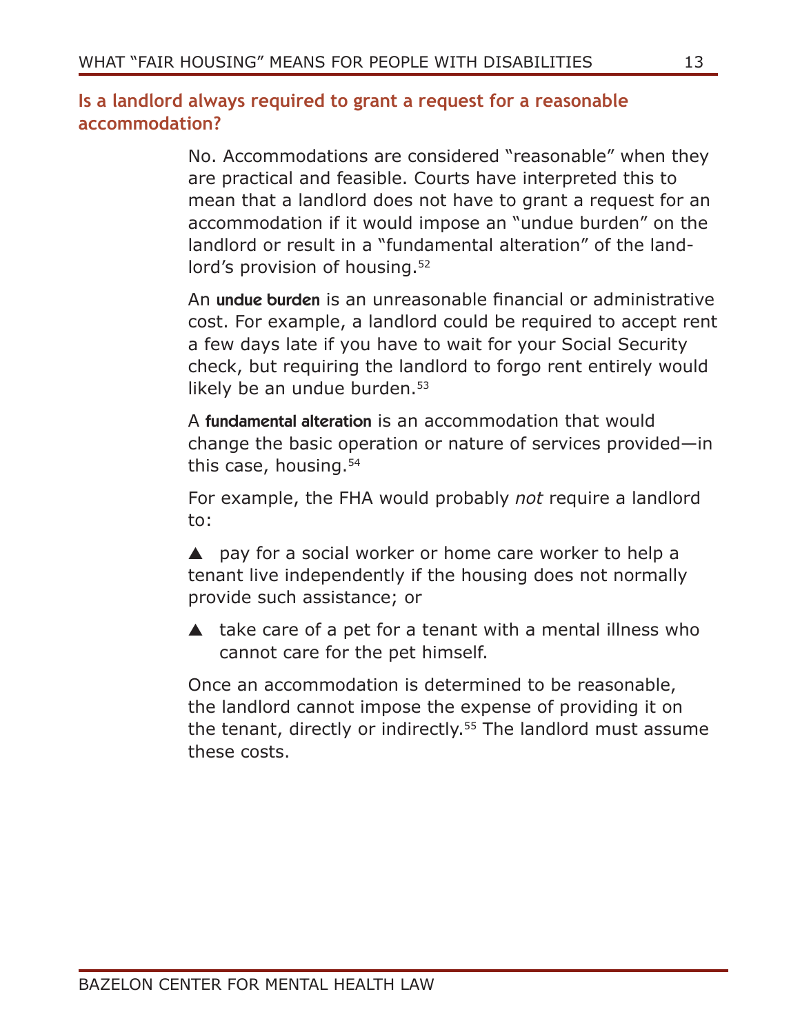## Is a landlord always required to grant a request for a reasonable accommodation?

No. Accommodations are considered "reasonable" when they are practical and feasible. Courts have interpreted this to mean that a landlord does not have to grant a request for an accommodation if it would impose an "undue burden" on the landlord or result in a "fundamental alteration" of the landlord's provision of housing.[52]

An **undue burden** is an unreasonable financial or administrative cost. For example, a landlord could be required to accept rent a few days late if you have to wait for your Social Security check, but requiring the landlord to forgo rent entirely would likely be an undue burden.[53]

A **fundamental alteration** is an accommodation that would change the basic operation or nature of services provided—in this case, housing.[54]

For example, the FHA would probably *not* require a landlord to:

- pay for a social worker or home care worker to help a tenant live independently if the housing does not normally provide such assistance; or
- take care of a pet for a tenant with a mental illness who cannot care for the pet himself.

Once an accommodation is determined to be reasonable, the landlord cannot impose the expense of providing it on the tenant, directly or indirectly.[55] The landlord must assume these costs.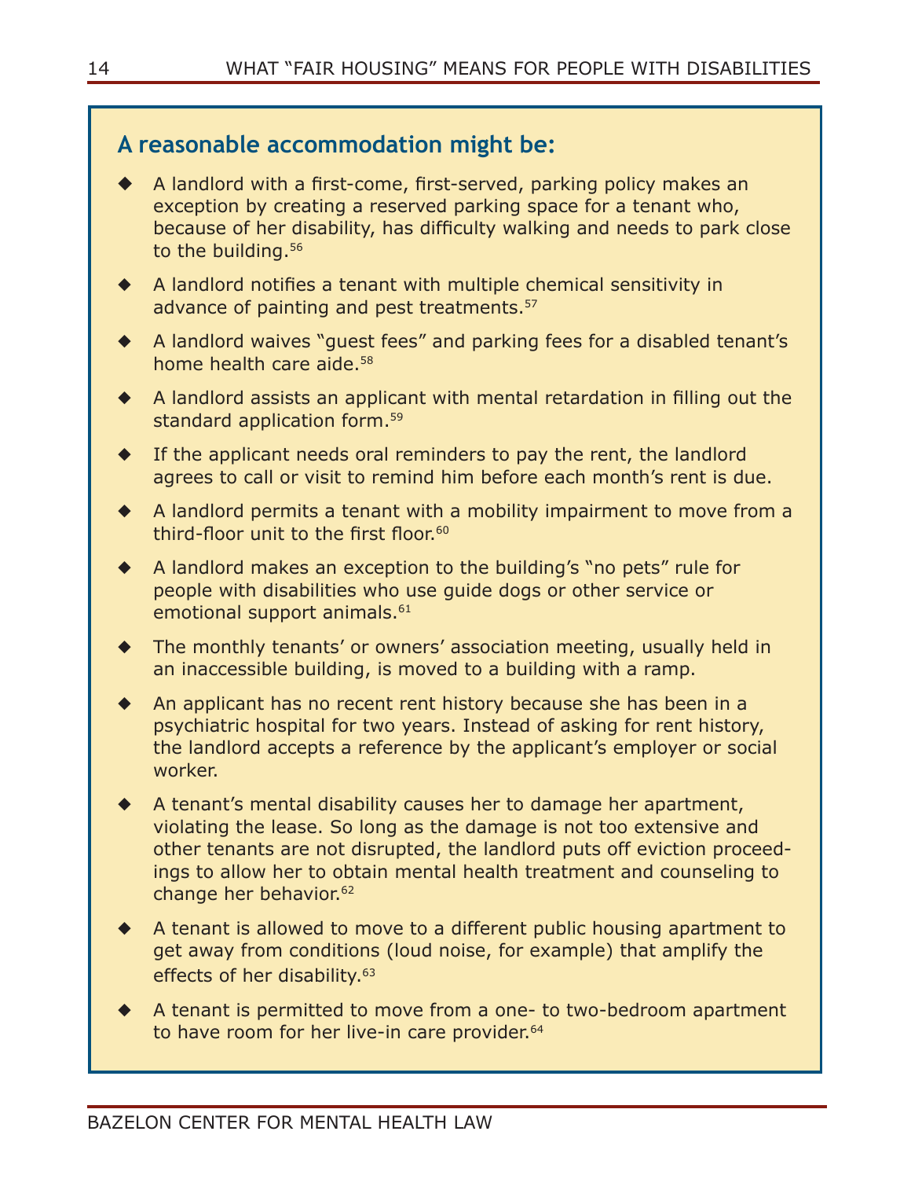### A reasonable accommodation might be:

- A landlord with a first-come, first-served, parking policy makes an exception by creating a reserved parking space for a tenant who, because of her disability, has difficulty walking and needs to park close to the building.[56]
- A landlord notifies a tenant with multiple chemical sensitivity in advance of painting and pest treatments.[57]
- A landlord waives "guest fees" and parking fees for a disabled tenant's home health care aide.[58]
- A landlord assists an applicant with mental retardation in filling out the standard application form.[59]
- If the applicant needs oral reminders to pay the rent, the landlord agrees to call or visit to remind him before each month's rent is due.
- A landlord permits a tenant with a mobility impairment to move from a third-floor unit to the first floor.[60]
- A landlord makes an exception to the building's "no pets" rule for people with disabilities who use guide dogs or other service or emotional support animals.[61]
- The monthly tenants' or owners' association meeting, usually held in an inaccessible building, is moved to a building with a ramp.
- An applicant has no recent rent history because she has been in a psychiatric hospital for two years. Instead of asking for rent history, the landlord accepts a reference by the applicant's employer or social worker.
- A tenant's mental disability causes her to damage her apartment, violating the lease. So long as the damage is not too extensive and other tenants are not disrupted, the landlord puts off eviction proceedings to allow her to obtain mental health treatment and counseling to change her behavior.[62]
- A tenant is allowed to move to a different public housing apartment to get away from conditions (loud noise, for example) that amplify the effects of her disability.[63]
- A tenant is permitted to move from a one- to two-bedroom apartment to have room for her live-in care provider.[64]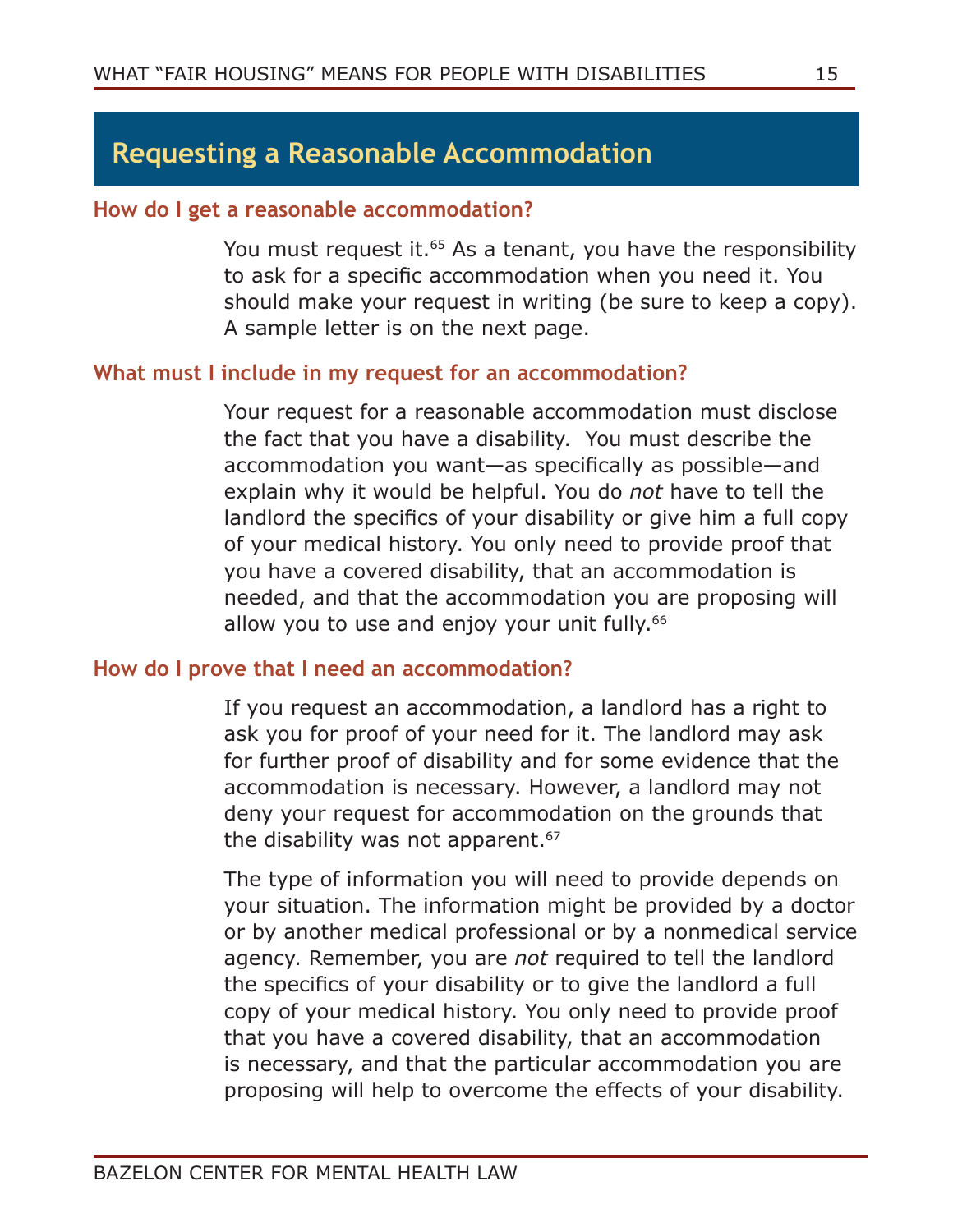## Requesting a Reasonable Accommodation

### How do I get a reasonable accommodation?

You must request it.[65] As a tenant, you have the responsibility to ask for a specific accommodation when you need it. You should make your request in writing (be sure to keep a copy). A sample letter is on the next page.

### What must I include in my request for an accommodation?

Your request for a reasonable accommodation must disclose the fact that you have a disability. You must describe the accommodation you want—as specifically as possible—and explain why it would be helpful. You do *not* have to tell the landlord the specifics of your disability or give him a full copy of your medical history. You only need to provide proof that you have a covered disability, that an accommodation is needed, and that the accommodation you are proposing will allow you to use and enjoy your unit fully.[66]

### How do I prove that I need an accommodation?

If you request an accommodation, a landlord has a right to ask you for proof of your need for it. The landlord may ask for further proof of disability and for some evidence that the accommodation is necessary. However, a landlord may not deny your request for accommodation on the grounds that the disability was not apparent.[67]

The type of information you will need to provide depends on your situation. The information might be provided by a doctor or by another medical professional or by a nonmedical service agency. Remember, you are *not* required to tell the landlord the specifics of your disability or to give the landlord a full copy of your medical history. You only need to provide proof that you have a covered disability, that an accommodation is necessary, and that the particular accommodation you are proposing will help to overcome the effects of your disability.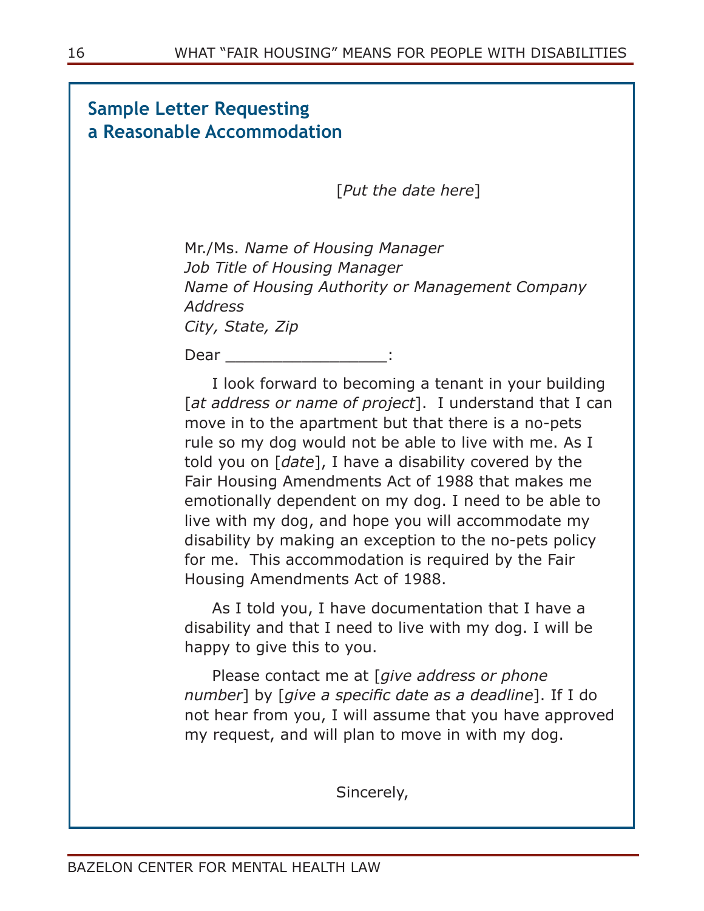## Sample Letter Requesting a Reasonable Accommodation

[*Put the date here*]

Mr./Ms. *Name of Housing Manager*
*Job Title of Housing Manager*
*Name of Housing Authority or Management Company*
*Address*
*City, State, Zip*

Dear _________________:

I look forward to becoming a tenant in your building [*at address or name of project*]. I understand that I can move in to the apartment but that there is a no-pets rule so my dog would not be able to live with me. As I told you on [*date*], I have a disability covered by the Fair Housing Amendments Act of 1988 that makes me emotionally dependent on my dog. I need to be able to live with my dog, and hope you will accommodate my disability by making an exception to the no-pets policy for me. This accommodation is required by the Fair Housing Amendments Act of 1988.

As I told you, I have documentation that I have a disability and that I need to live with my dog. I will be happy to give this to you.

Please contact me at [*give address or phone number*] by [*give a specific date as a deadline*]. If I do not hear from you, I will assume that you have approved my request, and will plan to move in with my dog.

Sincerely,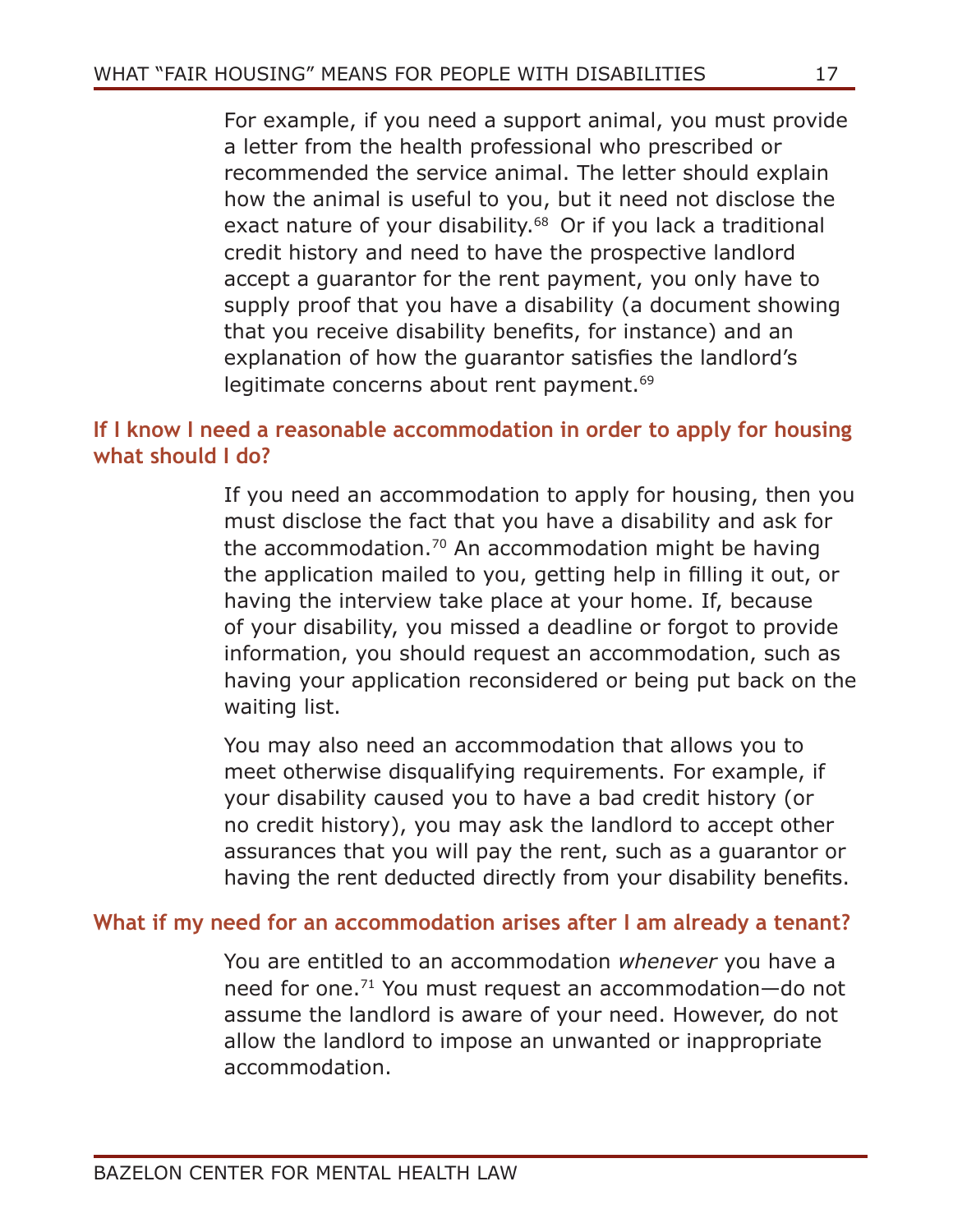For example, if you need a support animal, you must provide a letter from the health professional who prescribed or recommended the service animal. The letter should explain how the animal is useful to you, but it need not disclose the exact nature of your disability.[68] Or if you lack a traditional credit history and need to have the prospective landlord accept a guarantor for the rent payment, you only have to supply proof that you have a disability (a document showing that you receive disability benefits, for instance) and an explanation of how the guarantor satisfies the landlord's legitimate concerns about rent payment.[69]

### If I know I need a reasonable accommodation in order to apply for housing what should I do?

If you need an accommodation to apply for housing, then you must disclose the fact that you have a disability and ask for the accommodation.[70] An accommodation might be having the application mailed to you, getting help in filling it out, or having the interview take place at your home. If, because of your disability, you missed a deadline or forgot to provide information, you should request an accommodation, such as having your application reconsidered or being put back on the waiting list.

You may also need an accommodation that allows you to meet otherwise disqualifying requirements. For example, if your disability caused you to have a bad credit history (or no credit history), you may ask the landlord to accept other assurances that you will pay the rent, such as a guarantor or having the rent deducted directly from your disability benefits.

### What if my need for an accommodation arises after I am already a tenant?

You are entitled to an accommodation *whenever* you have a need for one.[71] You must request an accommodation—do not assume the landlord is aware of your need. However, do not allow the landlord to impose an unwanted or inappropriate accommodation.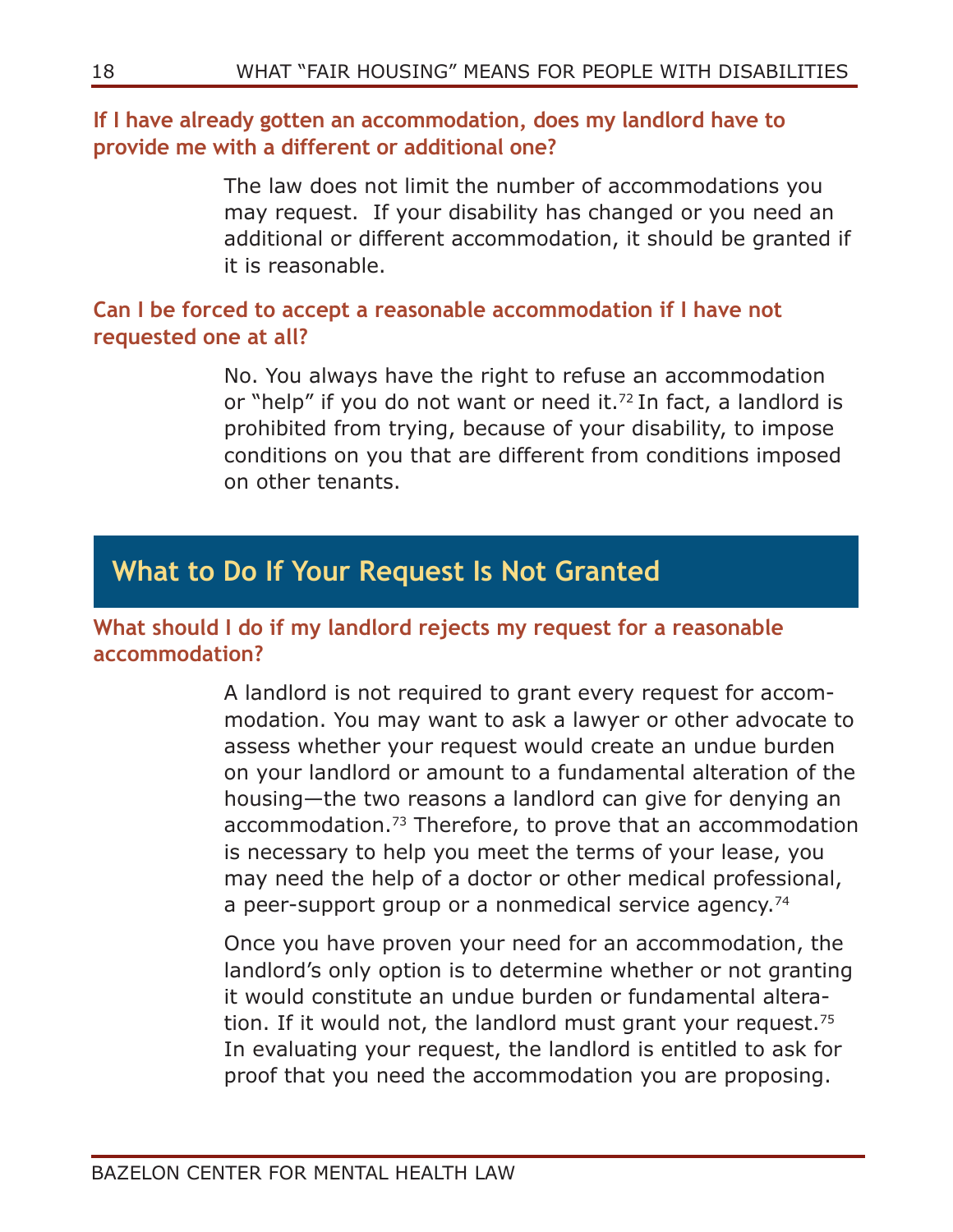### If I have already gotten an accommodation, does my landlord have to provide me with a different or additional one?

The law does not limit the number of accommodations you may request. If your disability has changed or you need an additional or different accommodation, it should be granted if it is reasonable.

### Can I be forced to accept a reasonable accommodation if I have not requested one at all?

No. You always have the right to refuse an accommodation or "help" if you do not want or need it.[72] In fact, a landlord is prohibited from trying, because of your disability, to impose conditions on you that are different from conditions imposed on other tenants.

## What to Do If Your Request Is Not Granted

### What should I do if my landlord rejects my request for a reasonable accommodation?

A landlord is not required to grant every request for accommodation. You may want to ask a lawyer or other advocate to assess whether your request would create an undue burden on your landlord or amount to a fundamental alteration of the housing—the two reasons a landlord can give for denying an accommodation.[73] Therefore, to prove that an accommodation is necessary to help you meet the terms of your lease, you may need the help of a doctor or other medical professional, a peer-support group or a nonmedical service agency.[74]

Once you have proven your need for an accommodation, the landlord's only option is to determine whether or not granting it would constitute an undue burden or fundamental alteration. If it would not, the landlord must grant your request.[75] In evaluating your request, the landlord is entitled to ask for proof that you need the accommodation you are proposing.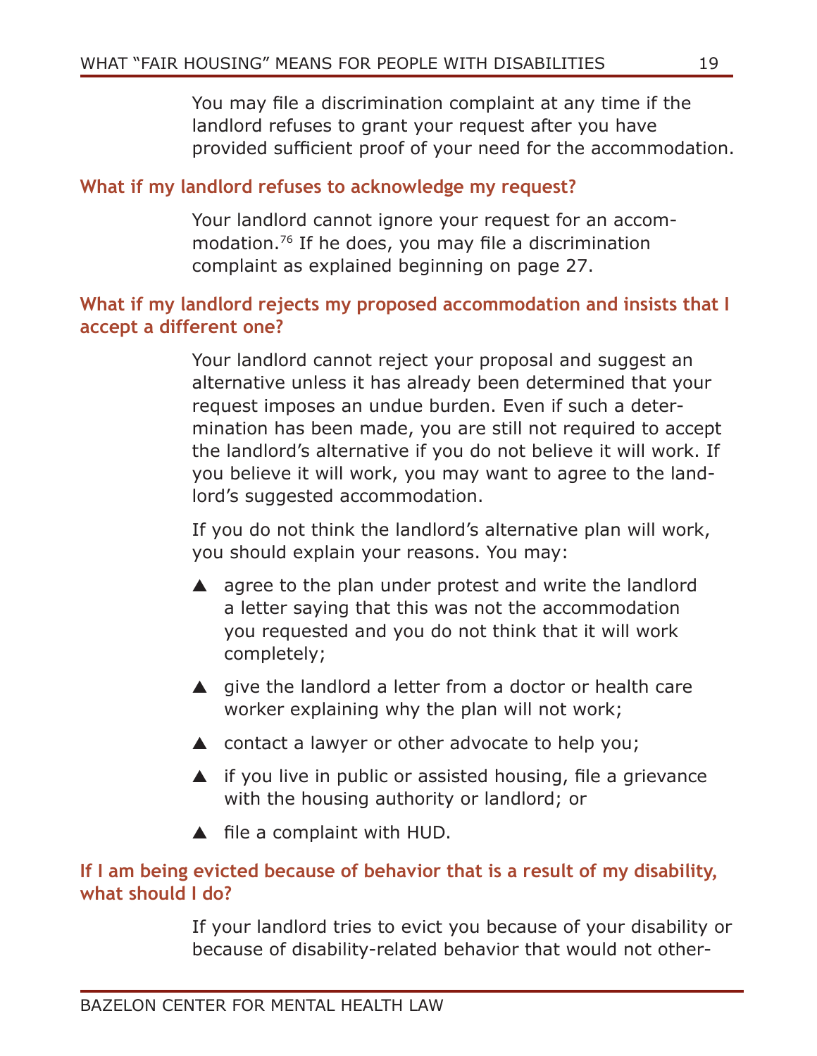You may file a discrimination complaint at any time if the landlord refuses to grant your request after you have provided sufficient proof of your need for the accommodation.

### What if my landlord refuses to acknowledge my request?

Your landlord cannot ignore your request for an accommodation.[76] If he does, you may file a discrimination complaint as explained beginning on page 27.

### What if my landlord rejects my proposed accommodation and insists that I accept a different one?

Your landlord cannot reject your proposal and suggest an alternative unless it has already been determined that your request imposes an undue burden. Even if such a determination has been made, you are still not required to accept the landlord's alternative if you do not believe it will work. If you believe it will work, you may want to agree to the landlord's suggested accommodation.

If you do not think the landlord's alternative plan will work, you should explain your reasons. You may:

- agree to the plan under protest and write the landlord a letter saying that this was not the accommodation you requested and you do not think that it will work completely;
- give the landlord a letter from a doctor or health care worker explaining why the plan will not work;
- contact a lawyer or other advocate to help you;
- if you live in public or assisted housing, file a grievance with the housing authority or landlord; or
- file a complaint with HUD.

### If I am being evicted because of behavior that is a result of my disability, what should I do?

If your landlord tries to evict you because of your disability or because of disability-related behavior that would not other-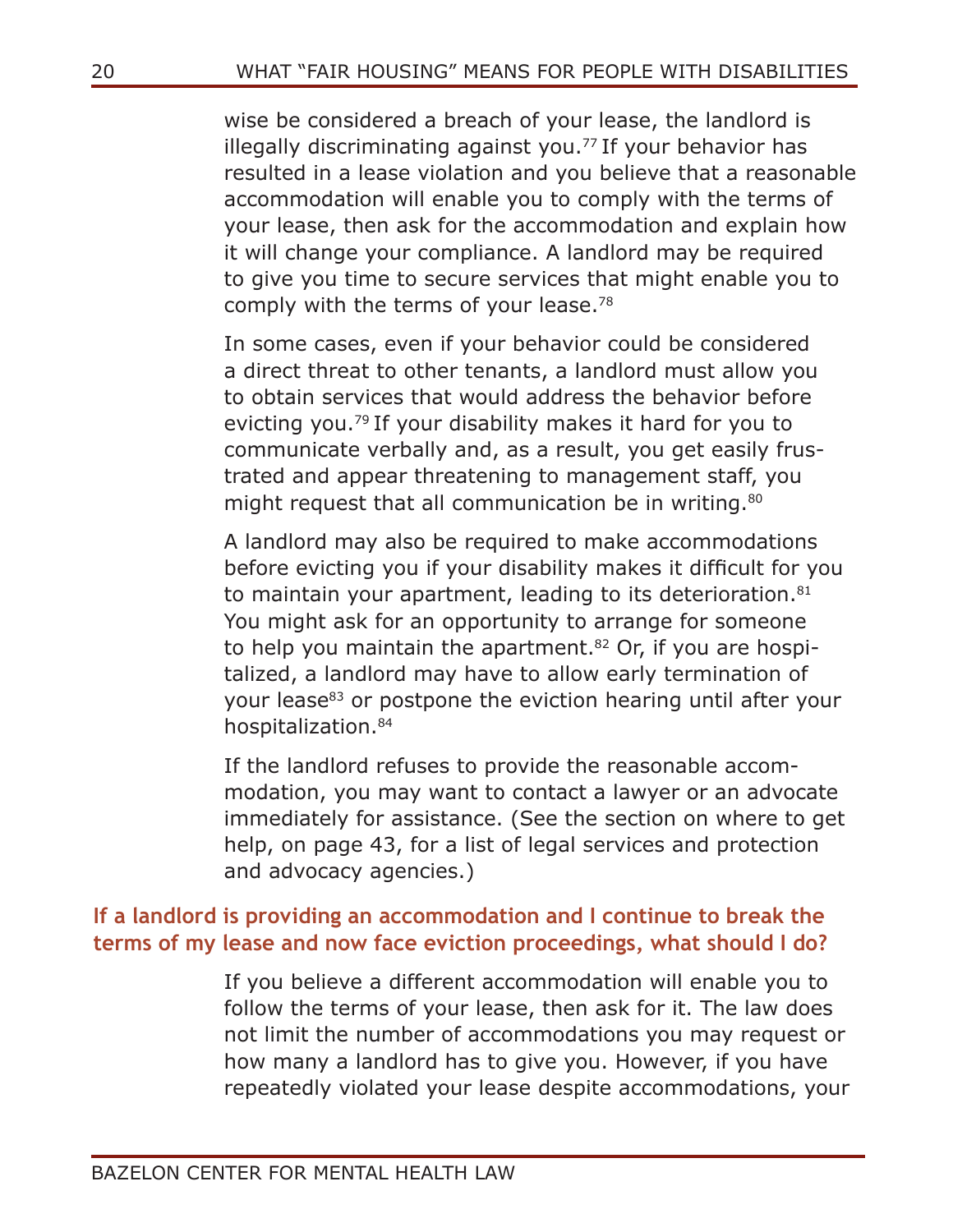wise be considered a breach of your lease, the landlord is illegally discriminating against you.[77] If your behavior has resulted in a lease violation and you believe that a reasonable accommodation will enable you to comply with the terms of your lease, then ask for the accommodation and explain how it will change your compliance. A landlord may be required to give you time to secure services that might enable you to comply with the terms of your lease.[78]

In some cases, even if your behavior could be considered a direct threat to other tenants, a landlord must allow you to obtain services that would address the behavior before evicting you.[79] If your disability makes it hard for you to communicate verbally and, as a result, you get easily frustrated and appear threatening to management staff, you might request that all communication be in writing.[80]

A landlord may also be required to make accommodations before evicting you if your disability makes it difficult for you to maintain your apartment, leading to its deterioration.[81] You might ask for an opportunity to arrange for someone to help you maintain the apartment.[82] Or, if you are hospitalized, a landlord may have to allow early termination of your lease[83] or postpone the eviction hearing until after your hospitalization.[84]

If the landlord refuses to provide the reasonable accommodation, you may want to contact a lawyer or an advocate immediately for assistance. (See the section on where to get help, on page 43, for a list of legal services and protection and advocacy agencies.)

### If a landlord is providing an accommodation and I continue to break the terms of my lease and now face eviction proceedings, what should I do?

If you believe a different accommodation will enable you to follow the terms of your lease, then ask for it. The law does not limit the number of accommodations you may request or how many a landlord has to give you. However, if you have repeatedly violated your lease despite accommodations, your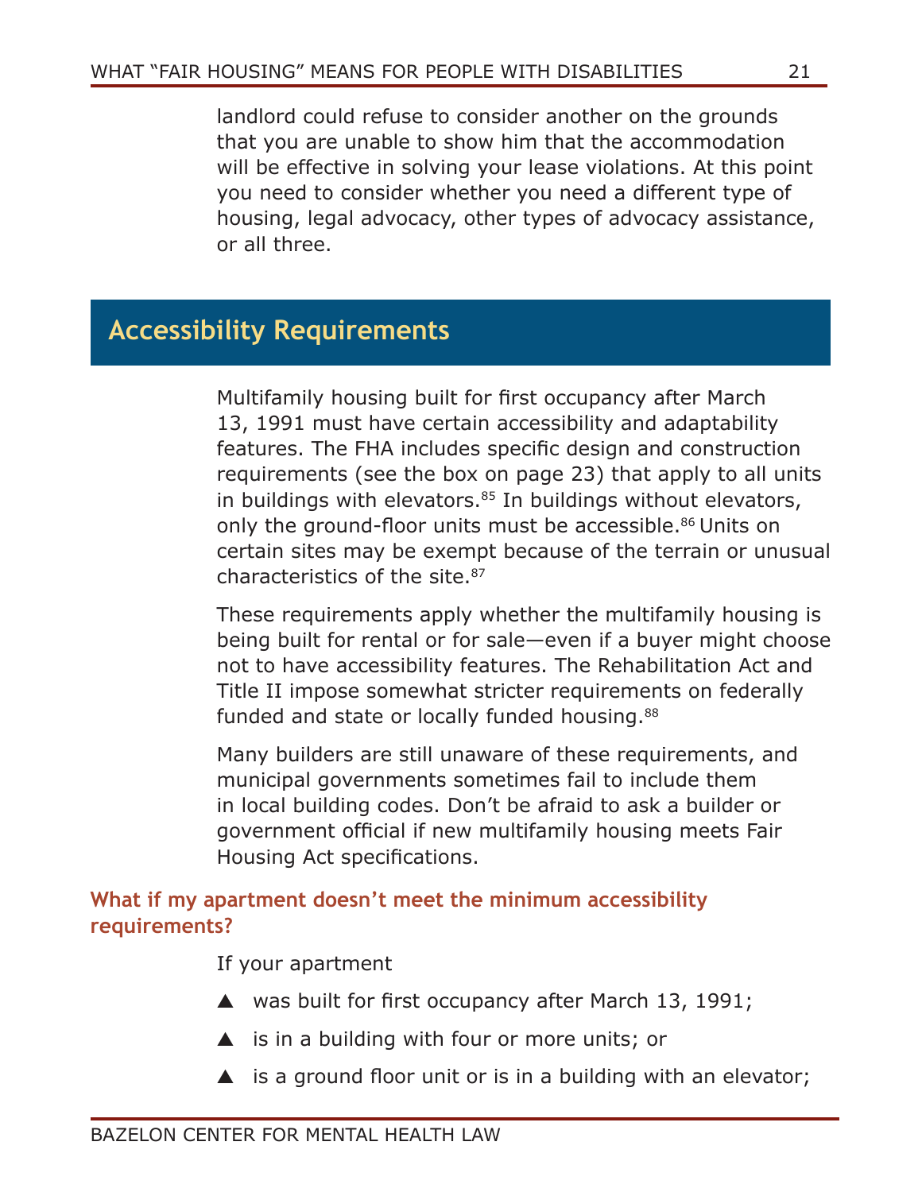landlord could refuse to consider another on the grounds that you are unable to show him that the accommodation will be effective in solving your lease violations. At this point you need to consider whether you need a different type of housing, legal advocacy, other types of advocacy assistance, or all three.

## Accessibility Requirements

Multifamily housing built for first occupancy after March 13, 1991 must have certain accessibility and adaptability features. The FHA includes specific design and construction requirements (see the box on page 23) that apply to all units in buildings with elevators.[85] In buildings without elevators, only the ground-floor units must be accessible.[86] Units on certain sites may be exempt because of the terrain or unusual characteristics of the site.[87]

These requirements apply whether the multifamily housing is being built for rental or for sale—even if a buyer might choose not to have accessibility features. The Rehabilitation Act and Title II impose somewhat stricter requirements on federally funded and state or locally funded housing.[88]

Many builders are still unaware of these requirements, and municipal governments sometimes fail to include them in local building codes. Don't be afraid to ask a builder or government official if new multifamily housing meets Fair Housing Act specifications.

### What if my apartment doesn't meet the minimum accessibility requirements?

If your apartment

- was built for first occupancy after March 13, 1991;
- is in a building with four or more units; or
- is a ground floor unit or is in a building with an elevator;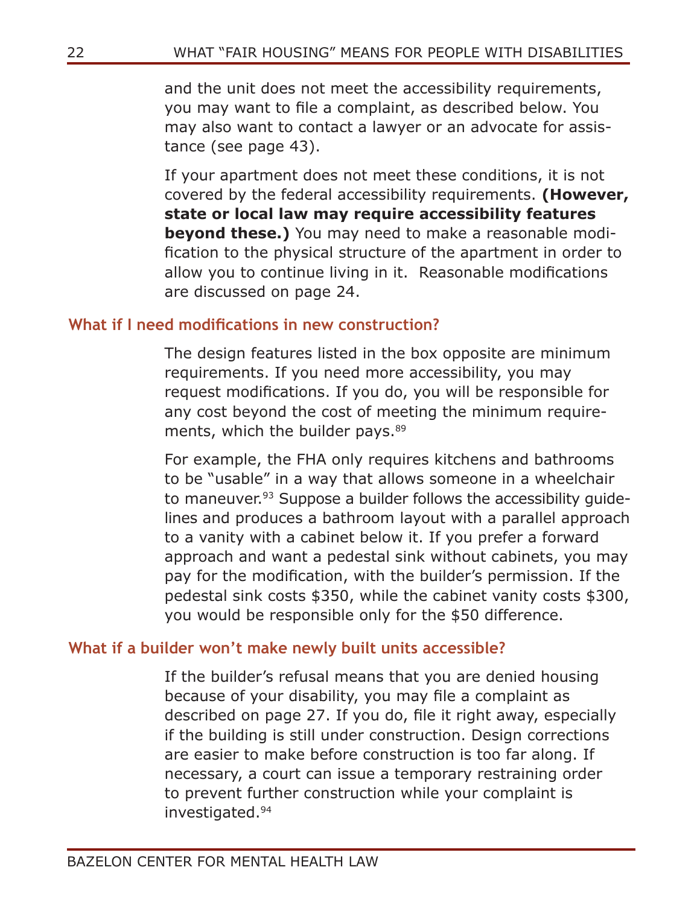and the unit does not meet the accessibility requirements, you may want to file a complaint, as described below. You may also want to contact a lawyer or an advocate for assistance (see page 43).

If your apartment does not meet these conditions, it is not covered by the federal accessibility requirements. **(However, state or local law may require accessibility features beyond these.)** You may need to make a reasonable modification to the physical structure of the apartment in order to allow you to continue living in it. Reasonable modifications are discussed on page 24.

### What if I need modifications in new construction?

The design features listed in the box opposite are minimum requirements. If you need more accessibility, you may request modifications. If you do, you will be responsible for any cost beyond the cost of meeting the minimum requirements, which the builder pays.[89]

For example, the FHA only requires kitchens and bathrooms to be "usable" in a way that allows someone in a wheelchair to maneuver.[93] Suppose a builder follows the accessibility guidelines and produces a bathroom layout with a parallel approach to a vanity with a cabinet below it. If you prefer a forward approach and want a pedestal sink without cabinets, you may pay for the modification, with the builder's permission. If the pedestal sink costs $350, while the cabinet vanity costs $300, you would be responsible only for the $50 difference.

### What if a builder won't make newly built units accessible?

If the builder's refusal means that you are denied housing because of your disability, you may file a complaint as described on page 27. If you do, file it right away, especially if the building is still under construction. Design corrections are easier to make before construction is too far along. If necessary, a court can issue a temporary restraining order to prevent further construction while your complaint is investigated.[94]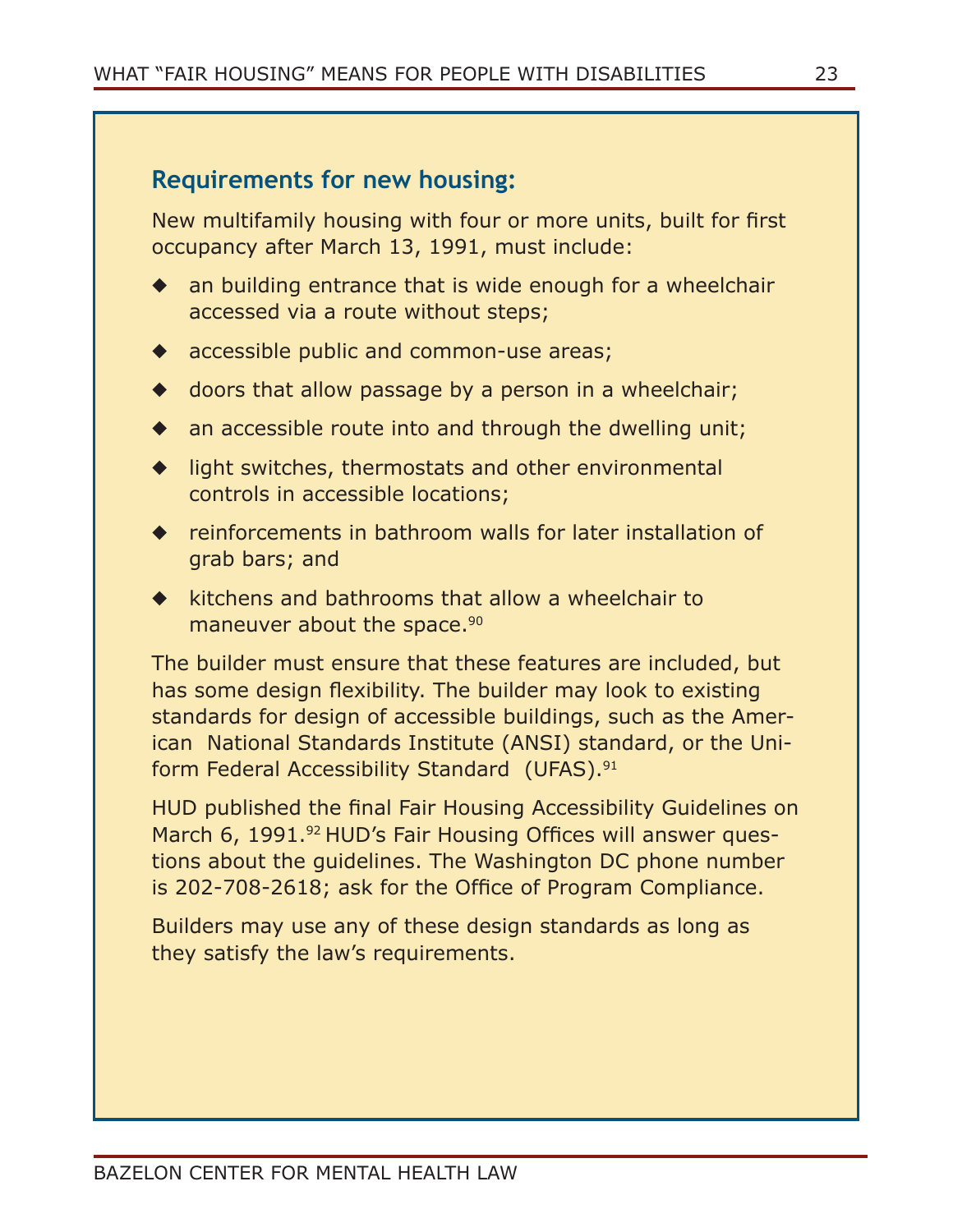## Requirements for new housing:

New multifamily housing with four or more units, built for first occupancy after March 13, 1991, must include:

- an building entrance that is wide enough for a wheelchair accessed via a route without steps;
- accessible public and common-use areas;
- doors that allow passage by a person in a wheelchair;
- an accessible route into and through the dwelling unit;
- light switches, thermostats and other environmental controls in accessible locations;
- reinforcements in bathroom walls for later installation of grab bars; and
- kitchens and bathrooms that allow a wheelchair to maneuver about the space.[90]

The builder must ensure that these features are included, but has some design flexibility. The builder may look to existing standards for design of accessible buildings, such as the American National Standards Institute (ANSI) standard, or the Uniform Federal Accessibility Standard (UFAS).[91]

HUD published the final Fair Housing Accessibility Guidelines on March 6, 1991.[92] HUD's Fair Housing Offices will answer questions about the guidelines. The Washington DC phone number is 202-708-2618; ask for the Office of Program Compliance.

Builders may use any of these design standards as long as they satisfy the law's requirements.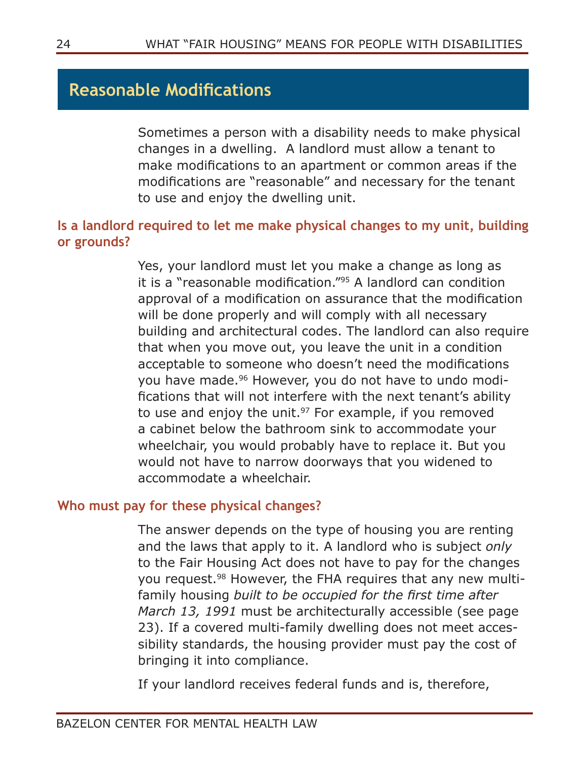## Reasonable Modifications

Sometimes a person with a disability needs to make physical changes in a dwelling. A landlord must allow a tenant to make modifications to an apartment or common areas if the modifications are "reasonable" and necessary for the tenant to use and enjoy the dwelling unit.

### Is a landlord required to let me make physical changes to my unit, building or grounds?

Yes, your landlord must let you make a change as long as it is a "reasonable modification."[95] A landlord can condition approval of a modification on assurance that the modification will be done properly and will comply with all necessary building and architectural codes. The landlord can also require that when you move out, you leave the unit in a condition acceptable to someone who doesn't need the modifications you have made.[96] However, you do not have to undo modifications that will not interfere with the next tenant's ability to use and enjoy the unit.[97] For example, if you removed a cabinet below the bathroom sink to accommodate your wheelchair, you would probably have to replace it. But you would not have to narrow doorways that you widened to accommodate a wheelchair.

### Who must pay for these physical changes?

The answer depends on the type of housing you are renting and the laws that apply to it. A landlord who is subject *only* to the Fair Housing Act does not have to pay for the changes you request.[98] However, the FHA requires that any new multi-family housing *built to be occupied for the first time after March 13, 1991* must be architecturally accessible (see page 23). If a covered multi-family dwelling does not meet accessibility standards, the housing provider must pay the cost of bringing it into compliance.

If your landlord receives federal funds and is, therefore,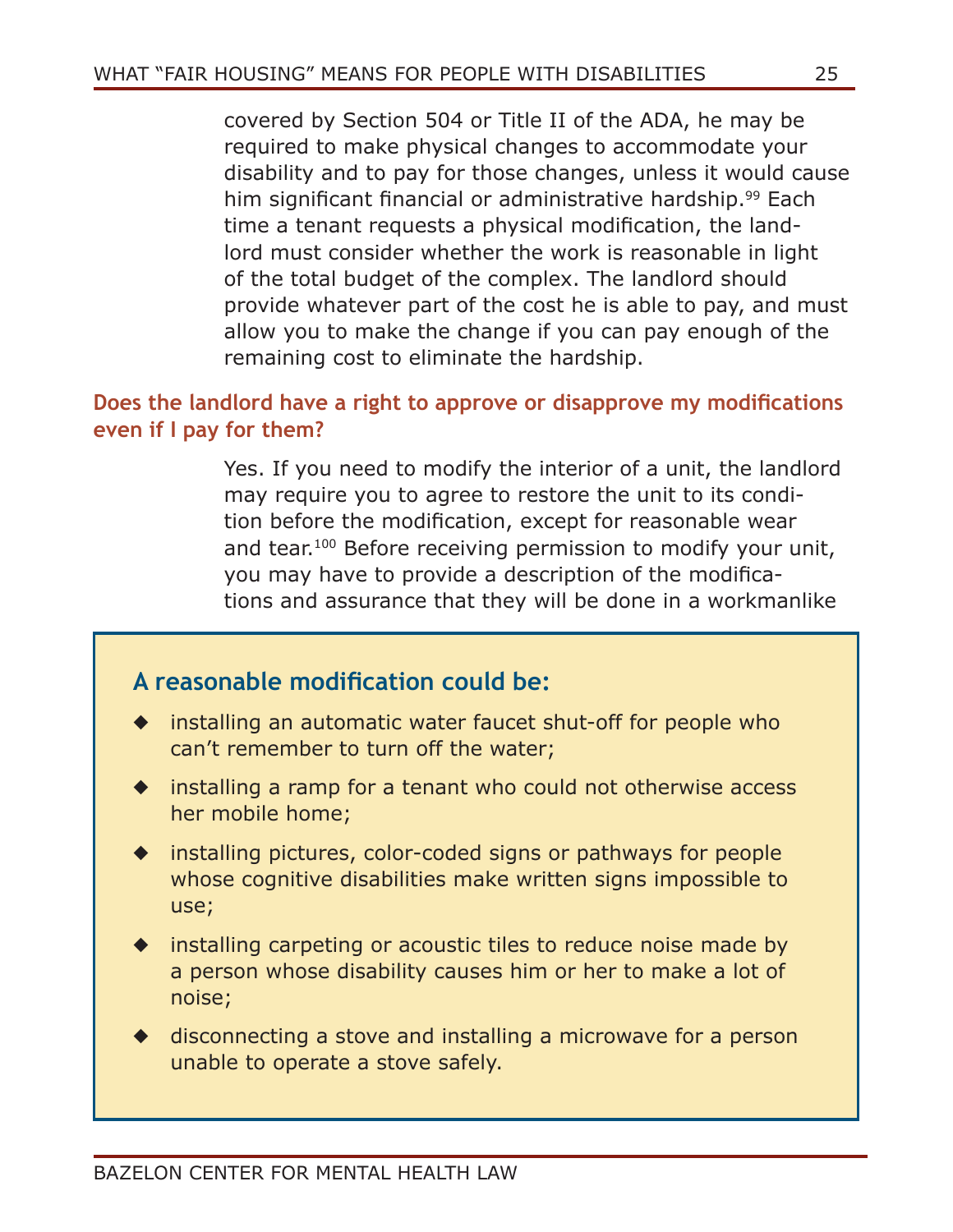covered by Section 504 or Title II of the ADA, he may be required to make physical changes to accommodate your disability and to pay for those changes, unless it would cause him significant financial or administrative hardship.[99] Each time a tenant requests a physical modification, the landlord must consider whether the work is reasonable in light of the total budget of the complex. The landlord should provide whatever part of the cost he is able to pay, and must allow you to make the change if you can pay enough of the remaining cost to eliminate the hardship.

### Does the landlord have a right to approve or disapprove my modifications even if I pay for them?

Yes. If you need to modify the interior of a unit, the landlord may require you to agree to restore the unit to its condition before the modification, except for reasonable wear and tear.[100] Before receiving permission to modify your unit, you may have to provide a description of the modifications and assurance that they will be done in a workmanlike

**A reasonable modification could be:**

- installing an automatic water faucet shut-off for people who can't remember to turn off the water;
- installing a ramp for a tenant who could not otherwise access her mobile home;
- installing pictures, color-coded signs or pathways for people whose cognitive disabilities make written signs impossible to use;
- installing carpeting or acoustic tiles to reduce noise made by a person whose disability causes him or her to make a lot of noise;
- disconnecting a stove and installing a microwave for a person unable to operate a stove safely.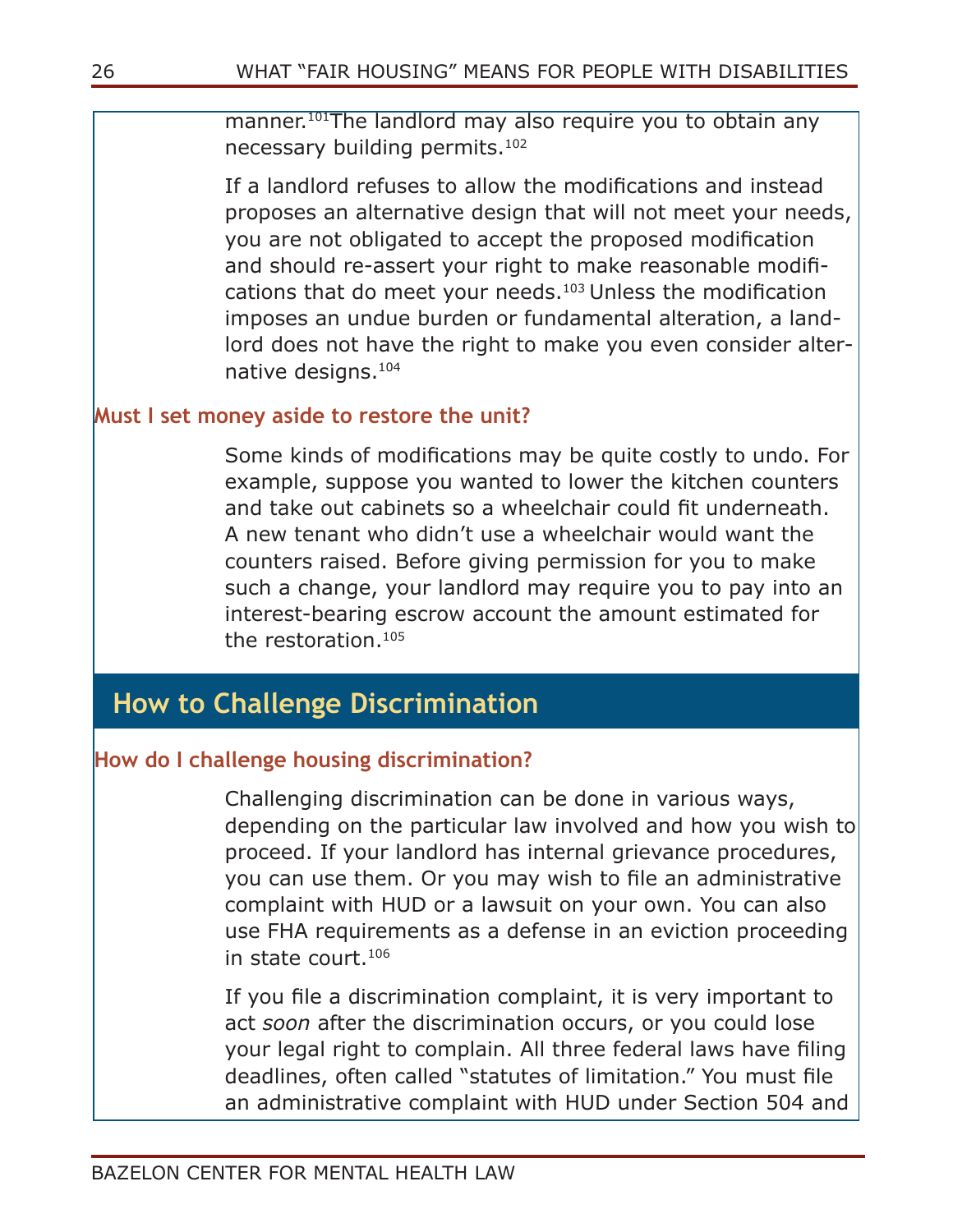manner.[101] The landlord may also require you to obtain any necessary building permits.[102]

If a landlord refuses to allow the modifications and instead proposes an alternative design that will not meet your needs, you are not obligated to accept the proposed modification and should re-assert your right to make reasonable modifications that do meet your needs.[103] Unless the modification imposes an undue burden or fundamental alteration, a landlord does not have the right to make you even consider alternative designs.[104]

### Must I set money aside to restore the unit?

Some kinds of modifications may be quite costly to undo. For example, suppose you wanted to lower the kitchen counters and take out cabinets so a wheelchair could fit underneath. A new tenant who didn't use a wheelchair would want the counters raised. Before giving permission for you to make such a change, your landlord may require you to pay into an interest-bearing escrow account the amount estimated for the restoration.[105]

## How to Challenge Discrimination

### How do I challenge housing discrimination?

Challenging discrimination can be done in various ways, depending on the particular law involved and how you wish to proceed. If your landlord has internal grievance procedures, you can use them. Or you may wish to file an administrative complaint with HUD or a lawsuit on your own. You can also use FHA requirements as a defense in an eviction proceeding in state court.[106]

If you file a discrimination complaint, it is very important to act *soon* after the discrimination occurs, or you could lose your legal right to complain. All three federal laws have filing deadlines, often called "statutes of limitation." You must file an administrative complaint with HUD under Section 504 and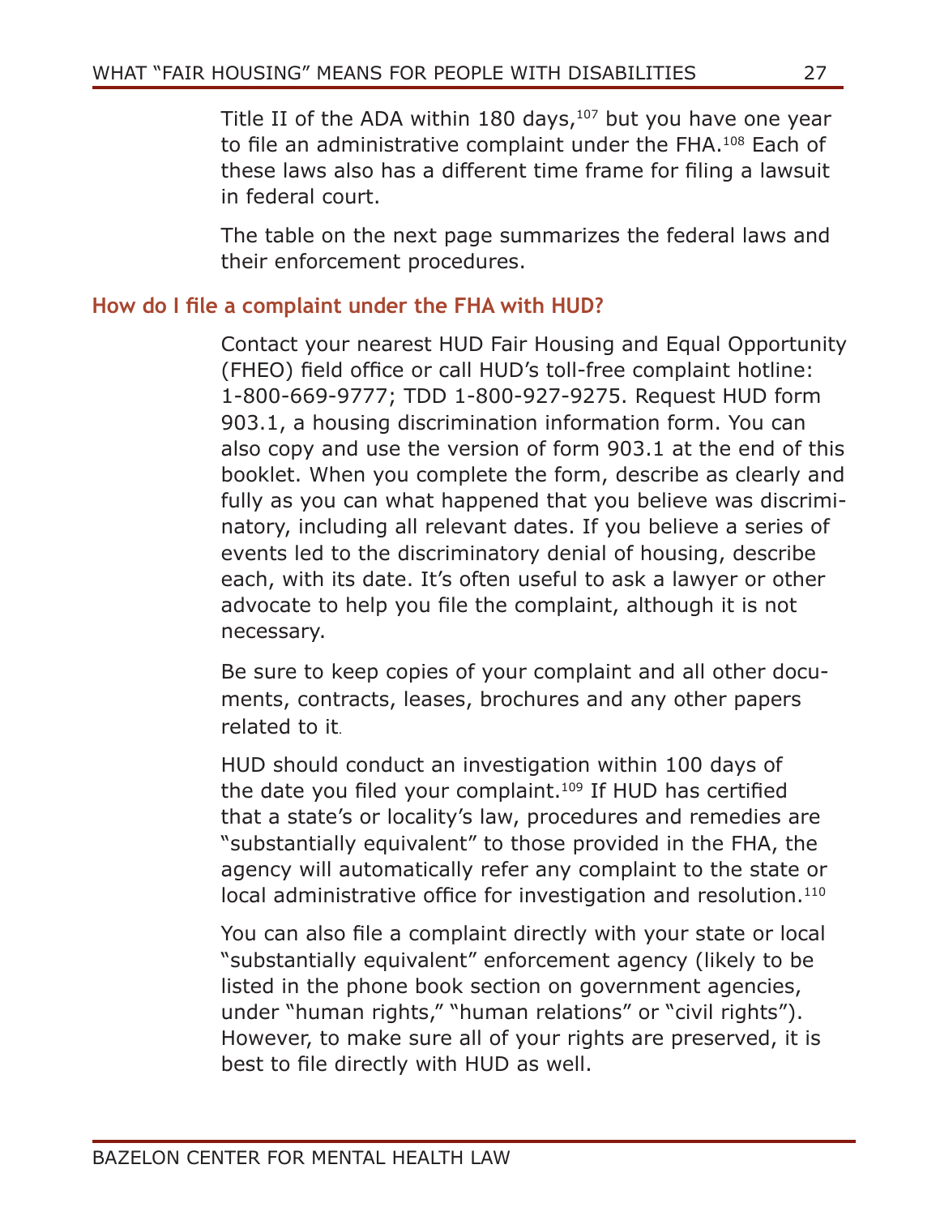Title II of the ADA within 180 days,[107] but you have one year to file an administrative complaint under the FHA.[108] Each of these laws also has a different time frame for filing a lawsuit in federal court.

The table on the next page summarizes the federal laws and their enforcement procedures.

### How do I file a complaint under the FHA with HUD?

Contact your nearest HUD Fair Housing and Equal Opportunity (FHEO) field office or call HUD's toll-free complaint hotline: 1-800-669-9777; TDD 1-800-927-9275. Request HUD form 903.1, a housing discrimination information form. You can also copy and use the version of form 903.1 at the end of this booklet. When you complete the form, describe as clearly and fully as you can what happened that you believe was discriminatory, including all relevant dates. If you believe a series of events led to the discriminatory denial of housing, describe each, with its date. It's often useful to ask a lawyer or other advocate to help you file the complaint, although it is not necessary.

Be sure to keep copies of your complaint and all other documents, contracts, leases, brochures and any other papers related to it.

HUD should conduct an investigation within 100 days of the date you filed your complaint.[109] If HUD has certified that a state's or locality's law, procedures and remedies are "substantially equivalent" to those provided in the FHA, the agency will automatically refer any complaint to the state or local administrative office for investigation and resolution.[110]

You can also file a complaint directly with your state or local "substantially equivalent" enforcement agency (likely to be listed in the phone book section on government agencies, under "human rights," "human relations" or "civil rights"). However, to make sure all of your rights are preserved, it is best to file directly with HUD as well.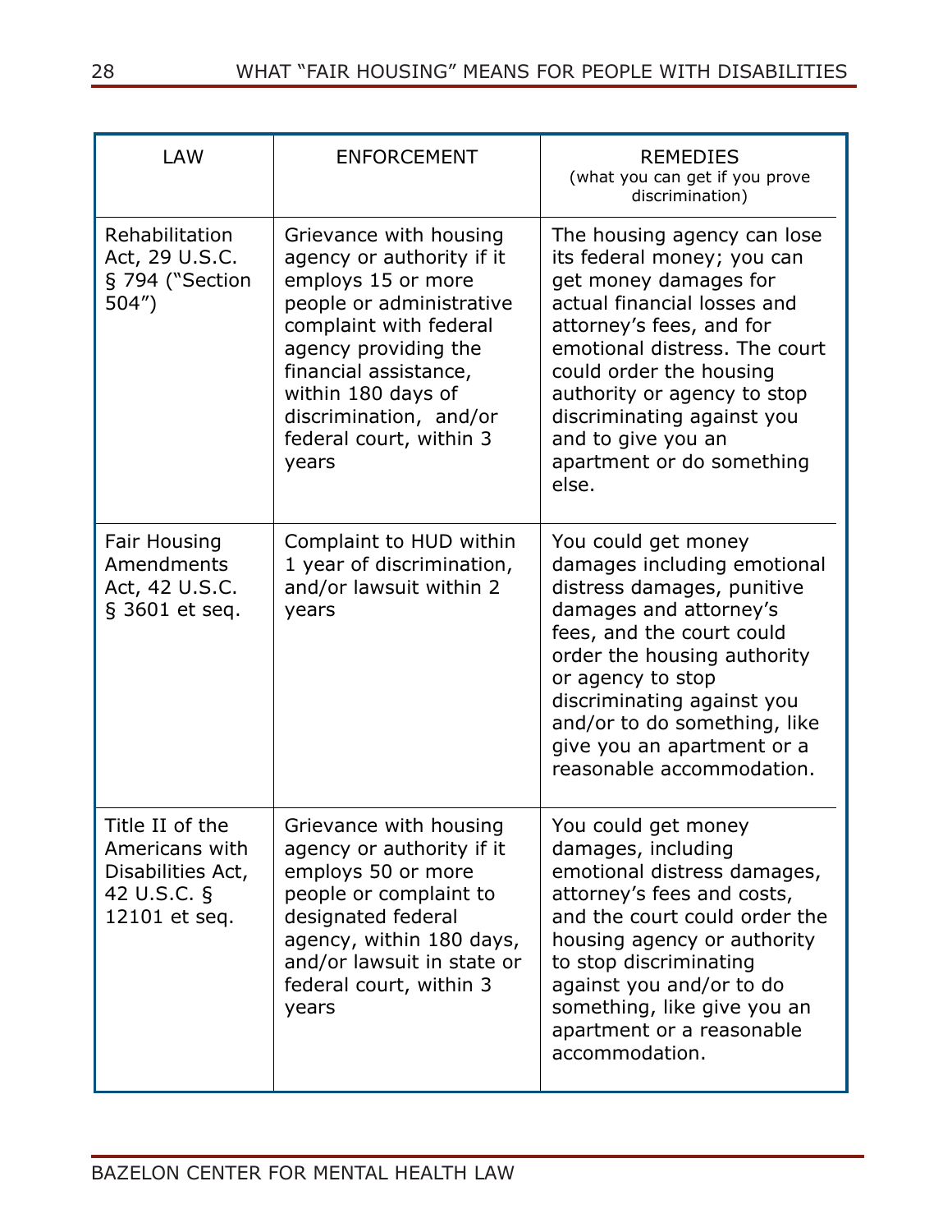| LAW | ENFORCEMENT | REMEDIES (what you can get if you prove discrimination) |
|---|---|---|
| Rehabilitation Act, 29 U.S.C. § 794 ("Section 504") | Grievance with housing agency or authority if it employs 15 or more people or administrative complaint with federal agency providing the financial assistance, within 180 days of discrimination, and/or federal court, within 3 years | The housing agency can lose its federal money; you can get money damages for actual financial losses and attorney's fees, and for emotional distress. The court could order the housing authority or agency to stop discriminating against you and to give you an apartment or do something else. |
| Fair Housing Amendments Act, 42 U.S.C. § 3601 et seq. | Complaint to HUD within 1 year of discrimination, and/or lawsuit within 2 years | You could get money damages including emotional distress damages, punitive damages and attorney's fees, and the court could order the housing authority or agency to stop discriminating against you and/or to do something, like give you an apartment or a reasonable accommodation. |
| Title II of the Americans with Disabilities Act, 42 U.S.C. § 12101 et seq. | Grievance with housing agency or authority if it employs 50 or more people or complaint to designated federal agency, within 180 days, and/or lawsuit in state or federal court, within 3 years | You could get money damages, including emotional distress damages, attorney's fees and costs, and the court could order the housing agency or authority to stop discriminating against you and/or to do something, like give you an apartment or a reasonable accommodation. |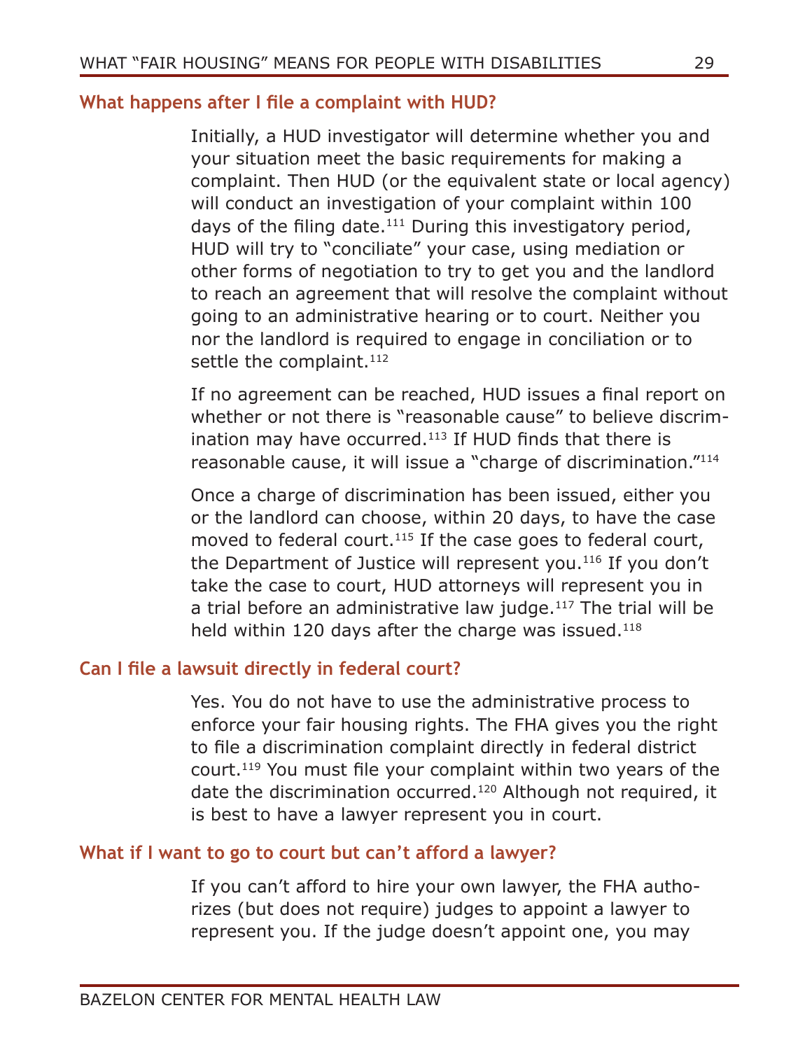### What happens after I file a complaint with HUD?

Initially, a HUD investigator will determine whether you and your situation meet the basic requirements for making a complaint. Then HUD (or the equivalent state or local agency) will conduct an investigation of your complaint within 100 days of the filing date.[111] During this investigatory period, HUD will try to "conciliate" your case, using mediation or other forms of negotiation to try to get you and the landlord to reach an agreement that will resolve the complaint without going to an administrative hearing or to court. Neither you nor the landlord is required to engage in conciliation or to settle the complaint.[112]

If no agreement can be reached, HUD issues a final report on whether or not there is "reasonable cause" to believe discrimination may have occurred.[113] If HUD finds that there is reasonable cause, it will issue a "charge of discrimination."[114]

Once a charge of discrimination has been issued, either you or the landlord can choose, within 20 days, to have the case moved to federal court.[115] If the case goes to federal court, the Department of Justice will represent you.[116] If you don't take the case to court, HUD attorneys will represent you in a trial before an administrative law judge.[117] The trial will be held within 120 days after the charge was issued.[118]

### Can I file a lawsuit directly in federal court?

Yes. You do not have to use the administrative process to enforce your fair housing rights. The FHA gives you the right to file a discrimination complaint directly in federal district court.[119] You must file your complaint within two years of the date the discrimination occurred.[120] Although not required, it is best to have a lawyer represent you in court.

### What if I want to go to court but can't afford a lawyer?

If you can't afford to hire your own lawyer, the FHA authorizes (but does not require) judges to appoint a lawyer to represent you. If the judge doesn't appoint one, you may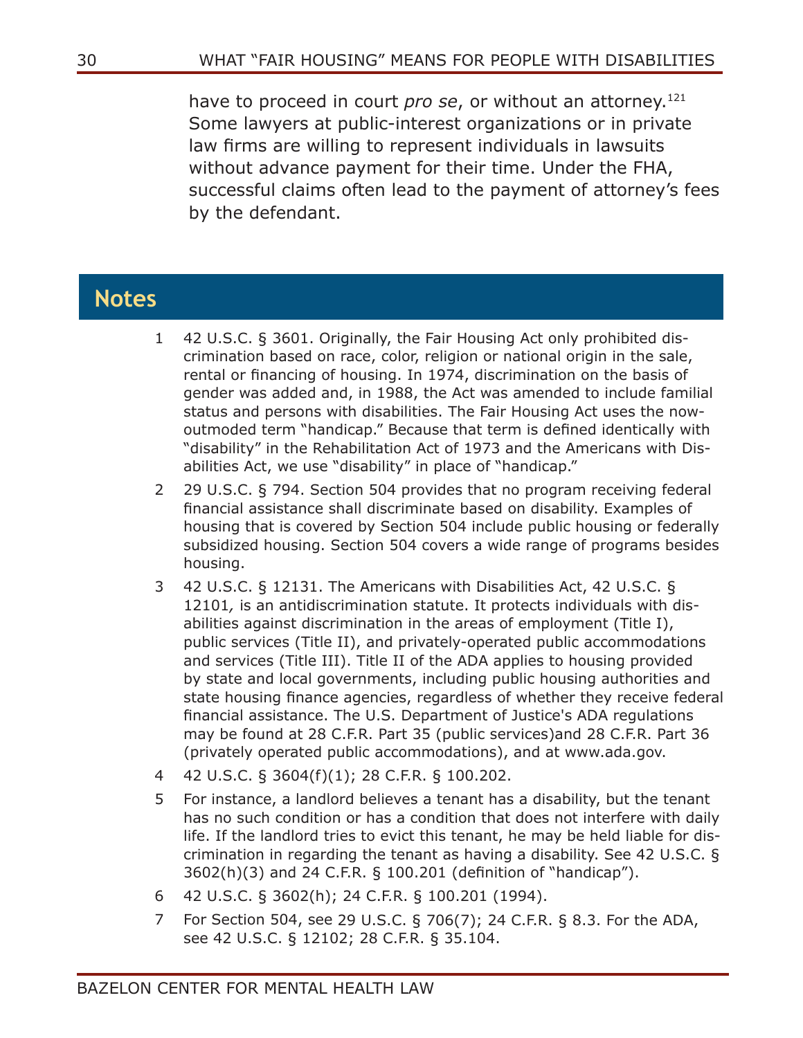have to proceed in court *pro se*, or without an attorney.[121] Some lawyers at public-interest organizations or in private law firms are willing to represent individuals in lawsuits without advance payment for their time. Under the FHA, successful claims often lead to the payment of attorney's fees by the defendant.

## Notes

1. 42 U.S.C. § 3601. Originally, the Fair Housing Act only prohibited discrimination based on race, color, religion or national origin in the sale, rental or financing of housing. In 1974, discrimination on the basis of gender was added and, in 1988, the Act was amended to include familial status and persons with disabilities. The Fair Housing Act uses the now-outmoded term "handicap." Because that term is defined identically with "disability" in the Rehabilitation Act of 1973 and the Americans with Disabilities Act, we use "disability" in place of "handicap."
2. 29 U.S.C. § 794. Section 504 provides that no program receiving federal financial assistance shall discriminate based on disability. Examples of housing that is covered by Section 504 include public housing or federally subsidized housing. Section 504 covers a wide range of programs besides housing.
3. 42 U.S.C. § 12131. The Americans with Disabilities Act, 42 U.S.C. § 12101, is an antidiscrimination statute. It protects individuals with disabilities against discrimination in the areas of employment (Title I), public services (Title II), and privately-operated public accommodations and services (Title III). Title II of the ADA applies to housing provided by state and local governments, including public housing authorities and state housing finance agencies, regardless of whether they receive federal financial assistance. The U.S. Department of Justice's ADA regulations may be found at 28 C.F.R. Part 35 (public services)and 28 C.F.R. Part 36 (privately operated public accommodations), and at www.ada.gov.
4. 42 U.S.C. § 3604(f)(1); 28 C.F.R. § 100.202.
5. For instance, a landlord believes a tenant has a disability, but the tenant has no such condition or has a condition that does not interfere with daily life. If the landlord tries to evict this tenant, he may be held liable for discrimination in regarding the tenant as having a disability. See 42 U.S.C. § 3602(h)(3) and 24 C.F.R. § 100.201 (definition of "handicap").
6. 42 U.S.C. § 3602(h); 24 C.F.R. § 100.201 (1994).
7. For Section 504, see 29 U.S.C. § 706(7); 24 C.F.R. § 8.3. For the ADA, see 42 U.S.C. § 12102; 28 C.F.R. § 35.104.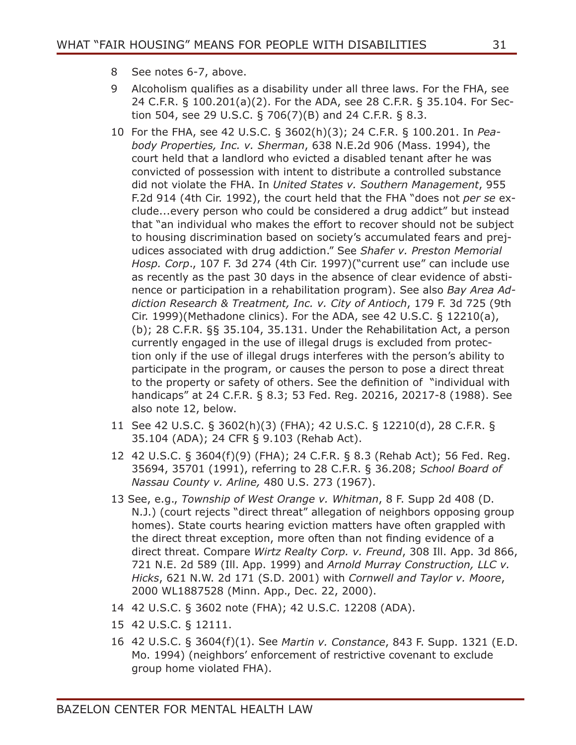8 See notes 6-7, above.

9 Alcoholism qualifies as a disability under all three laws. For the FHA, see 24 C.F.R. § 100.201(a)(2). For the ADA, see 28 C.F.R. § 35.104. For Section 504, see 29 U.S.C. § 706(7)(B) and 24 C.F.R. § 8.3.

10 For the FHA, see 42 U.S.C. § 3602(h)(3); 24 C.F.R. § 100.201. In *Peabody Properties, Inc. v. Sherman*, 638 N.E.2d 906 (Mass. 1994), the court held that a landlord who evicted a disabled tenant after he was convicted of possession with intent to distribute a controlled substance did not violate the FHA. In *United States v. Southern Management*, 955 F.2d 914 (4th Cir. 1992), the court held that the FHA "does not *per se* exclude...every person who could be considered a drug addict" but instead that "an individual who makes the effort to recover should not be subject to housing discrimination based on society's accumulated fears and prejudices associated with drug addiction." See *Shafer v. Preston Memorial Hosp. Corp*., 107 F. 3d 274 (4th Cir. 1997)("current use" can include use as recently as the past 30 days in the absence of clear evidence of abstinence or participation in a rehabilitation program). See also *Bay Area Addiction Research & Treatment, Inc. v. City of Antioch*, 179 F. 3d 725 (9th Cir. 1999)(Methadone clinics). For the ADA, see 42 U.S.C. § 12210(a), (b); 28 C.F.R. §§ 35.104, 35.131. Under the Rehabilitation Act, a person currently engaged in the use of illegal drugs is excluded from protection only if the use of illegal drugs interferes with the person's ability to participate in the program, or causes the person to pose a direct threat to the property or safety of others. See the definition of "individual with handicaps" at 24 C.F.R. § 8.3; 53 Fed. Reg. 20216, 20217-8 (1988). See also note 12, below.

11 See 42 U.S.C. § 3602(h)(3) (FHA); 42 U.S.C. § 12210(d), 28 C.F.R. § 35.104 (ADA); 24 CFR § 9.103 (Rehab Act).

12 42 U.S.C. § 3604(f)(9) (FHA); 24 C.F.R. § 8.3 (Rehab Act); 56 Fed. Reg. 35694, 35701 (1991), referring to 28 C.F.R. § 36.208; *School Board of Nassau County v. Arline,* 480 U.S. 273 (1967).

13 See, e.g., *Township of West Orange v. Whitman*, 8 F. Supp 2d 408 (D. N.J.) (court rejects "direct threat" allegation of neighbors opposing group homes). State courts hearing eviction matters have often grappled with the direct threat exception, more often than not finding evidence of a direct threat. Compare *Wirtz Realty Corp. v. Freund*, 308 Ill. App. 3d 866, 721 N.E. 2d 589 (Ill. App. 1999) and *Arnold Murray Construction, LLC v. Hicks*, 621 N.W. 2d 171 (S.D. 2001) with *Cornwell and Taylor v. Moore*, 2000 WL1887528 (Minn. App., Dec. 22, 2000).

14 42 U.S.C. § 3602 note (FHA); 42 U.S.C. 12208 (ADA).

15 42 U.S.C. § 12111.

16 42 U.S.C. § 3604(f)(1). See *Martin v. Constance*, 843 F. Supp. 1321 (E.D. Mo. 1994) (neighbors' enforcement of restrictive covenant to exclude group home violated FHA).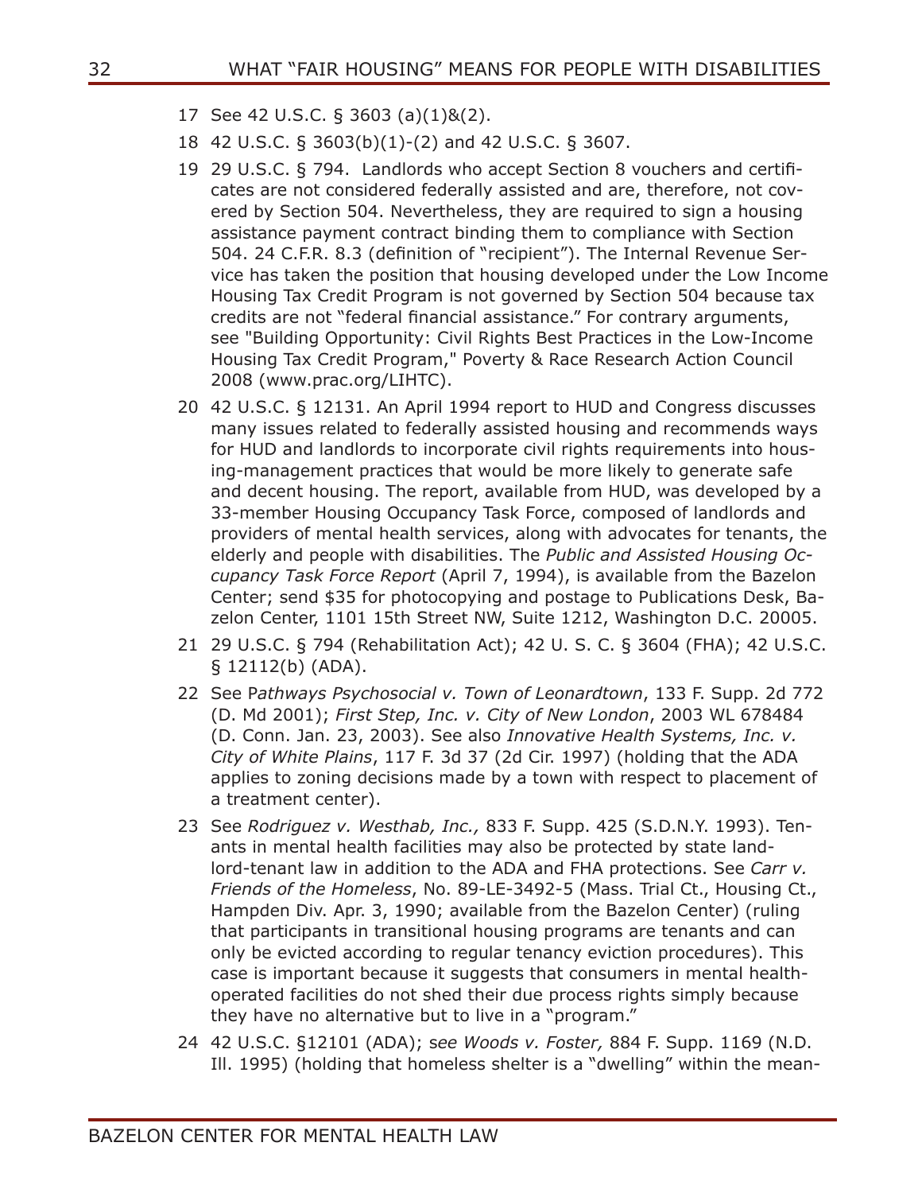17 See 42 U.S.C. § 3603 (a)(1)&(2).

18 42 U.S.C. § 3603(b)(1)-(2) and 42 U.S.C. § 3607.

19 29 U.S.C. § 794. Landlords who accept Section 8 vouchers and certificates are not considered federally assisted and are, therefore, not covered by Section 504. Nevertheless, they are required to sign a housing assistance payment contract binding them to compliance with Section 504. 24 C.F.R. 8.3 (definition of "recipient"). The Internal Revenue Service has taken the position that housing developed under the Low Income Housing Tax Credit Program is not governed by Section 504 because tax credits are not "federal financial assistance." For contrary arguments, see "Building Opportunity: Civil Rights Best Practices in the Low-Income Housing Tax Credit Program," Poverty & Race Research Action Council 2008 (www.prac.org/LIHTC).

20 42 U.S.C. § 12131. An April 1994 report to HUD and Congress discusses many issues related to federally assisted housing and recommends ways for HUD and landlords to incorporate civil rights requirements into housing-management practices that would be more likely to generate safe and decent housing. The report, available from HUD, was developed by a 33-member Housing Occupancy Task Force, composed of landlords and providers of mental health services, along with advocates for tenants, the elderly and people with disabilities. The *Public and Assisted Housing Occupancy Task Force Report* (April 7, 1994), is available from the Bazelon Center; send $35 for photocopying and postage to Publications Desk, Bazelon Center, 1101 15th Street NW, Suite 1212, Washington D.C. 20005.

21 29 U.S.C. § 794 (Rehabilitation Act); 42 U. S. C. § 3604 (FHA); 42 U.S.C. § 12112(b) (ADA).

22 See P*athways Psychosocial v. Town of Leonardtown*, 133 F. Supp. 2d 772 (D. Md 2001); *First Step, Inc. v. City of New London*, 2003 WL 678484 (D. Conn. Jan. 23, 2003). See also *Innovative Health Systems, Inc. v. City of White Plains*, 117 F. 3d 37 (2d Cir. 1997) (holding that the ADA applies to zoning decisions made by a town with respect to placement of a treatment center).

23 See *Rodriguez v. Westhab, Inc.,* 833 F. Supp. 425 (S.D.N.Y. 1993). Tenants in mental health facilities may also be protected by state landlord-tenant law in addition to the ADA and FHA protections. See *Carr v. Friends of the Homeless*, No. 89-LE-3492-5 (Mass. Trial Ct., Housing Ct., Hampden Div. Apr. 3, 1990; available from the Bazelon Center) (ruling that participants in transitional housing programs are tenants and can only be evicted according to regular tenancy eviction procedures). This case is important because it suggests that consumers in mental health-operated facilities do not shed their due process rights simply because they have no alternative but to live in a "program."

24 42 U.S.C. §12101 (ADA); s*ee Woods v. Foster,* 884 F. Supp. 1169 (N.D. Ill. 1995) (holding that homeless shelter is a "dwelling" within the mean-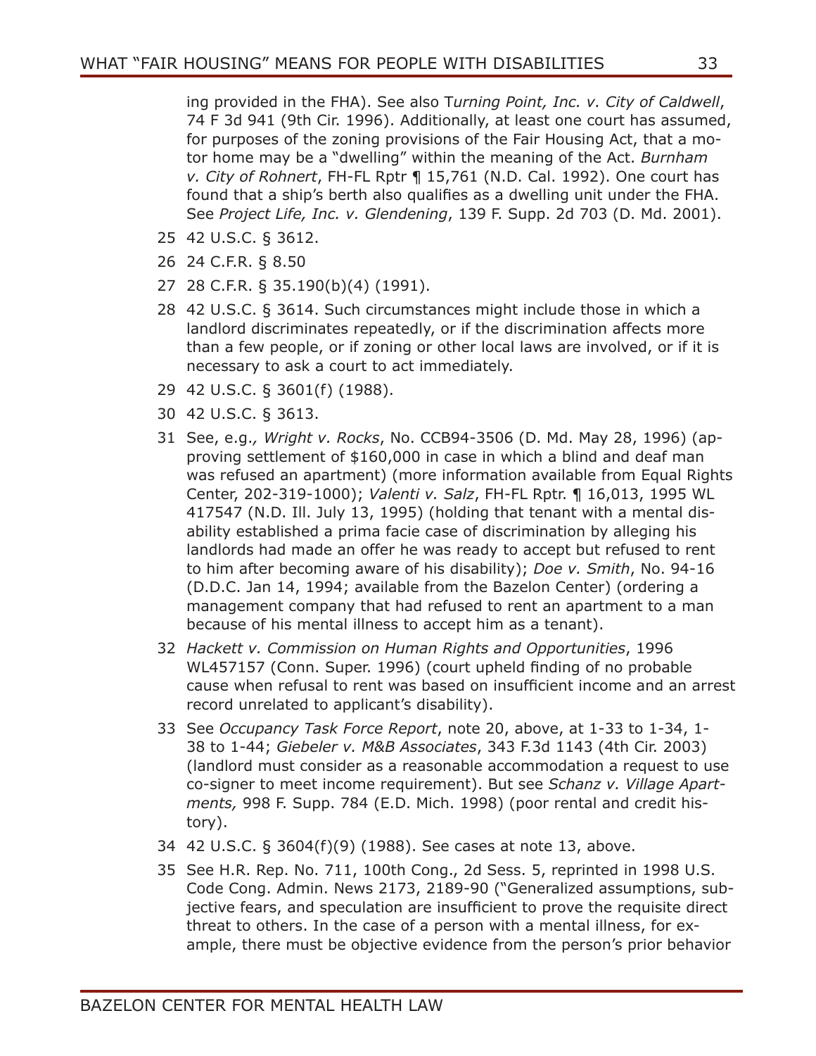ing provided in the FHA). See also T*urning Point, Inc. v. City of Caldwell*, 74 F 3d 941 (9th Cir. 1996). Additionally, at least one court has assumed, for purposes of the zoning provisions of the Fair Housing Act, that a motor home may be a "dwelling" within the meaning of the Act. *Burnham v. City of Rohnert*, FH-FL Rptr ¶ 15,761 (N.D. Cal. 1992). One court has found that a ship's berth also qualifies as a dwelling unit under the FHA. See *Project Life, Inc. v. Glendening*, 139 F. Supp. 2d 703 (D. Md. 2001).

25 42 U.S.C. § 3612.

26 24 C.F.R. § 8.50

27 28 C.F.R. § 35.190(b)(4) (1991).

28 42 U.S.C. § 3614. Such circumstances might include those in which a landlord discriminates repeatedly, or if the discrimination affects more than a few people, or if zoning or other local laws are involved, or if it is necessary to ask a court to act immediately.

29 42 U.S.C. § 3601(f) (1988).

30 42 U.S.C. § 3613.

31 See, e.g.*, Wright v. Rocks*, No. CCB94-3506 (D. Md. May 28, 1996) (approving settlement of $160,000 in case in which a blind and deaf man was refused an apartment) (more information available from Equal Rights Center, 202-319-1000); *Valenti v. Salz*, FH-FL Rptr. ¶ 16,013, 1995 WL 417547 (N.D. Ill. July 13, 1995) (holding that tenant with a mental disability established a prima facie case of discrimination by alleging his landlords had made an offer he was ready to accept but refused to rent to him after becoming aware of his disability); *Doe v. Smith*, No. 94-16 (D.D.C. Jan 14, 1994; available from the Bazelon Center) (ordering a management company that had refused to rent an apartment to a man because of his mental illness to accept him as a tenant).

32 *Hackett v. Commission on Human Rights and Opportunities*, 1996 WL457157 (Conn. Super. 1996) (court upheld finding of no probable cause when refusal to rent was based on insufficient income and an arrest record unrelated to applicant's disability).

33 See *Occupancy Task Force Report*, note 20, above, at 1-33 to 1-34, 1-38 to 1-44; *Giebeler v. M&B Associates*, 343 F.3d 1143 (4th Cir. 2003) (landlord must consider as a reasonable accommodation a request to use co-signer to meet income requirement). But see *Schanz v. Village Apartments,* 998 F. Supp. 784 (E.D. Mich. 1998) (poor rental and credit history).

34 42 U.S.C. § 3604(f)(9) (1988). See cases at note 13, above.

35 See H.R. Rep. No. 711, 100th Cong., 2d Sess. 5, reprinted in 1998 U.S. Code Cong. Admin. News 2173, 2189-90 ("Generalized assumptions, subjective fears, and speculation are insufficient to prove the requisite direct threat to others. In the case of a person with a mental illness, for example, there must be objective evidence from the person's prior behavior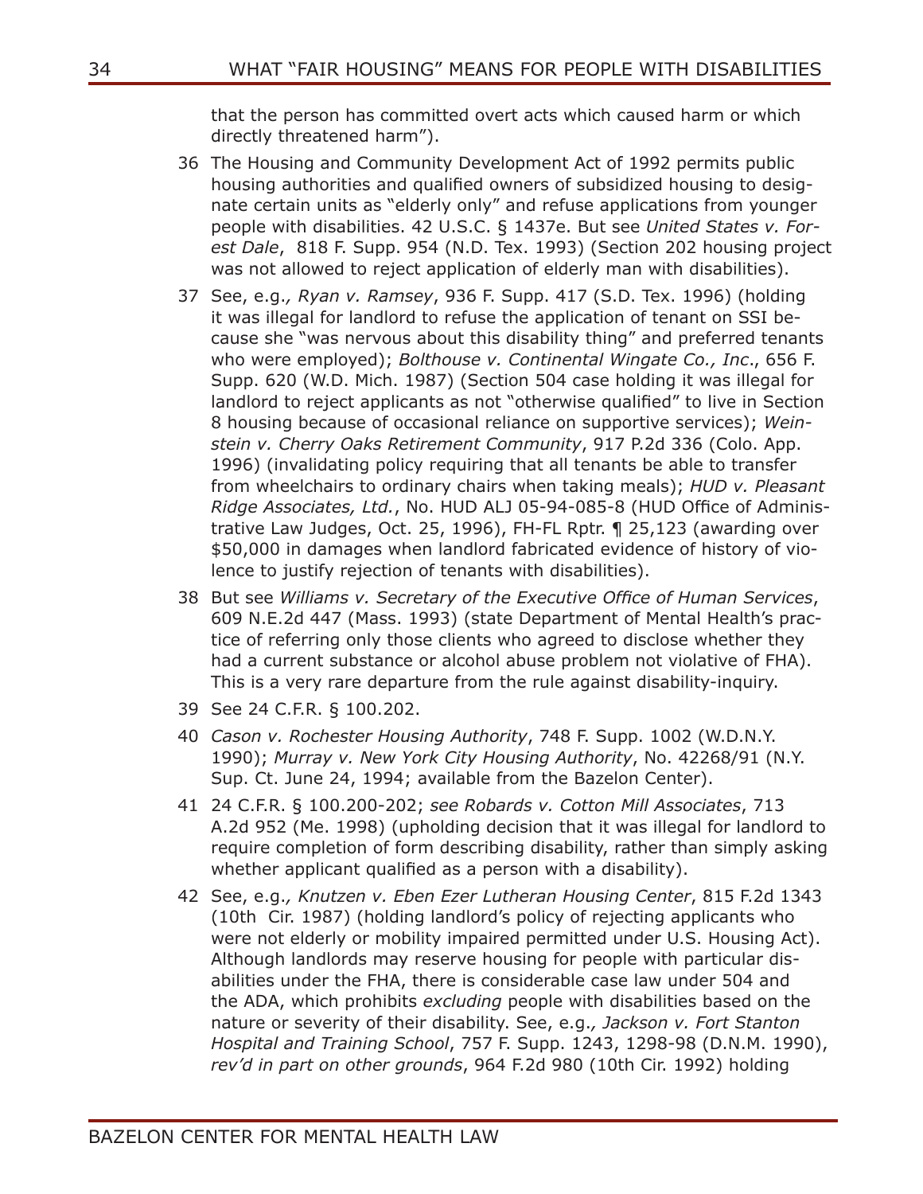that the person has committed overt acts which caused harm or which directly threatened harm").

36 The Housing and Community Development Act of 1992 permits public housing authorities and qualified owners of subsidized housing to designate certain units as "elderly only" and refuse applications from younger people with disabilities. 42 U.S.C. § 1437e. But see *United States v. Forest Dale*, 818 F. Supp. 954 (N.D. Tex. 1993) (Section 202 housing project was not allowed to reject application of elderly man with disabilities).

37 See, e.g.*, Ryan v. Ramsey*, 936 F. Supp. 417 (S.D. Tex. 1996) (holding it was illegal for landlord to refuse the application of tenant on SSI because she "was nervous about this disability thing" and preferred tenants who were employed); *Bolthouse v. Continental Wingate Co., Inc*., 656 F. Supp. 620 (W.D. Mich. 1987) (Section 504 case holding it was illegal for landlord to reject applicants as not "otherwise qualified" to live in Section 8 housing because of occasional reliance on supportive services); *Weinstein v. Cherry Oaks Retirement Community*, 917 P.2d 336 (Colo. App. 1996) (invalidating policy requiring that all tenants be able to transfer from wheelchairs to ordinary chairs when taking meals); *HUD v. Pleasant Ridge Associates, Ltd.*, No. HUD ALJ 05-94-085-8 (HUD Office of Administrative Law Judges, Oct. 25, 1996), FH-FL Rptr. ¶ 25,123 (awarding over $50,000 in damages when landlord fabricated evidence of history of violence to justify rejection of tenants with disabilities).

38 But see *Williams v. Secretary of the Executive Office of Human Services*, 609 N.E.2d 447 (Mass. 1993) (state Department of Mental Health's practice of referring only those clients who agreed to disclose whether they had a current substance or alcohol abuse problem not violative of FHA). This is a very rare departure from the rule against disability-inquiry.

39 See 24 C.F.R. § 100.202.

40 *Cason v. Rochester Housing Authority*, 748 F. Supp. 1002 (W.D.N.Y. 1990); *Murray v. New York City Housing Authority*, No. 42268/91 (N.Y. Sup. Ct. June 24, 1994; available from the Bazelon Center).

41 24 C.F.R. § 100.200-202; *see Robards v. Cotton Mill Associates*, 713 A.2d 952 (Me. 1998) (upholding decision that it was illegal for landlord to require completion of form describing disability, rather than simply asking whether applicant qualified as a person with a disability).

42 See, e.g.*, Knutzen v. Eben Ezer Lutheran Housing Center*, 815 F.2d 1343 (10th Cir. 1987) (holding landlord's policy of rejecting applicants who were not elderly or mobility impaired permitted under U.S. Housing Act). Although landlords may reserve housing for people with particular disabilities under the FHA, there is considerable case law under 504 and the ADA, which prohibits *excluding* people with disabilities based on the nature or severity of their disability. See, e.g.*, Jackson v. Fort Stanton Hospital and Training School*, 757 F. Supp. 1243, 1298-98 (D.N.M. 1990), *rev'd in part on other grounds*, 964 F.2d 980 (10th Cir. 1992) holding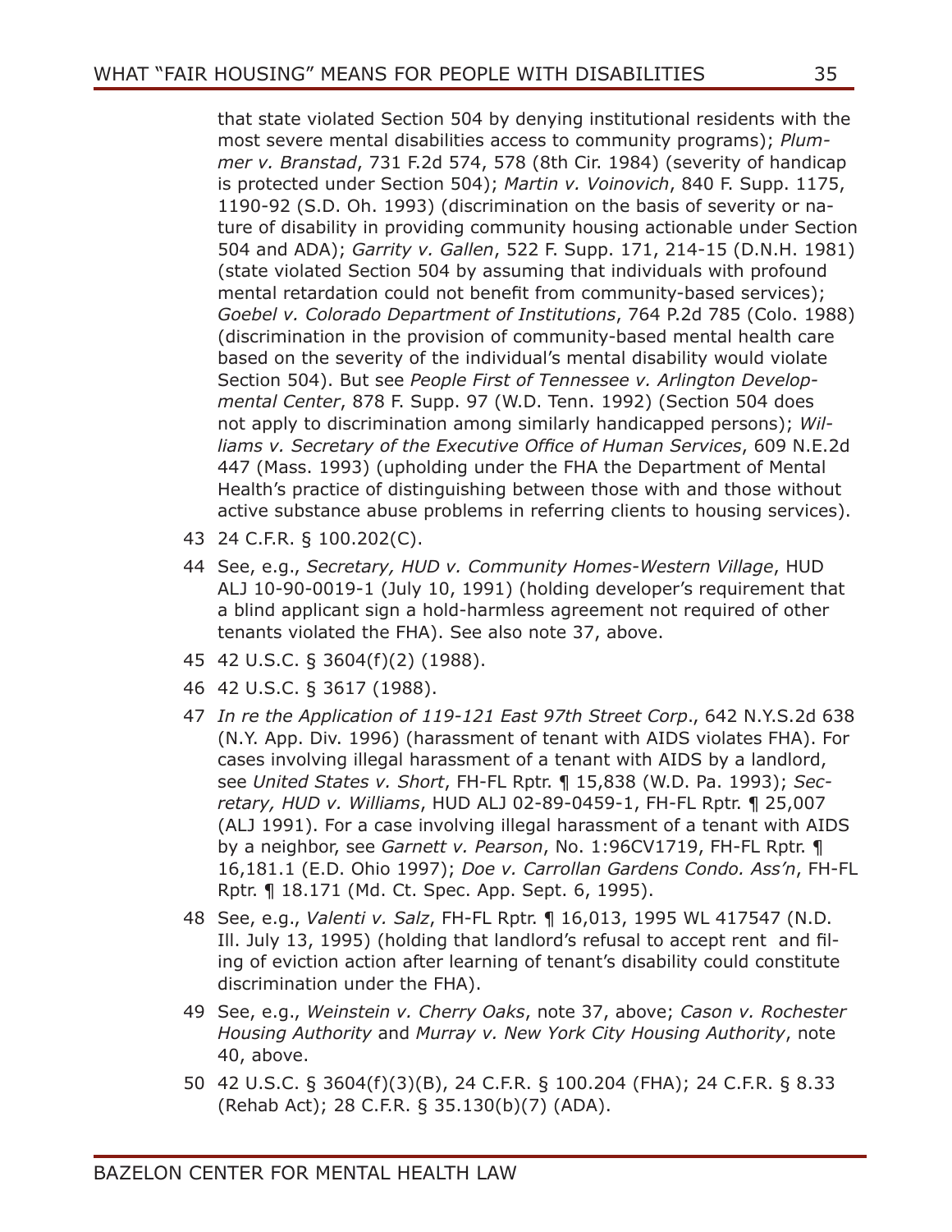that state violated Section 504 by denying institutional residents with the most severe mental disabilities access to community programs); *Plummer v. Branstad*, 731 F.2d 574, 578 (8th Cir. 1984) (severity of handicap is protected under Section 504); *Martin v. Voinovich*, 840 F. Supp. 1175, 1190-92 (S.D. Oh. 1993) (discrimination on the basis of severity or nature of disability in providing community housing actionable under Section 504 and ADA); *Garrity v. Gallen*, 522 F. Supp. 171, 214-15 (D.N.H. 1981) (state violated Section 504 by assuming that individuals with profound mental retardation could not benefit from community-based services); *Goebel v. Colorado Department of Institutions*, 764 P.2d 785 (Colo. 1988) (discrimination in the provision of community-based mental health care based on the severity of the individual's mental disability would violate Section 504). But see *People First of Tennessee v. Arlington Developmental Center*, 878 F. Supp. 97 (W.D. Tenn. 1992) (Section 504 does not apply to discrimination among similarly handicapped persons); *Williams v. Secretary of the Executive Office of Human Services*, 609 N.E.2d 447 (Mass. 1993) (upholding under the FHA the Department of Mental Health's practice of distinguishing between those with and those without active substance abuse problems in referring clients to housing services).

43 24 C.F.R. § 100.202(C).

44 See, e.g., *Secretary, HUD v. Community Homes-Western Village*, HUD ALJ 10-90-0019-1 (July 10, 1991) (holding developer's requirement that a blind applicant sign a hold-harmless agreement not required of other tenants violated the FHA). See also note 37, above.

45 42 U.S.C. § 3604(f)(2) (1988).

46 42 U.S.C. § 3617 (1988).

47 *In re the Application of 119-121 East 97th Street Corp*., 642 N.Y.S.2d 638 (N.Y. App. Div. 1996) (harassment of tenant with AIDS violates FHA). For cases involving illegal harassment of a tenant with AIDS by a landlord, see *United States v. Short*, FH-FL Rptr. ¶ 15,838 (W.D. Pa. 1993); *Secretary, HUD v. Williams*, HUD ALJ 02-89-0459-1, FH-FL Rptr. ¶ 25,007 (ALJ 1991). For a case involving illegal harassment of a tenant with AIDS by a neighbor, see *Garnett v. Pearson*, No. 1:96CV1719, FH-FL Rptr. ¶ 16,181.1 (E.D. Ohio 1997); *Doe v. Carrollan Gardens Condo. Ass'n*, FH-FL Rptr. ¶ 18.171 (Md. Ct. Spec. App. Sept. 6, 1995).

48 See, e.g., *Valenti v. Salz*, FH-FL Rptr. ¶ 16,013, 1995 WL 417547 (N.D. Ill. July 13, 1995) (holding that landlord's refusal to accept rent and filing of eviction action after learning of tenant's disability could constitute discrimination under the FHA).

49 See, e.g., *Weinstein v. Cherry Oaks*, note 37, above; *Cason v. Rochester Housing Authority* and *Murray v. New York City Housing Authority*, note 40, above.

50 42 U.S.C. § 3604(f)(3)(B), 24 C.F.R. § 100.204 (FHA); 24 C.F.R. § 8.33 (Rehab Act); 28 C.F.R. § 35.130(b)(7) (ADA).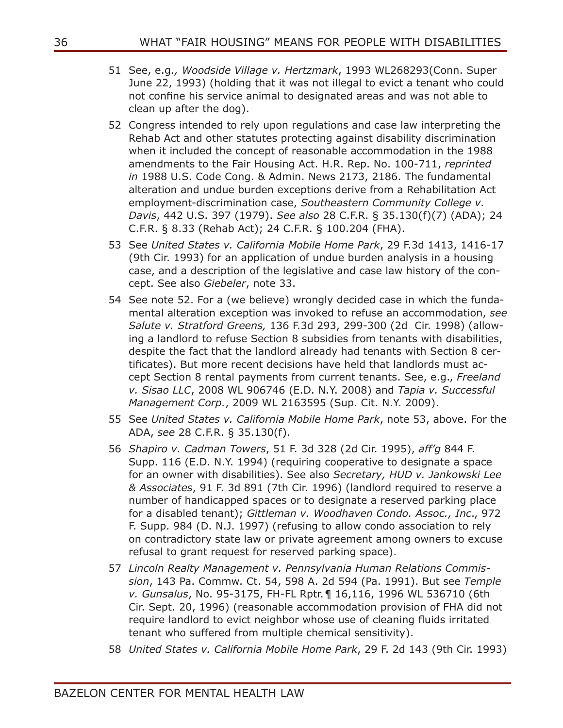51 See, e.g., *Woodside Village v. Hertzmark*, 1993 WL268293(Conn. Super June 22, 1993) (holding that it was not illegal to evict a tenant who could not confine his service animal to designated areas and was not able to clean up after the dog).

52 Congress intended to rely upon regulations and case law interpreting the Rehab Act and other statutes protecting against disability discrimination when it included the concept of reasonable accommodation in the 1988 amendments to the Fair Housing Act. H.R. Rep. No. 100-711, *reprinted in* 1988 U.S. Code Cong. & Admin. News 2173, 2186. The fundamental alteration and undue burden exceptions derive from a Rehabilitation Act employment-discrimination case, *Southeastern Community College v. Davis*, 442 U.S. 397 (1979). *See also* 28 C.F.R. § 35.130(f)(7) (ADA); 24 C.F.R. § 8.33 (Rehab Act); 24 C.F.R. § 100.204 (FHA).

53 See *United States v. California Mobile Home Park*, 29 F.3d 1413, 1416-17 (9th Cir. 1993) for an application of undue burden analysis in a housing case, and a description of the legislative and case law history of the concept. See also *Giebeler*, note 33.

54 See note 52. For a (we believe) wrongly decided case in which the fundamental alteration exception was invoked to refuse an accommodation, *see Salute v. Stratford Greens,* 136 F.3d 293, 299-300 (2d Cir. 1998) (allowing a landlord to refuse Section 8 subsidies from tenants with disabilities, despite the fact that the landlord already had tenants with Section 8 certificates). But more recent decisions have held that landlords must accept Section 8 rental payments from current tenants. See, e.g., *Freeland v. Sisao LLC*, 2008 WL 906746 (E.D. N.Y. 2008) and *Tapia v. Successful Management Corp.*, 2009 WL 2163595 (Sup. Cit. N.Y. 2009).

55 See *United States v. California Mobile Home Park*, note 53, above. For the ADA, *see* 28 C.F.R. § 35.130(f).

56 *Shapiro v. Cadman Towers*, 51 F. 3d 328 (2d Cir. 1995), *aff'g* 844 F. Supp. 116 (E.D. N.Y. 1994) (requiring cooperative to designate a space for an owner with disabilities). See also *Secretary, HUD v. Jankowski Lee & Associates*, 91 F. 3d 891 (7th Cir. 1996) (landlord required to reserve a number of handicapped spaces or to designate a reserved parking place for a disabled tenant); *Gittleman v. Woodhaven Condo. Assoc., Inc*., 972 F. Supp. 984 (D. N.J. 1997) (refusing to allow condo association to rely on contradictory state law or private agreement among owners to excuse refusal to grant request for reserved parking space).

57 *Lincoln Realty Management v. Pennsylvania Human Relations Commission*, 143 Pa. Commw. Ct. 54, 598 A. 2d 594 (Pa. 1991). But see *Temple v. Gunsalus*, No. 95-3175, FH-FL Rptr.¶ 16,116, 1996 WL 536710 (6th Cir. Sept. 20, 1996) (reasonable accommodation provision of FHA did not require landlord to evict neighbor whose use of cleaning fluids irritated tenant who suffered from multiple chemical sensitivity).

58 *United States v. California Mobile Home Park*, 29 F. 2d 143 (9th Cir. 1993)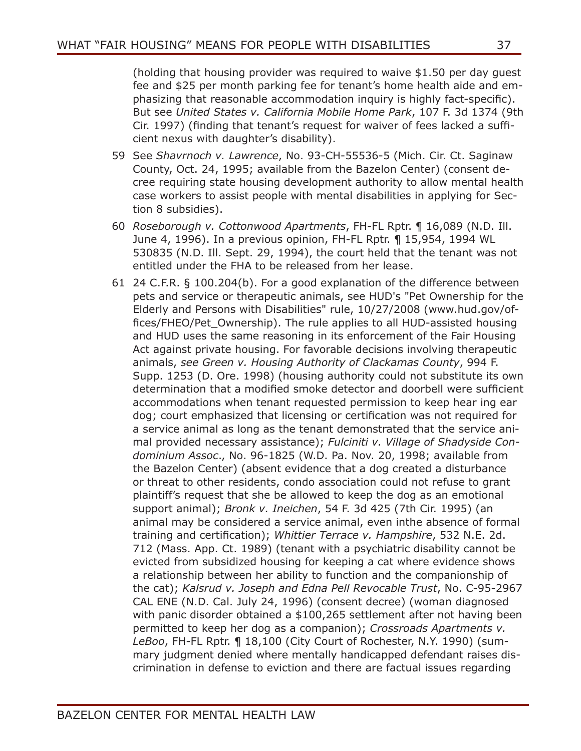(holding that housing provider was required to waive $1.50 per day guest fee and $25 per month parking fee for tenant's home health aide and emphasizing that reasonable accommodation inquiry is highly fact-specific). But see *United States v. California Mobile Home Park*, 107 F. 3d 1374 (9th Cir. 1997) (finding that tenant's request for waiver of fees lacked a sufficient nexus with daughter's disability).

59 See *Shavrnoch v. Lawrence*, No. 93-CH-55536-5 (Mich. Cir. Ct. Saginaw County, Oct. 24, 1995; available from the Bazelon Center) (consent decree requiring state housing development authority to allow mental health case workers to assist people with mental disabilities in applying for Section 8 subsidies).

60 *Roseborough v. Cottonwood Apartments*, FH-FL Rptr. ¶ 16,089 (N.D. Ill. June 4, 1996). In a previous opinion, FH-FL Rptr. ¶ 15,954, 1994 WL 530835 (N.D. Ill. Sept. 29, 1994), the court held that the tenant was not entitled under the FHA to be released from her lease.

61 24 C.F.R. § 100.204(b). For a good explanation of the difference between pets and service or therapeutic animals, see HUD's "Pet Ownership for the Elderly and Persons with Disabilities" rule, 10/27/2008 (www.hud.gov/offices/FHEO/Pet_Ownership). The rule applies to all HUD-assisted housing and HUD uses the same reasoning in its enforcement of the Fair Housing Act against private housing. For favorable decisions involving therapeutic animals, *see Green v. Housing Authority of Clackamas County*, 994 F. Supp. 1253 (D. Ore. 1998) (housing authority could not substitute its own determination that a modified smoke detector and doorbell were sufficient accommodations when tenant requested permission to keep hear ing ear dog; court emphasized that licensing or certification was not required for a service animal as long as the tenant demonstrated that the service animal provided necessary assistance); *Fulciniti v. Village of Shadyside Condominium Assoc.*, No. 96-1825 (W.D. Pa. Nov. 20, 1998; available from the Bazelon Center) (absent evidence that a dog created a disturbance or threat to other residents, condo association could not refuse to grant plaintiff's request that she be allowed to keep the dog as an emotional support animal); *Bronk v. Ineichen*, 54 F. 3d 425 (7th Cir. 1995) (an animal may be considered a service animal, even inthe absence of formal training and certification); *Whittier Terrace v. Hampshire*, 532 N.E. 2d. 712 (Mass. App. Ct. 1989) (tenant with a psychiatric disability cannot be evicted from subsidized housing for keeping a cat where evidence shows a relationship between her ability to function and the companionship of the cat); *Kalsrud v. Joseph and Edna Pell Revocable Trust*, No. C-95-2967 CAL ENE (N.D. Cal. July 24, 1996) (consent decree) (woman diagnosed with panic disorder obtained a $100,265 settlement after not having been permitted to keep her dog as a companion); *Crossroads Apartments v. LeBoo*, FH-FL Rptr. ¶ 18,100 (City Court of Rochester, N.Y. 1990) (summary judgment denied where mentally handicapped defendant raises discrimination in defense to eviction and there are factual issues regarding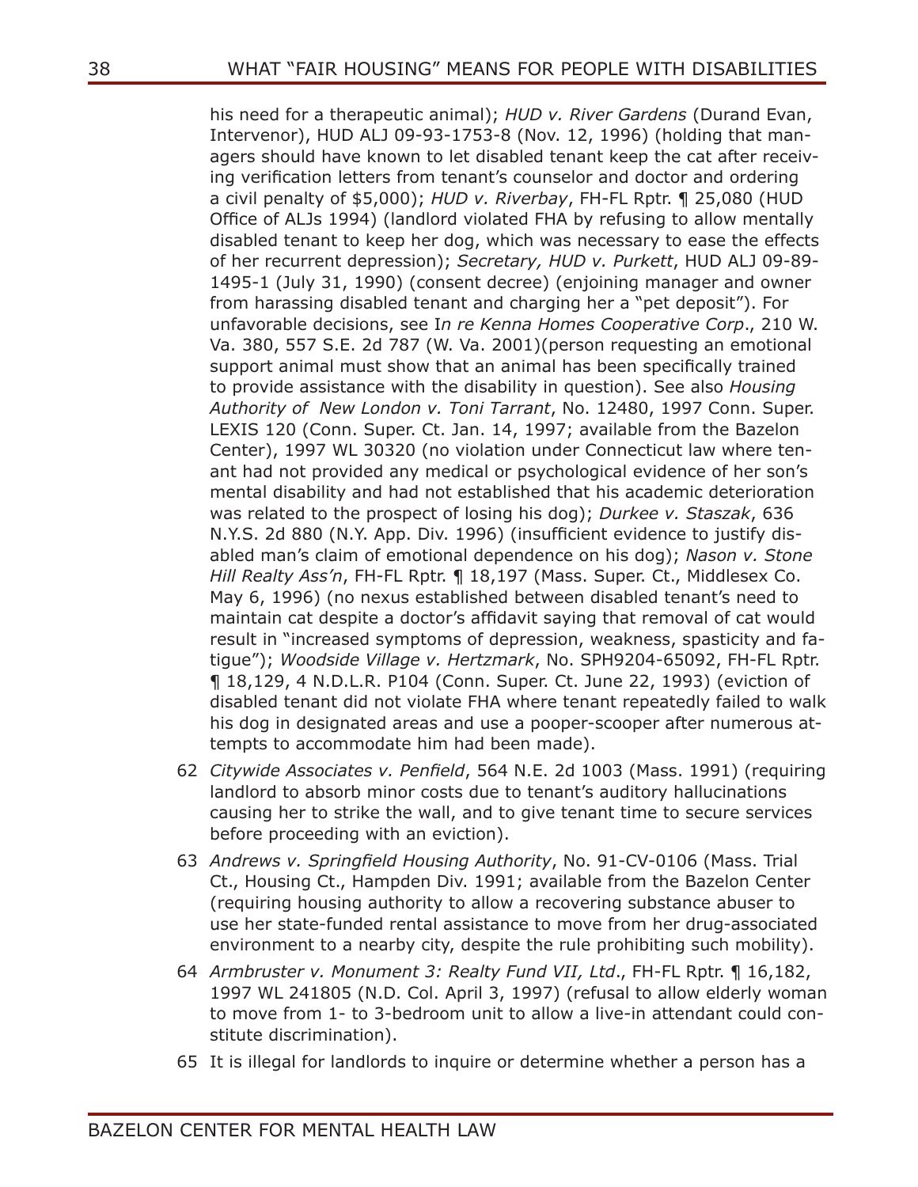his need for a therapeutic animal); *HUD v. River Gardens* (Durand Evan, Intervenor), HUD ALJ 09-93-1753-8 (Nov. 12, 1996) (holding that managers should have known to let disabled tenant keep the cat after receiving verification letters from tenant's counselor and doctor and ordering a civil penalty of $5,000); *HUD v. Riverbay*, FH-FL Rptr. ¶ 25,080 (HUD Office of ALJs 1994) (landlord violated FHA by refusing to allow mentally disabled tenant to keep her dog, which was necessary to ease the effects of her recurrent depression); *Secretary, HUD v. Purkett*, HUD ALJ 09-89-1495-1 (July 31, 1990) (consent decree) (enjoining manager and owner from harassing disabled tenant and charging her a "pet deposit"). For unfavorable decisions, see I*n re Kenna Homes Cooperative Corp*., 210 W. Va. 380, 557 S.E. 2d 787 (W. Va. 2001)(person requesting an emotional support animal must show that an animal has been specifically trained to provide assistance with the disability in question). See also *Housing Authority of New London v. Toni Tarrant*, No. 12480, 1997 Conn. Super. LEXIS 120 (Conn. Super. Ct. Jan. 14, 1997; available from the Bazelon Center), 1997 WL 30320 (no violation under Connecticut law where tenant had not provided any medical or psychological evidence of her son's mental disability and had not established that his academic deterioration was related to the prospect of losing his dog); *Durkee v. Staszak*, 636 N.Y.S. 2d 880 (N.Y. App. Div. 1996) (insufficient evidence to justify disabled man's claim of emotional dependence on his dog); *Nason v. Stone Hill Realty Ass'n*, FH-FL Rptr. ¶ 18,197 (Mass. Super. Ct., Middlesex Co. May 6, 1996) (no nexus established between disabled tenant's need to maintain cat despite a doctor's affidavit saying that removal of cat would result in "increased symptoms of depression, weakness, spasticity and fatigue"); *Woodside Village v. Hertzmark*, No. SPH9204-65092, FH-FL Rptr. ¶ 18,129, 4 N.D.L.R. P104 (Conn. Super. Ct. June 22, 1993) (eviction of disabled tenant did not violate FHA where tenant repeatedly failed to walk his dog in designated areas and use a pooper-scooper after numerous attempts to accommodate him had been made).

62 *Citywide Associates v. Penfield*, 564 N.E. 2d 1003 (Mass. 1991) (requiring landlord to absorb minor costs due to tenant's auditory hallucinations causing her to strike the wall, and to give tenant time to secure services before proceeding with an eviction).

63 *Andrews v. Springfield Housing Authority*, No. 91-CV-0106 (Mass. Trial Ct., Housing Ct., Hampden Div. 1991; available from the Bazelon Center (requiring housing authority to allow a recovering substance abuser to use her state-funded rental assistance to move from her drug-associated environment to a nearby city, despite the rule prohibiting such mobility).

64 *Armbruster v. Monument 3: Realty Fund VII, Ltd*., FH-FL Rptr. ¶ 16,182, 1997 WL 241805 (N.D. Col. April 3, 1997) (refusal to allow elderly woman to move from 1- to 3-bedroom unit to allow a live-in attendant could constitute discrimination).

65 It is illegal for landlords to inquire or determine whether a person has a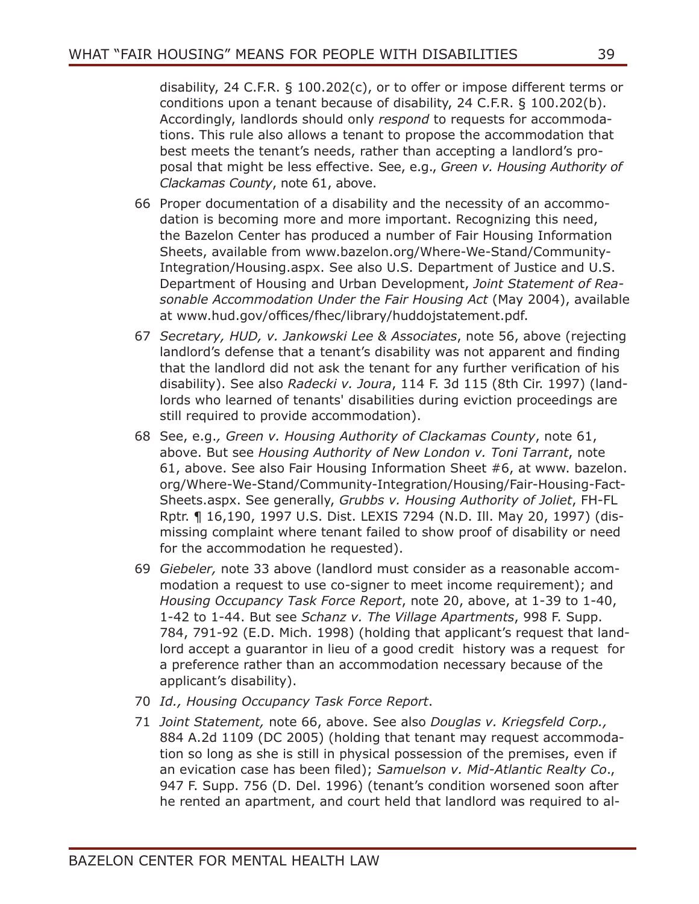disability, 24 C.F.R. § 100.202(c), or to offer or impose different terms or conditions upon a tenant because of disability, 24 C.F.R. § 100.202(b). Accordingly, landlords should only *respond* to requests for accommodations. This rule also allows a tenant to propose the accommodation that best meets the tenant's needs, rather than accepting a landlord's proposal that might be less effective. See, e.g., *Green v. Housing Authority of Clackamas County*, note 61, above.

66 Proper documentation of a disability and the necessity of an accommodation is becoming more and more important. Recognizing this need, the Bazelon Center has produced a number of Fair Housing Information Sheets, available from www.bazelon.org/Where-We-Stand/Community-Integration/Housing.aspx. See also U.S. Department of Justice and U.S. Department of Housing and Urban Development, *Joint Statement of Reasonable Accommodation Under the Fair Housing Act* (May 2004), available at www.hud.gov/offices/fhec/library/huddojstatement.pdf.

67 *Secretary, HUD, v. Jankowski Lee & Associates*, note 56, above (rejecting landlord's defense that a tenant's disability was not apparent and finding that the landlord did not ask the tenant for any further verification of his disability). See also *Radecki v. Joura*, 114 F. 3d 115 (8th Cir. 1997) (landlords who learned of tenants' disabilities during eviction proceedings are still required to provide accommodation).

68 See, e.g., *Green v. Housing Authority of Clackamas County*, note 61, above. But see *Housing Authority of New London v. Toni Tarrant*, note 61, above. See also Fair Housing Information Sheet #6, at www. bazelon.org/Where-We-Stand/Community-Integration/Housing/Fair-Housing-Fact-Sheets.aspx. See generally, *Grubbs v. Housing Authority of Joliet*, FH-FL Rptr. ¶ 16,190, 1997 U.S. Dist. LEXIS 7294 (N.D. Ill. May 20, 1997) (dismissing complaint where tenant failed to show proof of disability or need for the accommodation he requested).

69 *Giebeler,* note 33 above (landlord must consider as a reasonable accommodation a request to use co-signer to meet income requirement); and *Housing Occupancy Task Force Report*, note 20, above, at 1-39 to 1-40, 1-42 to 1-44. But see *Schanz v. The Village Apartments*, 998 F. Supp. 784, 791-92 (E.D. Mich. 1998) (holding that applicant's request that landlord accept a guarantor in lieu of a good credit history was a request for a preference rather than an accommodation necessary because of the applicant's disability).

70 *Id., Housing Occupancy Task Force Report*.

71 *Joint Statement,* note 66, above. See also *Douglas v. Kriegsfeld Corp.,* 884 A.2d 1109 (DC 2005) (holding that tenant may request accommodation so long as she is still in physical possession of the premises, even if an evication case has been filed); *Samuelson v. Mid-Atlantic Realty Co*., 947 F. Supp. 756 (D. Del. 1996) (tenant's condition worsened soon after he rented an apartment, and court held that landlord was required to al-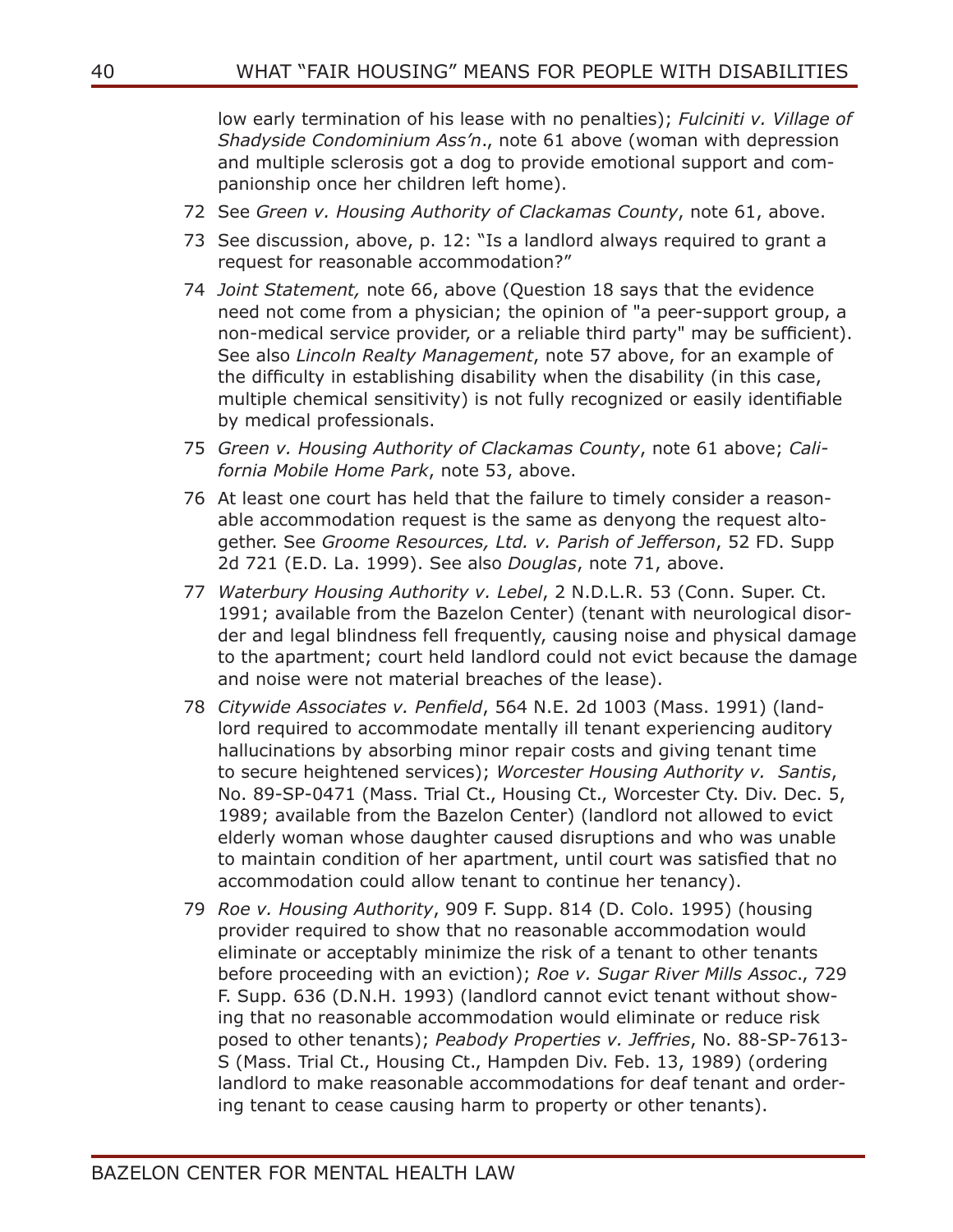low early termination of his lease with no penalties); *Fulciniti v. Village of Shadyside Condominium Ass'n*., note 61 above (woman with depression and multiple sclerosis got a dog to provide emotional support and companionship once her children left home).

72 See *Green v. Housing Authority of Clackamas County*, note 61, above.

73 See discussion, above, p. 12: "Is a landlord always required to grant a request for reasonable accommodation?"

74 *Joint Statement,* note 66, above (Question 18 says that the evidence need not come from a physician; the opinion of "a peer-support group, a non-medical service provider, or a reliable third party" may be sufficient). See also *Lincoln Realty Management*, note 57 above, for an example of the difficulty in establishing disability when the disability (in this case, multiple chemical sensitivity) is not fully recognized or easily identifiable by medical professionals.

75 *Green v. Housing Authority of Clackamas County*, note 61 above; *California Mobile Home Park*, note 53, above.

76 At least one court has held that the failure to timely consider a reasonable accommodation request is the same as denyong the request altogether. See *Groome Resources, Ltd. v. Parish of Jefferson*, 52 FD. Supp 2d 721 (E.D. La. 1999). See also *Douglas*, note 71, above.

77 *Waterbury Housing Authority v. Lebel*, 2 N.D.L.R. 53 (Conn. Super. Ct. 1991; available from the Bazelon Center) (tenant with neurological disorder and legal blindness fell frequently, causing noise and physical damage to the apartment; court held landlord could not evict because the damage and noise were not material breaches of the lease).

78 *Citywide Associates v. Penfield*, 564 N.E. 2d 1003 (Mass. 1991) (landlord required to accommodate mentally ill tenant experiencing auditory hallucinations by absorbing minor repair costs and giving tenant time to secure heightened services); *Worcester Housing Authority v. Santis*, No. 89-SP-0471 (Mass. Trial Ct., Housing Ct., Worcester Cty. Div. Dec. 5, 1989; available from the Bazelon Center) (landlord not allowed to evict elderly woman whose daughter caused disruptions and who was unable to maintain condition of her apartment, until court was satisfied that no accommodation could allow tenant to continue her tenancy).

79 *Roe v. Housing Authority*, 909 F. Supp. 814 (D. Colo. 1995) (housing provider required to show that no reasonable accommodation would eliminate or acceptably minimize the risk of a tenant to other tenants before proceeding with an eviction); *Roe v. Sugar River Mills Assoc*., 729 F. Supp. 636 (D.N.H. 1993) (landlord cannot evict tenant without showing that no reasonable accommodation would eliminate or reduce risk posed to other tenants); *Peabody Properties v. Jeffries*, No. 88-SP-7613-S (Mass. Trial Ct., Housing Ct., Hampden Div. Feb. 13, 1989) (ordering landlord to make reasonable accommodations for deaf tenant and ordering tenant to cease causing harm to property or other tenants).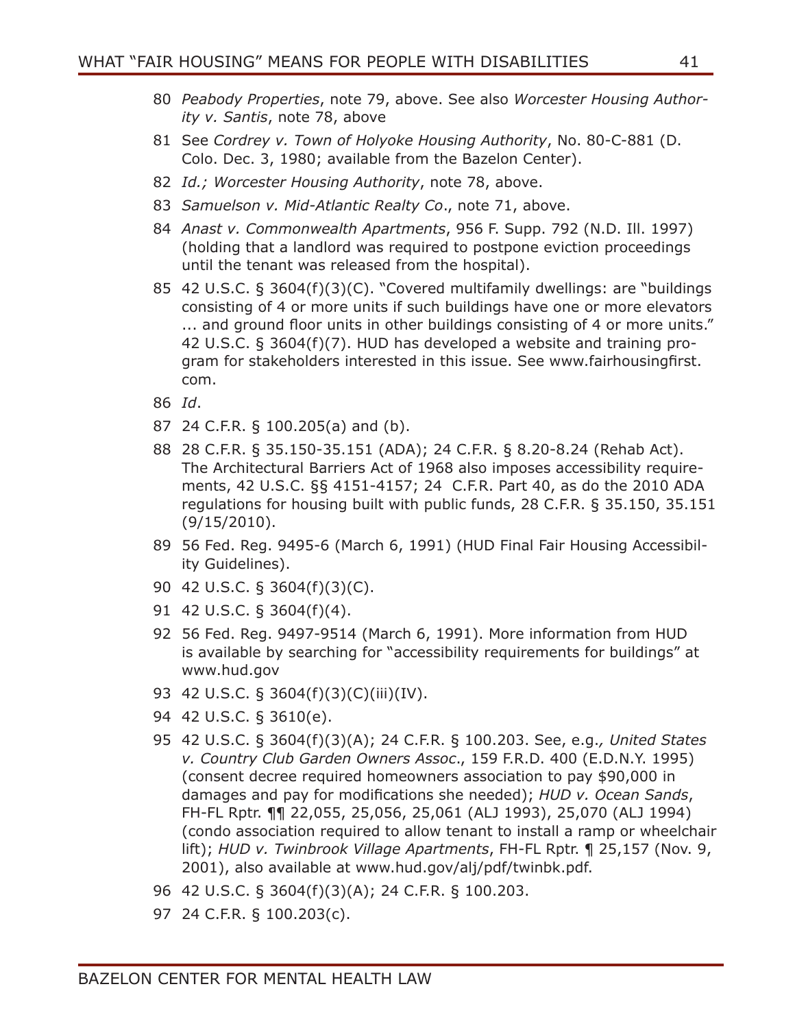80 *Peabody Properties*, note 79, above. See also *Worcester Housing Authority v. Santis*, note 78, above

81 See *Cordrey v. Town of Holyoke Housing Authority*, No. 80-C-881 (D. Colo. Dec. 3, 1980; available from the Bazelon Center).

82 *Id.; Worcester Housing Authority*, note 78, above.

83 *Samuelson v. Mid-Atlantic Realty Co*., note 71, above.

84 *Anast v. Commonwealth Apartments*, 956 F. Supp. 792 (N.D. Ill. 1997) (holding that a landlord was required to postpone eviction proceedings until the tenant was released from the hospital).

85 42 U.S.C. § 3604(f)(3)(C). "Covered multifamily dwellings: are "buildings consisting of 4 or more units if such buildings have one or more elevators ... and ground floor units in other buildings consisting of 4 or more units." 42 U.S.C. § 3604(f)(7). HUD has developed a website and training program for stakeholders interested in this issue. See www.fairhousingfirst.com.

86 *Id*.

87 24 C.F.R. § 100.205(a) and (b).

88 28 C.F.R. § 35.150-35.151 (ADA); 24 C.F.R. § 8.20-8.24 (Rehab Act). The Architectural Barriers Act of 1968 also imposes accessibility requirements, 42 U.S.C. §§ 4151-4157; 24 C.F.R. Part 40, as do the 2010 ADA regulations for housing built with public funds, 28 C.F.R. § 35.150, 35.151 (9/15/2010).

89 56 Fed. Reg. 9495-6 (March 6, 1991) (HUD Final Fair Housing Accessibility Guidelines).

90 42 U.S.C. § 3604(f)(3)(C).

91 42 U.S.C. § 3604(f)(4).

92 56 Fed. Reg. 9497-9514 (March 6, 1991). More information from HUD is available by searching for "accessibility requirements for buildings" at www.hud.gov

93 42 U.S.C. § 3604(f)(3)(C)(iii)(IV).

94 42 U.S.C. § 3610(e).

95 42 U.S.C. § 3604(f)(3)(A); 24 C.F.R. § 100.203. See, e.g*., United States v. Country Club Garden Owners Assoc*., 159 F.R.D. 400 (E.D.N.Y. 1995) (consent decree required homeowners association to pay $90,000 in damages and pay for modifications she needed); *HUD v. Ocean Sands*, FH-FL Rptr. ¶¶ 22,055, 25,056, 25,061 (ALJ 1993), 25,070 (ALJ 1994) (condo association required to allow tenant to install a ramp or wheelchair lift); *HUD v. Twinbrook Village Apartments*, FH-FL Rptr. ¶ 25,157 (Nov. 9, 2001), also available at www.hud.gov/alj/pdf/twinbk.pdf.

96 42 U.S.C. § 3604(f)(3)(A); 24 C.F.R. § 100.203.

97 24 C.F.R. § 100.203(c).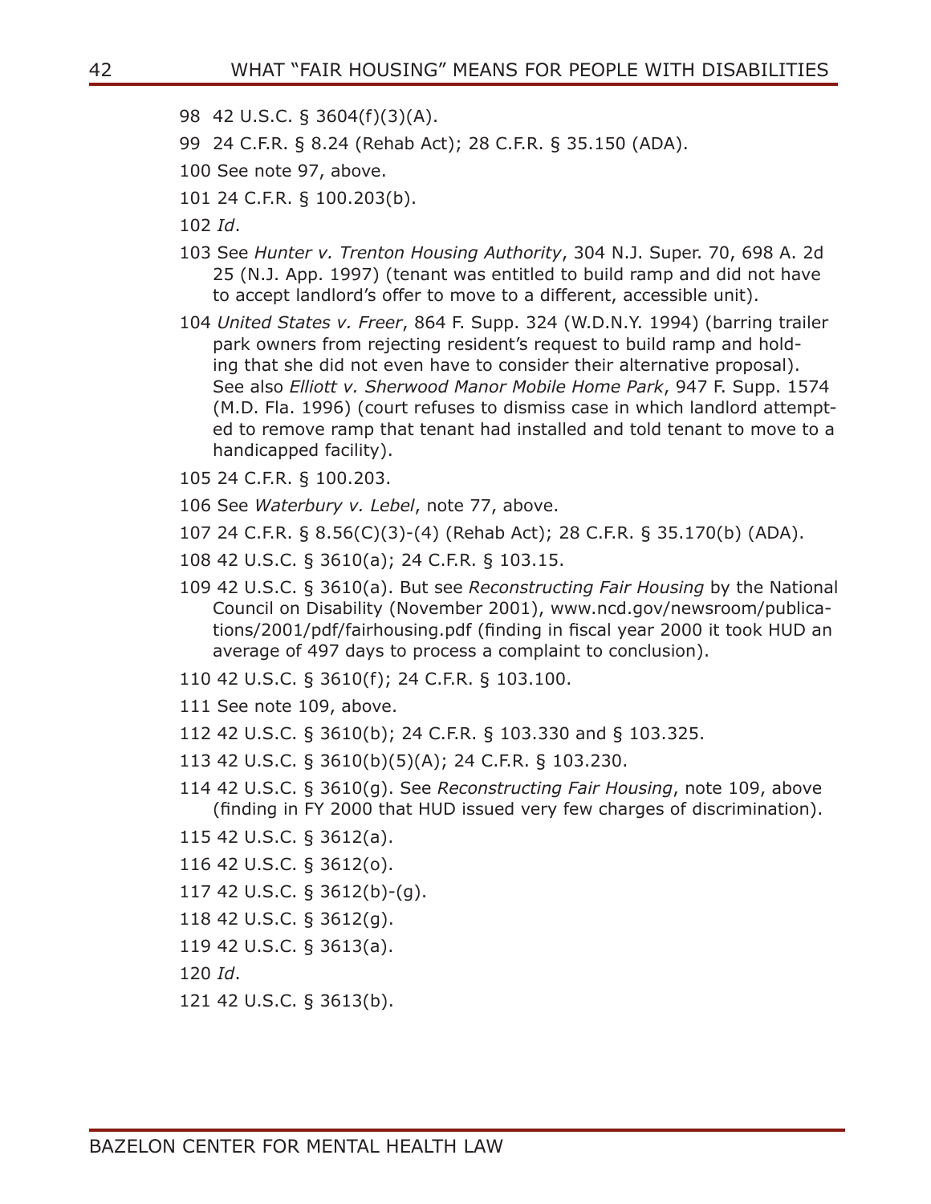98 42 U.S.C. § 3604(f)(3)(A).

99 24 C.F.R. § 8.24 (Rehab Act); 28 C.F.R. § 35.150 (ADA).

100 See note 97, above.

101 24 C.F.R. § 100.203(b).

102 *Id*.

103 See *Hunter v. Trenton Housing Authority*, 304 N.J. Super. 70, 698 A. 2d 25 (N.J. App. 1997) (tenant was entitled to build ramp and did not have to accept landlord's offer to move to a different, accessible unit).

104 *United States v. Freer*, 864 F. Supp. 324 (W.D.N.Y. 1994) (barring trailer park owners from rejecting resident's request to build ramp and holding that she did not even have to consider their alternative proposal). See also *Elliott v. Sherwood Manor Mobile Home Park*, 947 F. Supp. 1574 (M.D. Fla. 1996) (court refuses to dismiss case in which landlord attempted to remove ramp that tenant had installed and told tenant to move to a handicapped facility).

105 24 C.F.R. § 100.203.

106 See *Waterbury v. Lebel*, note 77, above.

107 24 C.F.R. § 8.56(C)(3)-(4) (Rehab Act); 28 C.F.R. § 35.170(b) (ADA).

108 42 U.S.C. § 3610(a); 24 C.F.R. § 103.15.

109 42 U.S.C. § 3610(a). But see *Reconstructing Fair Housing* by the National Council on Disability (November 2001), www.ncd.gov/newsroom/publications/2001/pdf/fairhousing.pdf (finding in fiscal year 2000 it took HUD an average of 497 days to process a complaint to conclusion).

110 42 U.S.C. § 3610(f); 24 C.F.R. § 103.100.

111 See note 109, above.

112 42 U.S.C. § 3610(b); 24 C.F.R. § 103.330 and § 103.325.

113 42 U.S.C. § 3610(b)(5)(A); 24 C.F.R. § 103.230.

114 42 U.S.C. § 3610(g). See *Reconstructing Fair Housing*, note 109, above (finding in FY 2000 that HUD issued very few charges of discrimination).

115 42 U.S.C. § 3612(a).

116 42 U.S.C. § 3612(o).

117 42 U.S.C. § 3612(b)-(g).

118 42 U.S.C. § 3612(g).

119 42 U.S.C. § 3613(a).

120 *Id*.

121 42 U.S.C. § 3613(b).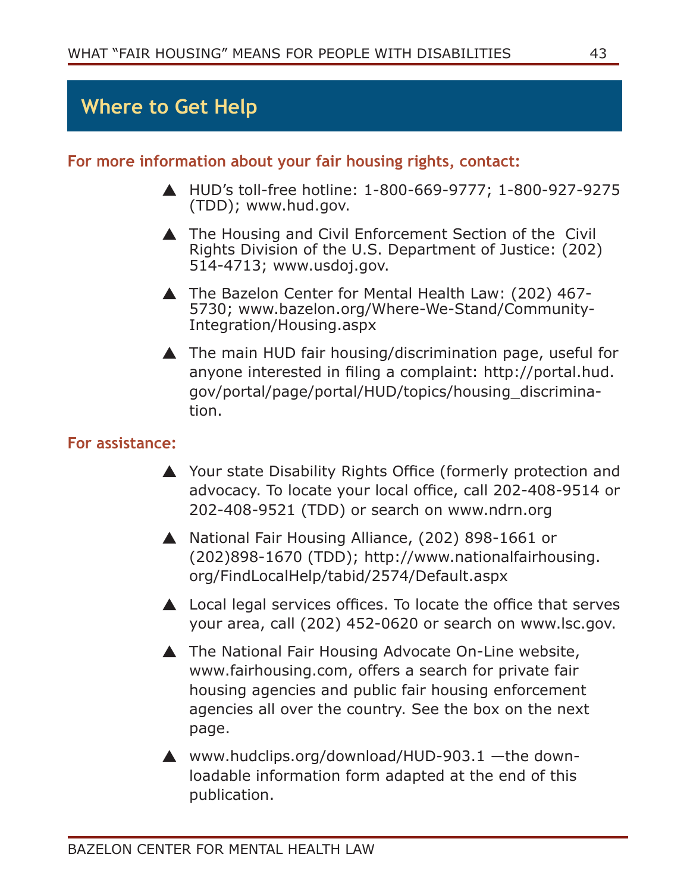## Where to Get Help

**For more information about your fair housing rights, contact:**

- HUD's toll-free hotline: 1-800-669-9777; 1-800-927-9275 (TDD); www.hud.gov.
- The Housing and Civil Enforcement Section of the Civil Rights Division of the U.S. Department of Justice: (202) 514-4713; www.usdoj.gov.
- The Bazelon Center for Mental Health Law: (202) 467-5730; www.bazelon.org/Where-We-Stand/Community-Integration/Housing.aspx
- The main HUD fair housing/discrimination page, useful for anyone interested in filing a complaint: http://portal.hud.gov/portal/page/portal/HUD/topics/housing_discrimination.

**For assistance:**

- Your state Disability Rights Office (formerly protection and advocacy. To locate your local office, call 202-408-9514 or 202-408-9521 (TDD) or search on www.ndrn.org
- National Fair Housing Alliance, (202) 898-1661 or (202)898-1670 (TDD); http://www.nationalfairhousing.org/FindLocalHelp/tabid/2574/Default.aspx
- Local legal services offices. To locate the office that serves your area, call (202) 452-0620 or search on www.lsc.gov.
- The National Fair Housing Advocate On-Line website, www.fairhousing.com, offers a search for private fair housing agencies and public fair housing enforcement agencies all over the country. See the box on the next page.
- www.hudclips.org/download/HUD-903.1 —the downloadable information form adapted at the end of this publication.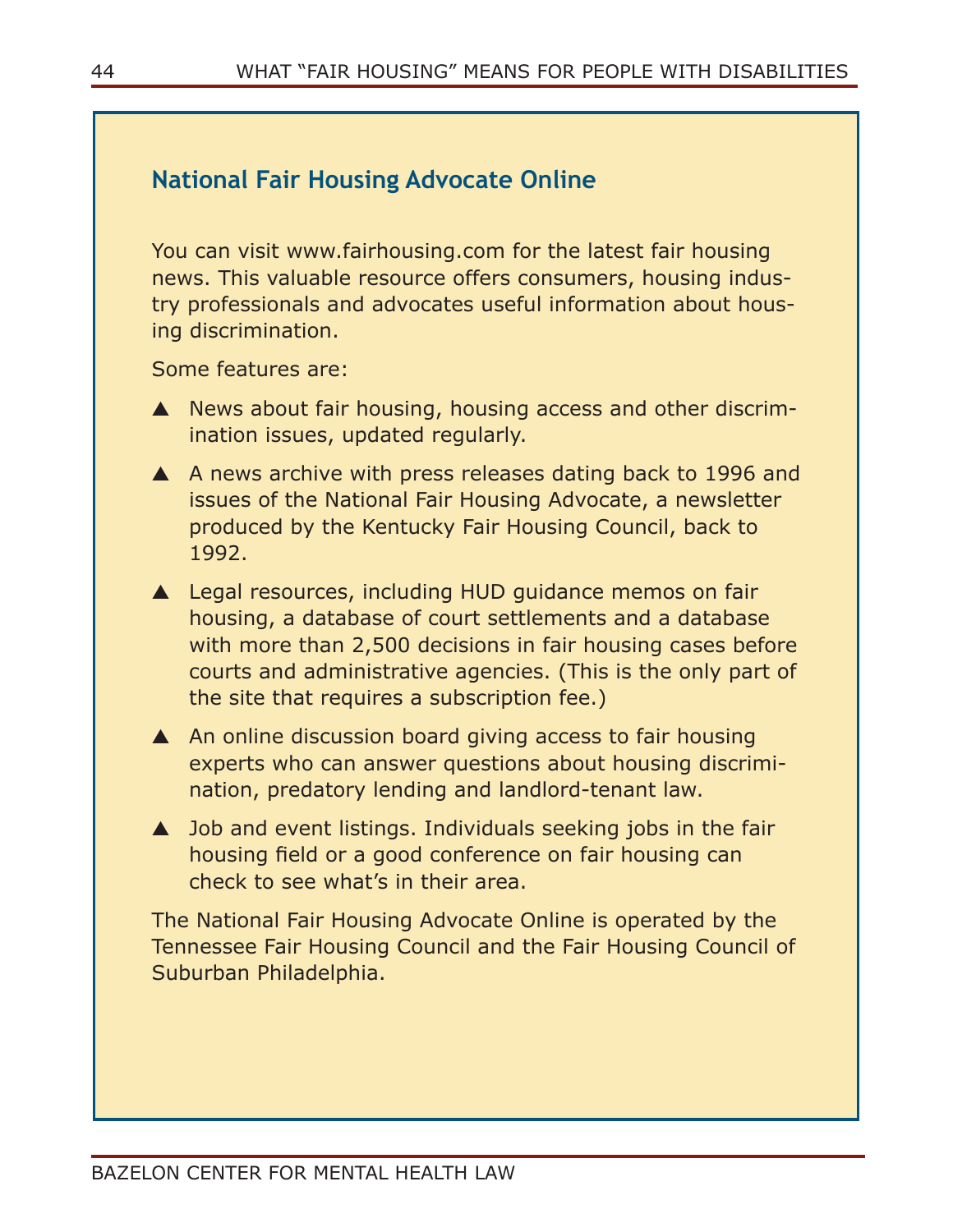## National Fair Housing Advocate Online

You can visit www.fairhousing.com for the latest fair housing news. This valuable resource offers consumers, housing industry professionals and advocates useful information about housing discrimination.

Some features are:

- News about fair housing, housing access and other discrimination issues, updated regularly.
- A news archive with press releases dating back to 1996 and issues of the National Fair Housing Advocate, a newsletter produced by the Kentucky Fair Housing Council, back to 1992.
- Legal resources, including HUD guidance memos on fair housing, a database of court settlements and a database with more than 2,500 decisions in fair housing cases before courts and administrative agencies. (This is the only part of the site that requires a subscription fee.)
- An online discussion board giving access to fair housing experts who can answer questions about housing discrimination, predatory lending and landlord-tenant law.
- Job and event listings. Individuals seeking jobs in the fair housing field or a good conference on fair housing can check to see what's in their area.

The National Fair Housing Advocate Online is operated by the Tennessee Fair Housing Council and the Fair Housing Council of Suburban Philadelphia.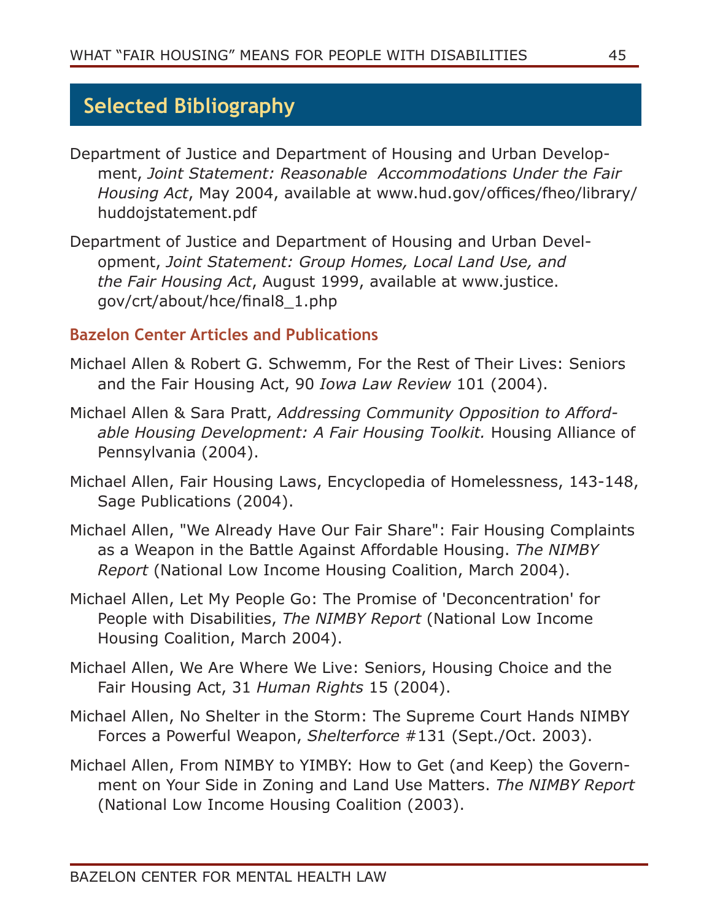## Selected Bibliography

Department of Justice and Department of Housing and Urban Development, *Joint Statement: Reasonable Accommodations Under the Fair Housing Act*, May 2004, available at www.hud.gov/offices/fheo/library/huddojstatement.pdf

Department of Justice and Department of Housing and Urban Development, *Joint Statement: Group Homes, Local Land Use, and the Fair Housing Act*, August 1999, available at www.justice.gov/crt/about/hce/final8_1.php

### Bazelon Center Articles and Publications

Michael Allen & Robert G. Schwemm, For the Rest of Their Lives: Seniors and the Fair Housing Act, 90 *Iowa Law Review* 101 (2004).

Michael Allen & Sara Pratt, *Addressing Community Opposition to Affordable Housing Development: A Fair Housing Toolkit.* Housing Alliance of Pennsylvania (2004).

Michael Allen, Fair Housing Laws, Encyclopedia of Homelessness, 143-148, Sage Publications (2004).

Michael Allen, "We Already Have Our Fair Share": Fair Housing Complaints as a Weapon in the Battle Against Affordable Housing. *The NIMBY Report* (National Low Income Housing Coalition, March 2004).

Michael Allen, Let My People Go: The Promise of 'Deconcentration' for People with Disabilities, *The NIMBY Report* (National Low Income Housing Coalition, March 2004).

Michael Allen, We Are Where We Live: Seniors, Housing Choice and the Fair Housing Act, 31 *Human Rights* 15 (2004).

Michael Allen, No Shelter in the Storm: The Supreme Court Hands NIMBY Forces a Powerful Weapon, *Shelterforce* #131 (Sept./Oct. 2003).

Michael Allen, From NIMBY to YIMBY: How to Get (and Keep) the Government on Your Side in Zoning and Land Use Matters. *The NIMBY Report* (National Low Income Housing Coalition (2003).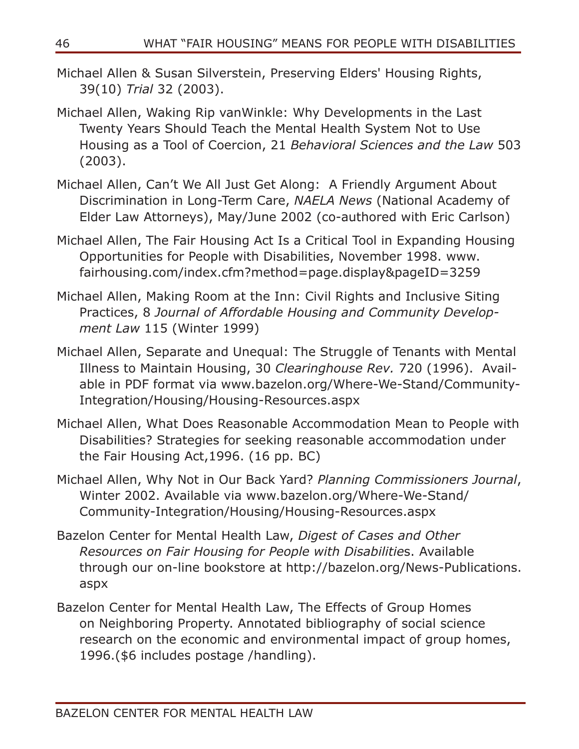Michael Allen & Susan Silverstein, Preserving Elders' Housing Rights, 39(10) *Trial* 32 (2003).

Michael Allen, Waking Rip vanWinkle: Why Developments in the Last Twenty Years Should Teach the Mental Health System Not to Use Housing as a Tool of Coercion, 21 *Behavioral Sciences and the Law* 503 (2003).

Michael Allen, Can't We All Just Get Along: A Friendly Argument About Discrimination in Long-Term Care, *NAELA News* (National Academy of Elder Law Attorneys), May/June 2002 (co-authored with Eric Carlson)

Michael Allen, The Fair Housing Act Is a Critical Tool in Expanding Housing Opportunities for People with Disabilities, November 1998. www.fairhousing.com/index.cfm?method=page.display&pageID=3259

Michael Allen, Making Room at the Inn: Civil Rights and Inclusive Siting Practices, 8 *Journal of Affordable Housing and Community Development Law* 115 (Winter 1999)

Michael Allen, Separate and Unequal: The Struggle of Tenants with Mental Illness to Maintain Housing, 30 *Clearinghouse Rev.* 720 (1996). Available in PDF format via www.bazelon.org/Where-We-Stand/Community-Integration/Housing/Housing-Resources.aspx

Michael Allen, What Does Reasonable Accommodation Mean to People with Disabilities? Strategies for seeking reasonable accommodation under the Fair Housing Act,1996. (16 pp. BC)

Michael Allen, Why Not in Our Back Yard? *Planning Commissioners Journal*, Winter 2002. Available via www.bazelon.org/Where-We-Stand/Community-Integration/Housing/Housing-Resources.aspx

Bazelon Center for Mental Health Law, *Digest of Cases and Other Resources on Fair Housing for People with Disabilities*. Available through our on-line bookstore at http://bazelon.org/News-Publications.aspx

Bazelon Center for Mental Health Law, The Effects of Group Homes on Neighboring Property. Annotated bibliography of social science research on the economic and environmental impact of group homes, 1996.($6 includes postage /handling).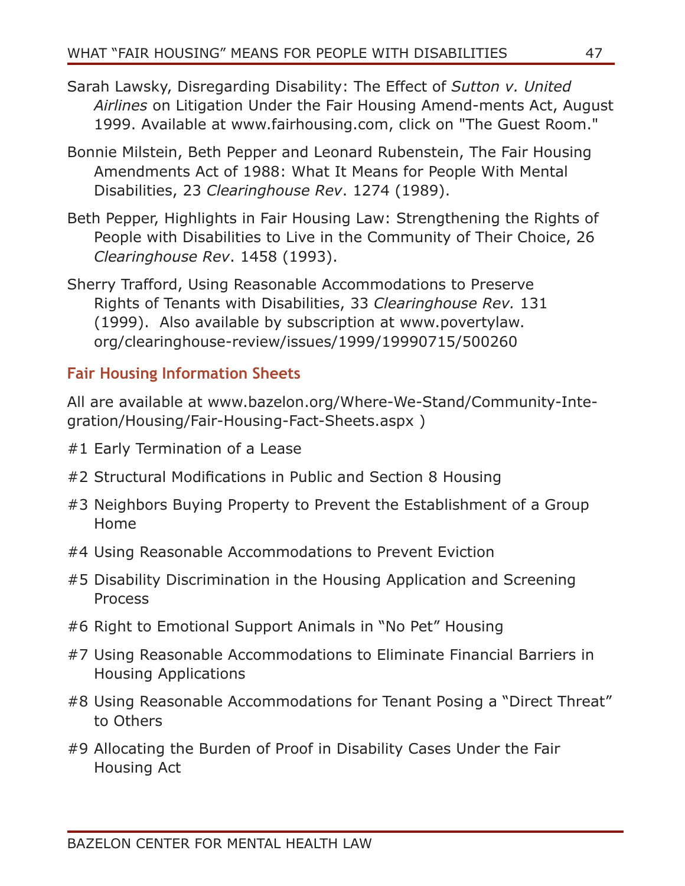Sarah Lawsky, Disregarding Disability: The Effect of *Sutton v. United Airlines* on Litigation Under the Fair Housing Amend-ments Act, August 1999. Available at www.fairhousing.com, click on "The Guest Room."

Bonnie Milstein, Beth Pepper and Leonard Rubenstein, The Fair Housing Amendments Act of 1988: What It Means for People With Mental Disabilities, 23 *Clearinghouse Rev*. 1274 (1989).

Beth Pepper, Highlights in Fair Housing Law: Strengthening the Rights of People with Disabilities to Live in the Community of Their Choice, 26 *Clearinghouse Rev*. 1458 (1993).

Sherry Trafford, Using Reasonable Accommodations to Preserve Rights of Tenants with Disabilities, 33 *Clearinghouse Rev.* 131 (1999). Also available by subscription at www.povertylaw.org/clearinghouse-review/issues/1999/19990715/500260

## Fair Housing Information Sheets

All are available at www.bazelon.org/Where-We-Stand/Community-Integration/Housing/Fair-Housing-Fact-Sheets.aspx )

#1 Early Termination of a Lease

#2 Structural Modifications in Public and Section 8 Housing

#3 Neighbors Buying Property to Prevent the Establishment of a Group Home

#4 Using Reasonable Accommodations to Prevent Eviction

#5 Disability Discrimination in the Housing Application and Screening Process

#6 Right to Emotional Support Animals in "No Pet" Housing

#7 Using Reasonable Accommodations to Eliminate Financial Barriers in Housing Applications

#8 Using Reasonable Accommodations for Tenant Posing a "Direct Threat" to Others

#9 Allocating the Burden of Proof in Disability Cases Under the Fair Housing Act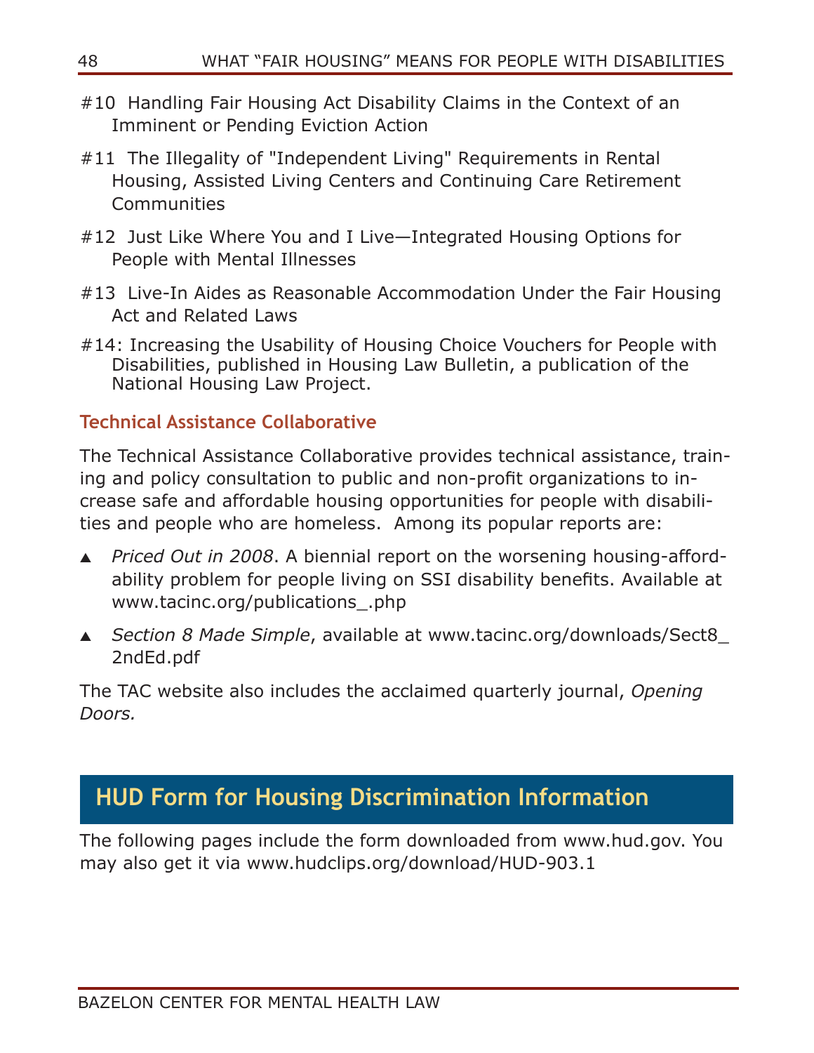#10  Handling Fair Housing Act Disability Claims in the Context of an Imminent or Pending Eviction Action

#11  The Illegality of "Independent Living" Requirements in Rental Housing, Assisted Living Centers and Continuing Care Retirement Communities

#12  Just Like Where You and I Live—Integrated Housing Options for People with Mental Illnesses

#13  Live-In Aides as Reasonable Accommodation Under the Fair Housing Act and Related Laws

#14: Increasing the Usability of Housing Choice Vouchers for People with Disabilities, published in Housing Law Bulletin, a publication of the National Housing Law Project.

### Technical Assistance Collaborative

The Technical Assistance Collaborative provides technical assistance, training and policy consultation to public and non-profit organizations to increase safe and affordable housing opportunities for people with disabilities and people who are homeless.  Among its popular reports are:

- *Priced Out in 2008*. A biennial report on the worsening housing-affordability problem for people living on SSI disability benefits. Available at www.tacinc.org/publications_.php
- *Section 8 Made Simple*, available at www.tacinc.org/downloads/Sect8_2ndEd.pdf

The TAC website also includes the acclaimed quarterly journal, *Opening Doors.*

## HUD Form for Housing Discrimination Information

The following pages include the form downloaded from www.hud.gov. You may also get it via www.hudclips.org/download/HUD-903.1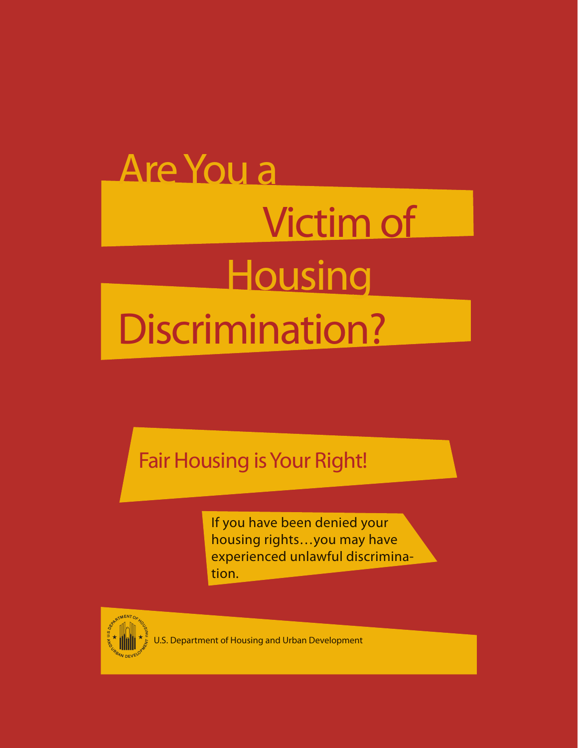# Are You a Victim of Housing Discrimination?

## Fair Housing is Your Right!

If you have been denied your housing rights…you may have experienced unlawful discrimination.

U.S. Department of Housing and Urban Development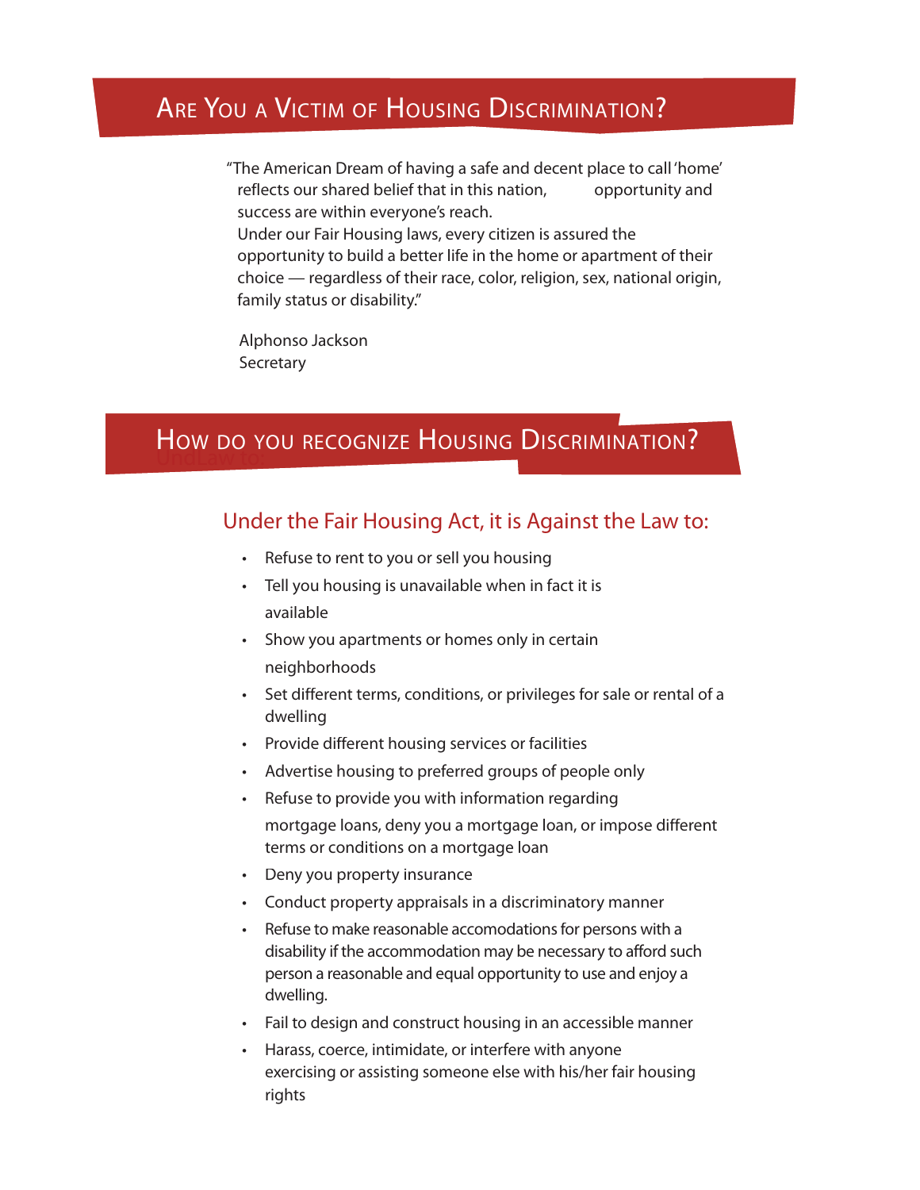## Are You a Victim of Housing Discrimination?

"The American Dream of having a safe and decent place to call 'home' reflects our shared belief that in this nation, opportunity and success are within everyone's reach.
Under our Fair Housing laws, every citizen is assured the opportunity to build a better life in the home or apartment of their choice — regardless of their race, color, religion, sex, national origin, family status or disability."

Alphonso Jackson
Secretary

## How do you recognize Housing Discrimination?

### Under the Fair Housing Act, it is Against the Law to:

- Refuse to rent to you or sell you housing
- Tell you housing is unavailable when in fact it is available
- Show you apartments or homes only in certain neighborhoods
- Set different terms, conditions, or privileges for sale or rental of a dwelling
- Provide different housing services or facilities
- Advertise housing to preferred groups of people only
- Refuse to provide you with information regarding mortgage loans, deny you a mortgage loan, or impose different terms or conditions on a mortgage loan
- Deny you property insurance
- Conduct property appraisals in a discriminatory manner
- Refuse to make reasonable accomodations for persons with a disability if the accommodation may be necessary to afford such person a reasonable and equal opportunity to use and enjoy a dwelling.
- Fail to design and construct housing in an accessible manner
- Harass, coerce, intimidate, or interfere with anyone exercising or assisting someone else with his/her fair housing rights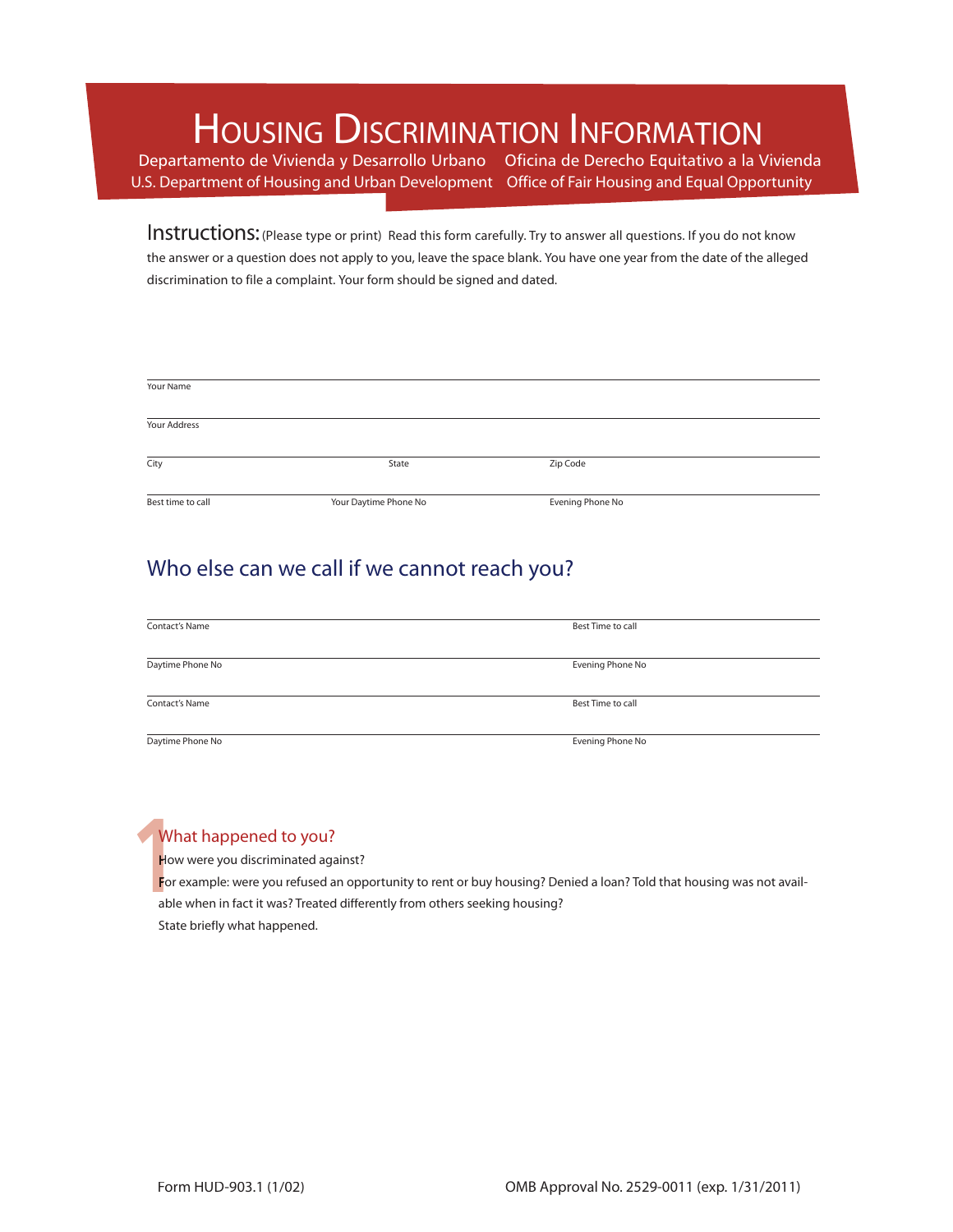# Housing Discrimination Information

Departamento de Vivienda y Desarrollo Urbano Oficina de Derecho Equitativo a la Vivienda
U.S. Department of Housing and Urban Development Office of Fair Housing and Equal Opportunity

**Instructions:** (Please type or print) Read this form carefully. Try to answer all questions. If you do not know the answer or a question does not apply to you, leave the space blank. You have one year from the date of the alleged discrimination to file a complaint. Your form should be signed and dated.

Your Name

Your Address

City | State | Zip Code

Best time to call | Your Daytime Phone No | Evening Phone No

## Who else can we call if we cannot reach you?

Contact's Name | Best Time to call

Daytime Phone No | Evening Phone No

Contact's Name | Best Time to call

Daytime Phone No | Evening Phone No

## 1 What happened to you?

How were you discriminated against?

For example: were you refused an opportunity to rent or buy housing? Denied a loan? Told that housing was not available when in fact it was? Treated differently from others seeking housing?

State briefly what happened.

Form HUD-903.1 (1/02) OMB Approval No. 2529-0011 (exp. 1/31/2011)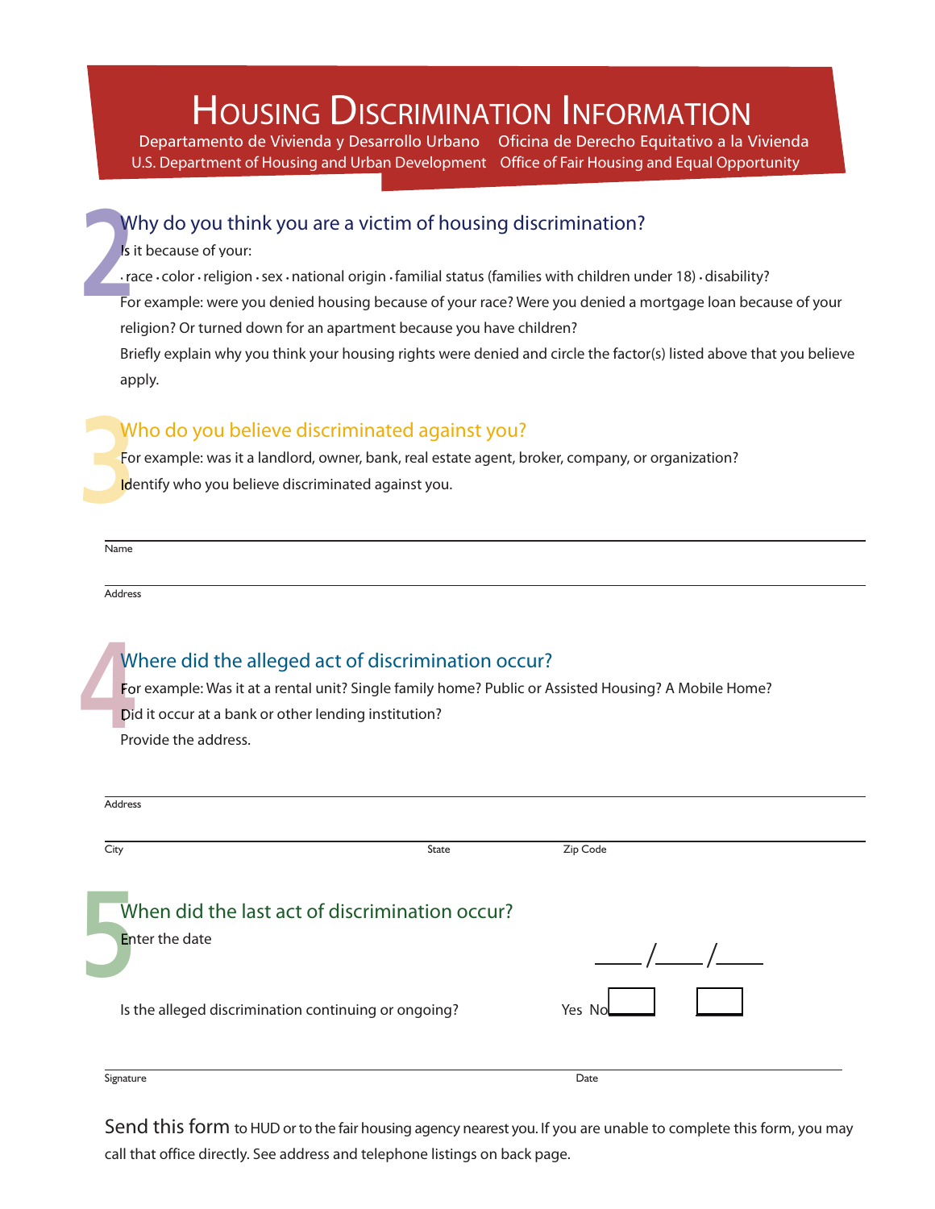# Housing Discrimination Information

Departamento de Vivienda y Desarrollo Urbano    Oficina de Derecho Equitativo a la Vivienda

U.S. Department of Housing and Urban Development    Office of Fair Housing and Equal Opportunity

## 2 Why do you think you are a victim of housing discrimination?

Is it because of your:

· race · color · religion · sex · national origin · familial status (families with children under 18) · disability?

For example: were you denied housing because of your race? Were you denied a mortgage loan because of your religion? Or turned down for an apartment because you have children?

Briefly explain why you think your housing rights were denied and circle the factor(s) listed above that you believe apply.

## 3 Who do you believe discriminated against you?

For example: was it a landlord, owner, bank, real estate agent, broker, company, or organization?

Identify who you believe discriminated against you.

Name

Address

## 4 Where did the alleged act of discrimination occur?

For example: Was it at a rental unit? Single family home? Public or Assisted Housing? A Mobile Home?

Did it occur at a bank or other lending institution?

Provide the address.

Address

City    State    Zip Code

## 5 When did the last act of discrimination occur?

Enter the date    ____/____/____

Is the alleged discrimination continuing or ongoing?    Yes ☐    No ☐

Signature    Date

Send this form to HUD or to the fair housing agency nearest you. If you are unable to complete this form, you may call that office directly. See address and telephone listings on back page.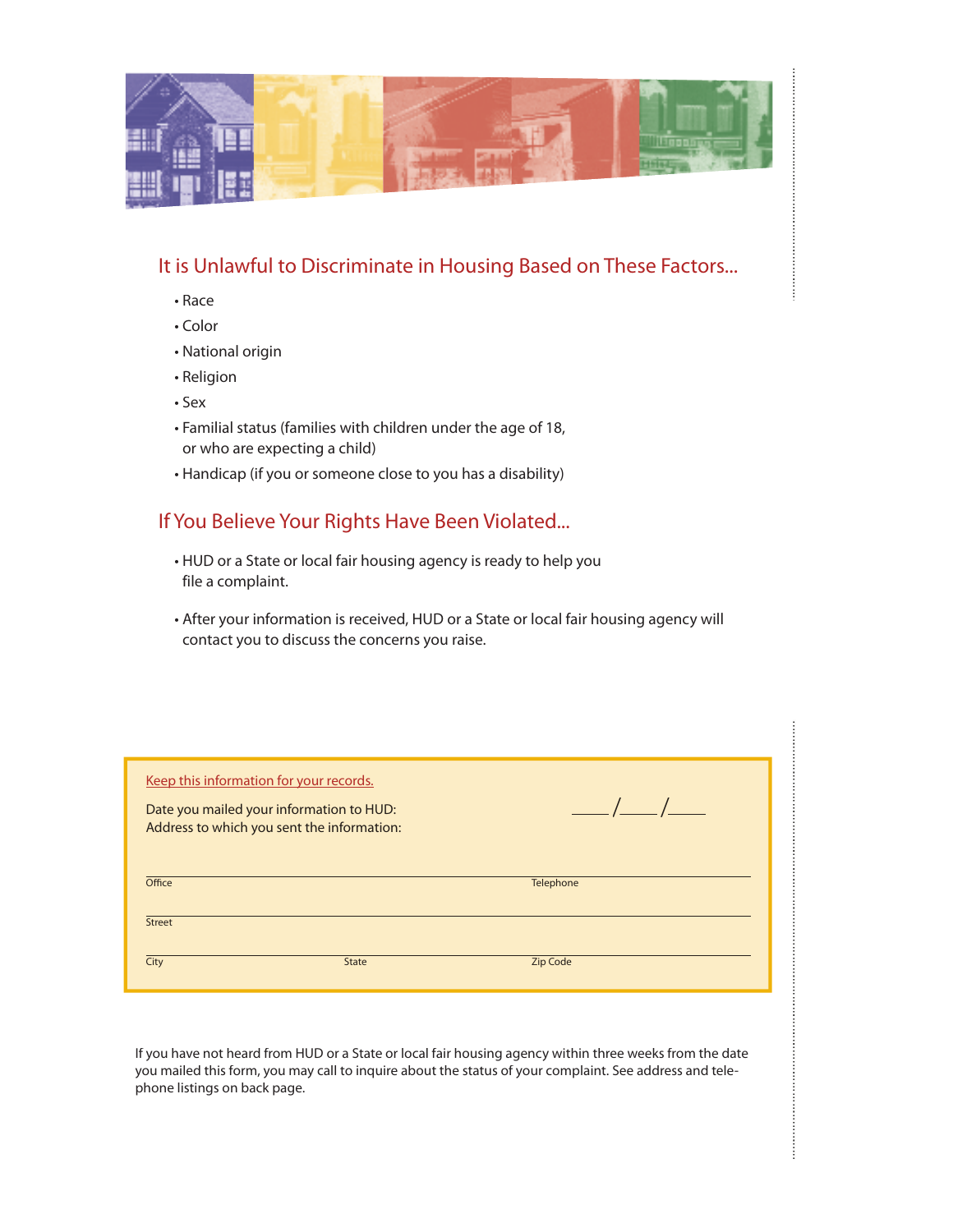## It is Unlawful to Discriminate in Housing Based on These Factors...

- Race
- Color
- National origin
- Religion
- Sex
- Familial status (families with children under the age of 18, or who are expecting a child)
- Handicap (if you or someone close to you has a disability)

## If You Believe Your Rights Have Been Violated...

- HUD or a State or local fair housing agency is ready to help you file a complaint.
- After your information is received, HUD or a State or local fair housing agency will contact you to discuss the concerns you raise.

Keep this information for your records.

Date you mailed your information to HUD: \_\_\_\_/\_\_\_\_/\_\_\_\_

Address to which you sent the information:

Office \_\_\_\_\_\_\_\_\_\_\_\_\_\_\_\_\_\_\_\_ Telephone \_\_\_\_\_\_\_\_\_\_\_\_\_\_\_\_\_\_\_\_

Street \_\_\_\_\_\_\_\_\_\_\_\_\_\_\_\_\_\_\_\_

City \_\_\_\_\_\_\_\_\_\_ State \_\_\_\_\_\_\_\_\_\_ Zip Code \_\_\_\_\_\_\_\_\_\_

If you have not heard from HUD or a State or local fair housing agency within three weeks from the date you mailed this form, you may call to inquire about the status of your complaint. See address and telephone listings on back page.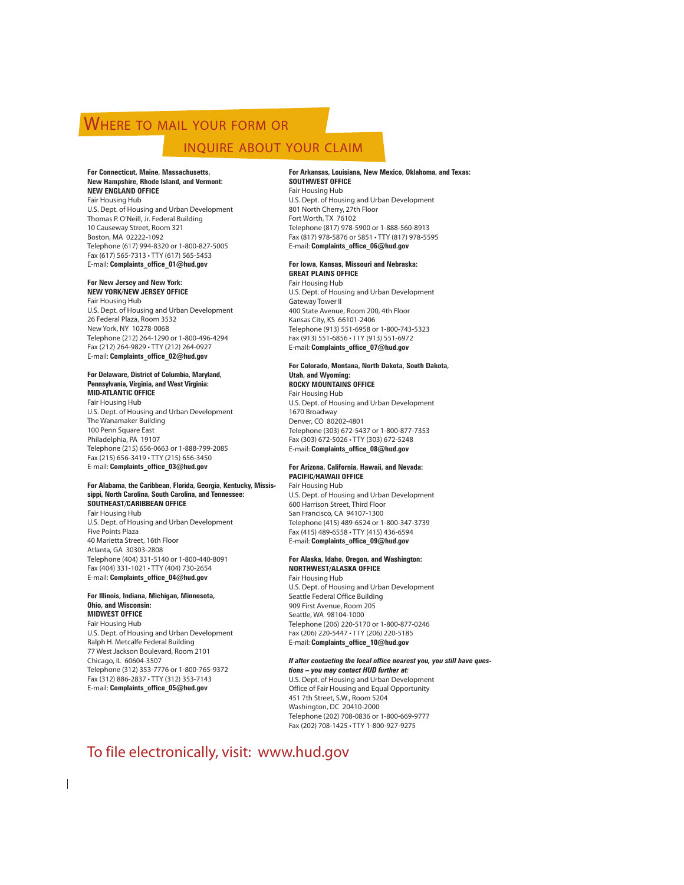# WHERE TO MAIL YOUR FORM OR INQUIRE ABOUT YOUR CLAIM

**For Connecticut, Maine, Massachusetts, New Hampshire, Rhode Island, and Vermont:**
**NEW ENGLAND OFFICE**
Fair Housing Hub
U.S. Dept. of Housing and Urban Development
Thomas P. O'Neill, Jr. Federal Building
10 Causeway Street, Room 321
Boston, MA 02222-1092
Telephone (617) 994-8320 or 1-800-827-5005
Fax (617) 565-7313 • TTY (617) 565-5453
E-mail: **Complaints_office_01@hud.gov**

**For New Jersey and New York:**
**NEW YORK/NEW JERSEY OFFICE**
Fair Housing Hub
U.S. Dept. of Housing and Urban Development
26 Federal Plaza, Room 3532
New York, NY 10278-0068
Telephone (212) 264-1290 or 1-800-496-4294
Fax (212) 264-9829 • TTY (212) 264-0927
E-mail: **Complaints_office_02@hud.gov**

**For Delaware, District of Columbia, Maryland, Pennsylvania, Virginia, and West Virginia:**
**MID-ATLANTIC OFFICE**
Fair Housing Hub
U.S. Dept. of Housing and Urban Development
The Wanamaker Building
100 Penn Square East
Philadelphia, PA 19107
Telephone (215) 656-0663 or 1-888-799-2085
Fax (215) 656-3419 • TTY (215) 656-3450
E-mail: **Complaints_office_03@hud.gov**

**For Alabama, the Caribbean, Florida, Georgia, Kentucky, Mississippi, North Carolina, South Carolina, and Tennessee:**
**SOUTHEAST/CARIBBEAN OFFICE**
Fair Housing Hub
U.S. Dept. of Housing and Urban Development
Five Points Plaza
40 Marietta Street, 16th Floor
Atlanta, GA 30303-2808
Telephone (404) 331-5140 or 1-800-440-8091
Fax (404) 331-1021 • TTY (404) 730-2654
E-mail: **Complaints_office_04@hud.gov**

**For Illinois, Indiana, Michigan, Minnesota, Ohio, and Wisconsin:**
**MIDWEST OFFICE**
Fair Housing Hub
U.S. Dept. of Housing and Urban Development
Ralph H. Metcalfe Federal Building
77 West Jackson Boulevard, Room 2101
Chicago, IL 60604-3507
Telephone (312) 353-7776 or 1-800-765-9372
Fax (312) 886-2837 • TTY (312) 353-7143
E-mail: **Complaints_office_05@hud.gov**

**For Arkansas, Louisiana, New Mexico, Oklahoma, and Texas:**
**SOUTHWEST OFFICE**
Fair Housing Hub
U.S. Dept. of Housing and Urban Development
801 North Cherry, 27th Floor
Fort Worth, TX 76102
Telephone (817) 978-5900 or 1-888-560-8913
Fax (817) 978-5876 or 5851 • TTY (817) 978-5595
E-mail: **Complaints_office_06@hud.gov**

**For Iowa, Kansas, Missouri and Nebraska:**
**GREAT PLAINS OFFICE**
Fair Housing Hub
U.S. Dept. of Housing and Urban Development
Gateway Tower II
400 State Avenue, Room 200, 4th Floor
Kansas City, KS 66101-2406
Telephone (913) 551-6958 or 1-800-743-5323
Fax (913) 551-6856 • TTY (913) 551-6972
E-mail: **Complaints_office_07@hud.gov**

**For Colorado, Montana, North Dakota, South Dakota, Utah, and Wyoming:**
**ROCKY MOUNTAINS OFFICE**
Fair Housing Hub
U.S. Dept. of Housing and Urban Development
1670 Broadway
Denver, CO 80202-4801
Telephone (303) 672-5437 or 1-800-877-7353
Fax (303) 672-5026 • TTY (303) 672-5248
E-mail: **Complaints_office_08@hud.gov**

**For Arizona, California, Hawaii, and Nevada:**
**PACIFIC/HAWAII OFFICE**
Fair Housing Hub
U.S. Dept. of Housing and Urban Development
600 Harrison Street, Third Floor
San Francisco, CA 94107-1300
Telephone (415) 489-6524 or 1-800-347-3739
Fax (415) 489-6558 • TTY (415) 436-6594
E-mail: **Complaints_office_09@hud.gov**

**For Alaska, Idaho, Oregon, and Washington:**
**NORTHWEST/ALASKA OFFICE**
Fair Housing Hub
U.S. Dept. of Housing and Urban Development
Seattle Federal Office Building
909 First Avenue, Room 205
Seattle, WA 98104-1000
Telephone (206) 220-5170 or 1-800-877-0246
Fax (206) 220-5447 • TTY (206) 220-5185
E-mail: **Complaints_office_10@hud.gov**

***If after contacting the local office nearest you, you still have questions – you may contact HUD further at:***
U.S. Dept. of Housing and Urban Development
Office of Fair Housing and Equal Opportunity
451 7th Street, S.W., Room 5204
Washington, DC 20410-2000
Telephone (202) 708-0836 or 1-800-669-9777
Fax (202) 708-1425 • TTY 1-800-927-9275

To file electronically, visit: www.hud.gov